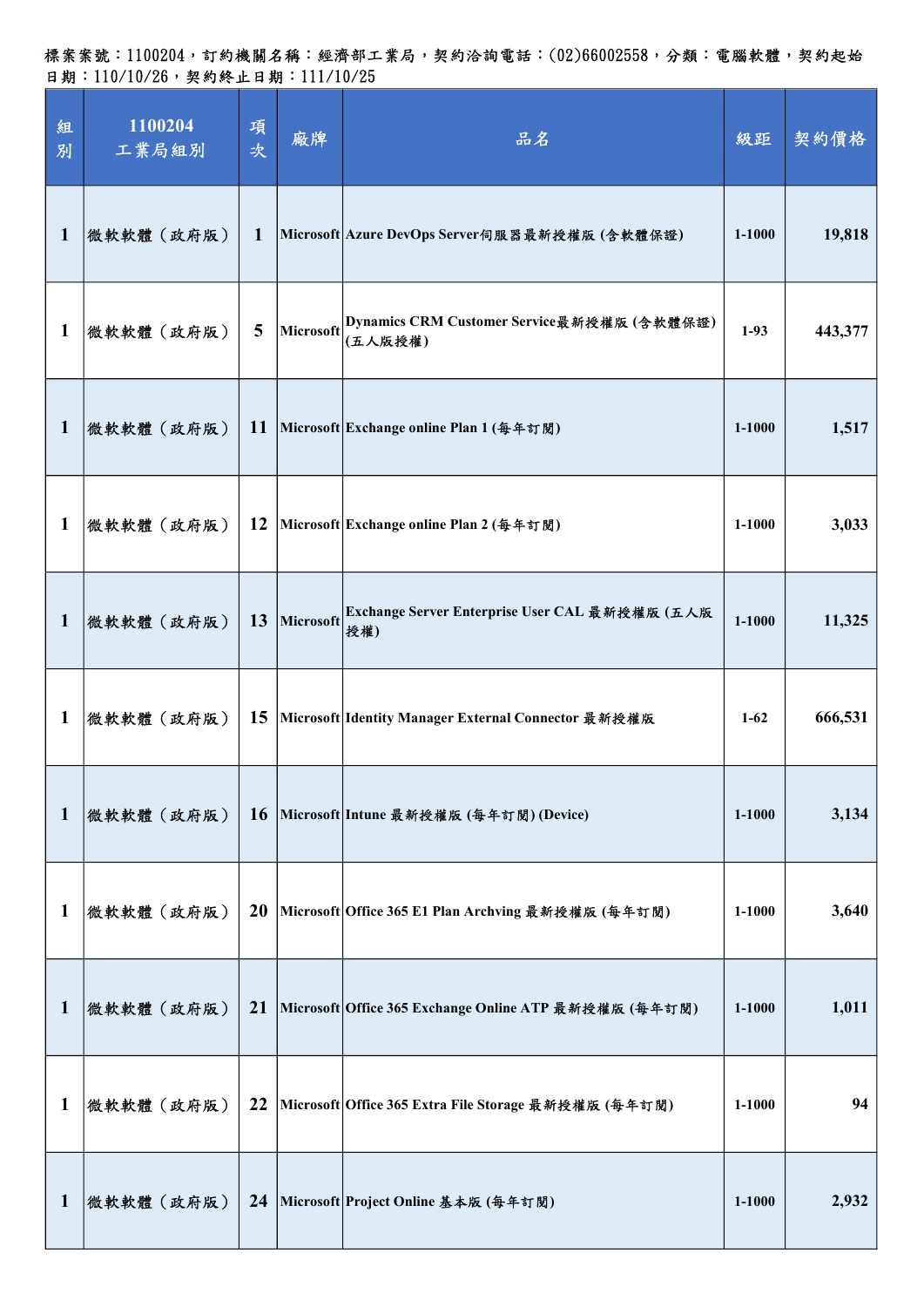標案案號：1100204，訂約機關名稱：經濟部工業局，契約洽詢電話：(02)66002558，分類：電腦軟體，契約起始日期：110/10/26，契約終止日期：111/10/25

| 組別 | 1100204 工業局組別 | 項次 | 廠牌 | 品名 | 級距 | 契約價格 |
|---|---|---|---|---|---|---|
| 1 | 微軟軟體（政府版） | 1 | Microsoft | Azure DevOps Server伺服器最新授權版 (含軟體保證) | 1-1000 | 19,818 |
| 1 | 微軟軟體（政府版） | 5 | Microsoft | Dynamics CRM Customer Service最新授權版 (含軟體保證) (五人版授權) | 1-93 | 443,377 |
| 1 | 微軟軟體（政府版） | 11 | Microsoft | Exchange online Plan 1 (每年訂閱) | 1-1000 | 1,517 |
| 1 | 微軟軟體（政府版） | 12 | Microsoft | Exchange online Plan 2 (每年訂閱) | 1-1000 | 3,033 |
| 1 | 微軟軟體（政府版） | 13 | Microsoft | Exchange Server Enterprise User CAL 最新授權版 (五人版授權) | 1-1000 | 11,325 |
| 1 | 微軟軟體（政府版） | 15 | Microsoft | Identity Manager External Connector 最新授權版 | 1-62 | 666,531 |
| 1 | 微軟軟體（政府版） | 16 | Microsoft | Intune 最新授權版 (每年訂閱) (Device) | 1-1000 | 3,134 |
| 1 | 微軟軟體（政府版） | 20 | Microsoft | Office 365 E1 Plan Archving 最新授權版 (每年訂閱) | 1-1000 | 3,640 |
| 1 | 微軟軟體（政府版） | 21 | Microsoft | Office 365 Exchange Online ATP 最新授權版 (每年訂閱) | 1-1000 | 1,011 |
| 1 | 微軟軟體（政府版） | 22 | Microsoft | Office 365 Extra File Storage 最新授權版 (每年訂閱) | 1-1000 | 94 |
| 1 | 微軟軟體（政府版） | 24 | Microsoft | Project Online 基本版 (每年訂閱) | 1-1000 | 2,932 |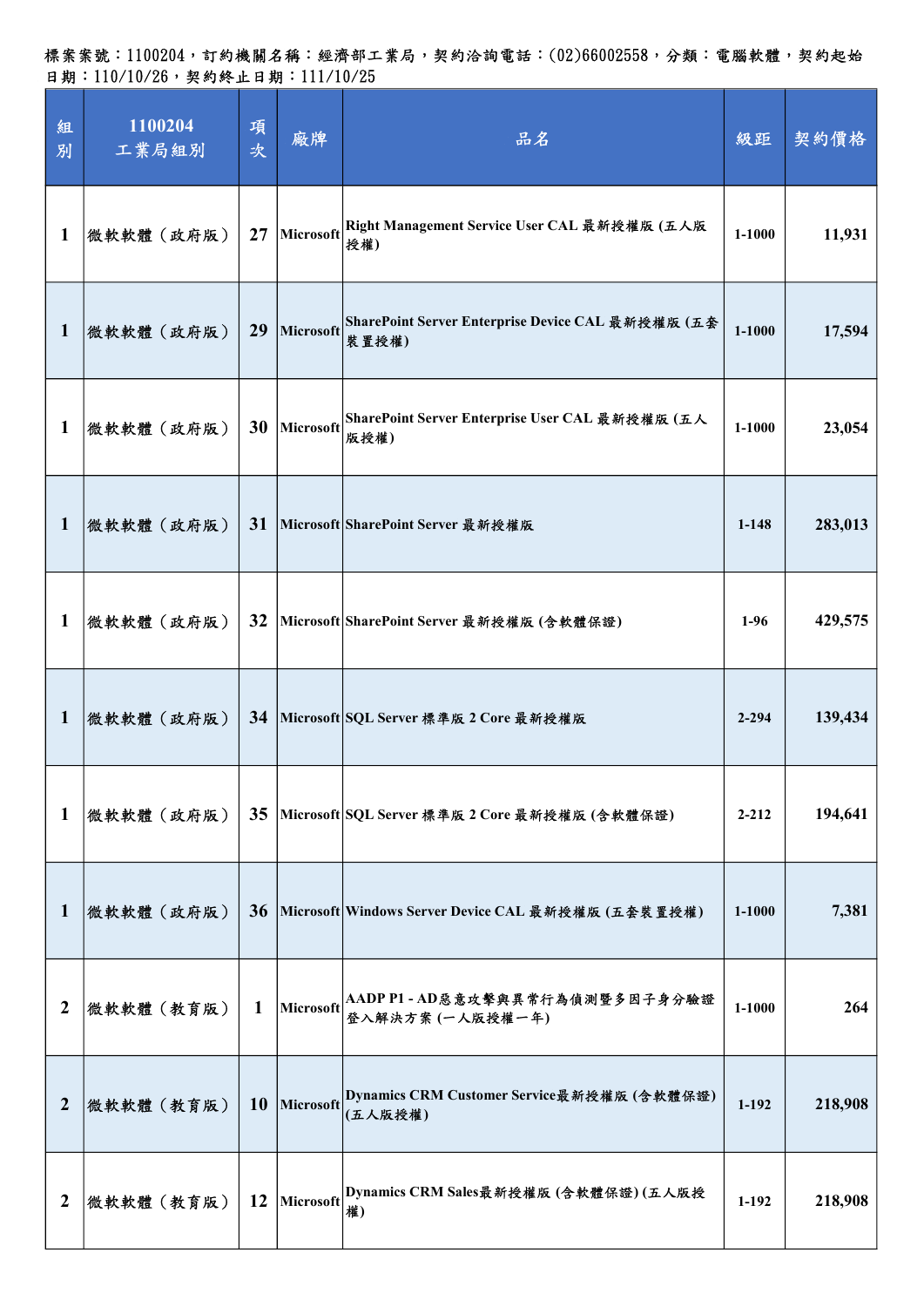標案案號：1100204，訂約機關名稱：經濟部工業局，契約洽詢電話：(02)66002558，分類：電腦軟體，契約起始日期：110/10/26，契約終止日期：111/10/25

| 組別 | 1100204 工業局組別 | 項次 | 廠牌 | 品名 | 級距 | 契約價格 |
|---|---|---|---|---|---|---|
| 1 | 微軟軟體（政府版） | 27 | Microsoft | Right Management Service User CAL 最新授權版 (五人版授權) | 1-1000 | 11,931 |
| 1 | 微軟軟體（政府版） | 29 | Microsoft | SharePoint Server Enterprise Device CAL 最新授權版 (五套裝置授權) | 1-1000 | 17,594 |
| 1 | 微軟軟體（政府版） | 30 | Microsoft | SharePoint Server Enterprise User CAL 最新授權版 (五人版授權) | 1-1000 | 23,054 |
| 1 | 微軟軟體（政府版） | 31 | Microsoft | SharePoint Server 最新授權版 | 1-148 | 283,013 |
| 1 | 微軟軟體（政府版） | 32 | Microsoft | SharePoint Server 最新授權版 (含軟體保證) | 1-96 | 429,575 |
| 1 | 微軟軟體（政府版） | 34 | Microsoft | SQL Server 標準版 2 Core 最新授權版 | 2-294 | 139,434 |
| 1 | 微軟軟體（政府版） | 35 | Microsoft | SQL Server 標準版 2 Core 最新授權版 (含軟體保證) | 2-212 | 194,641 |
| 1 | 微軟軟體（政府版） | 36 | Microsoft | Windows Server Device CAL 最新授權版 (五套裝置授權) | 1-1000 | 7,381 |
| 2 | 微軟軟體（教育版） | 1 | Microsoft | AADP P1 - AD惡意攻擊與異常行為偵測暨多因子身分驗證登入解決方案 (一人版授權一年) | 1-1000 | 264 |
| 2 | 微軟軟體（教育版） | 10 | Microsoft | Dynamics CRM Customer Service最新授權版 (含軟體保證) (五人版授權) | 1-192 | 218,908 |
| 2 | 微軟軟體（教育版） | 12 | Microsoft | Dynamics CRM Sales最新授權版 (含軟體保證) (五人版授權) | 1-192 | 218,908 |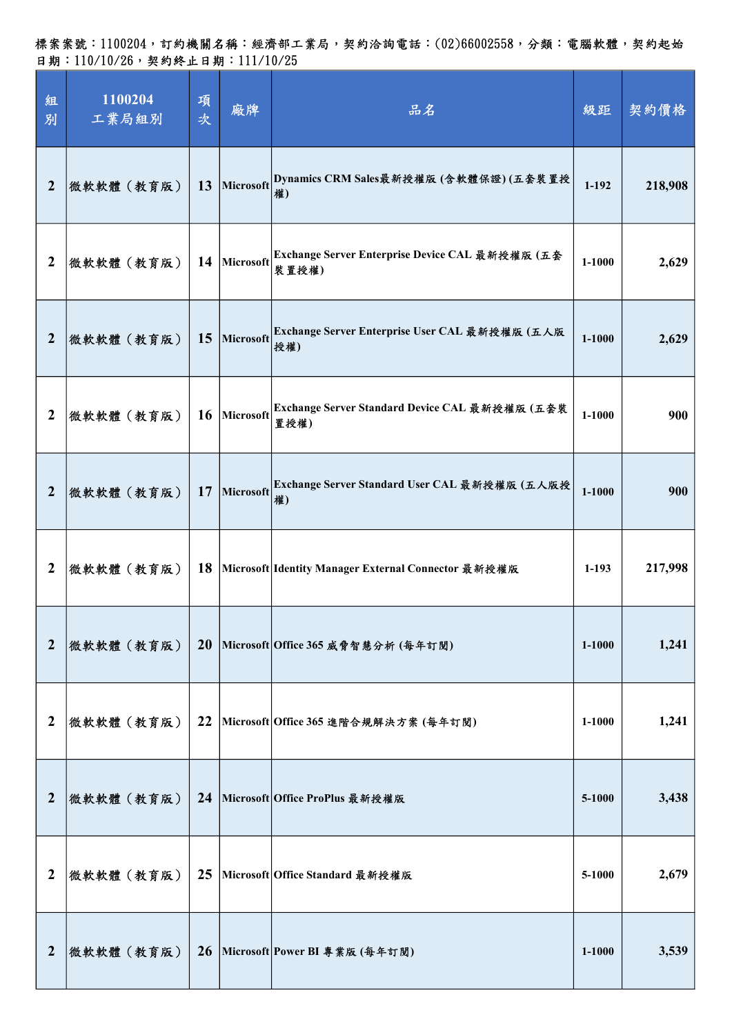標案案號：1100204，訂約機關名稱：經濟部工業局，契約洽詢電話：(02)66002558，分類：電腦軟體，契約起始日期：110/10/26，契約終止日期：111/10/25

| 組別 | 1100204 工業局組別 | 項次 | 廠牌 | 品名 | 級距 | 契約價格 |
|---|---|---|---|---|---|---|
| 2 | 微軟軟體（教育版） | 13 | Microsoft | Dynamics CRM Sales最新授權版 (含軟體保證) (五套裝置授權) | 1-192 | 218,908 |
| 2 | 微軟軟體（教育版） | 14 | Microsoft | Exchange Server Enterprise Device CAL 最新授權版 (五套裝置授權) | 1-1000 | 2,629 |
| 2 | 微軟軟體（教育版） | 15 | Microsoft | Exchange Server Enterprise User CAL 最新授權版 (五人版授權) | 1-1000 | 2,629 |
| 2 | 微軟軟體（教育版） | 16 | Microsoft | Exchange Server Standard Device CAL 最新授權版 (五套裝置授權) | 1-1000 | 900 |
| 2 | 微軟軟體（教育版） | 17 | Microsoft | Exchange Server Standard User CAL 最新授權版 (五人版授權) | 1-1000 | 900 |
| 2 | 微軟軟體（教育版） | 18 | Microsoft | Identity Manager External Connector 最新授權版 | 1-193 | 217,998 |
| 2 | 微軟軟體（教育版） | 20 | Microsoft | Office 365 威脅智慧分析 (每年訂閱) | 1-1000 | 1,241 |
| 2 | 微軟軟體（教育版） | 22 | Microsoft | Office 365 進階合規解決方案 (每年訂閱) | 1-1000 | 1,241 |
| 2 | 微軟軟體（教育版） | 24 | Microsoft | Office ProPlus 最新授權版 | 5-1000 | 3,438 |
| 2 | 微軟軟體（教育版） | 25 | Microsoft | Office Standard 最新授權版 | 5-1000 | 2,679 |
| 2 | 微軟軟體（教育版） | 26 | Microsoft | Power BI 專業版 (每年訂閱) | 1-1000 | 3,539 |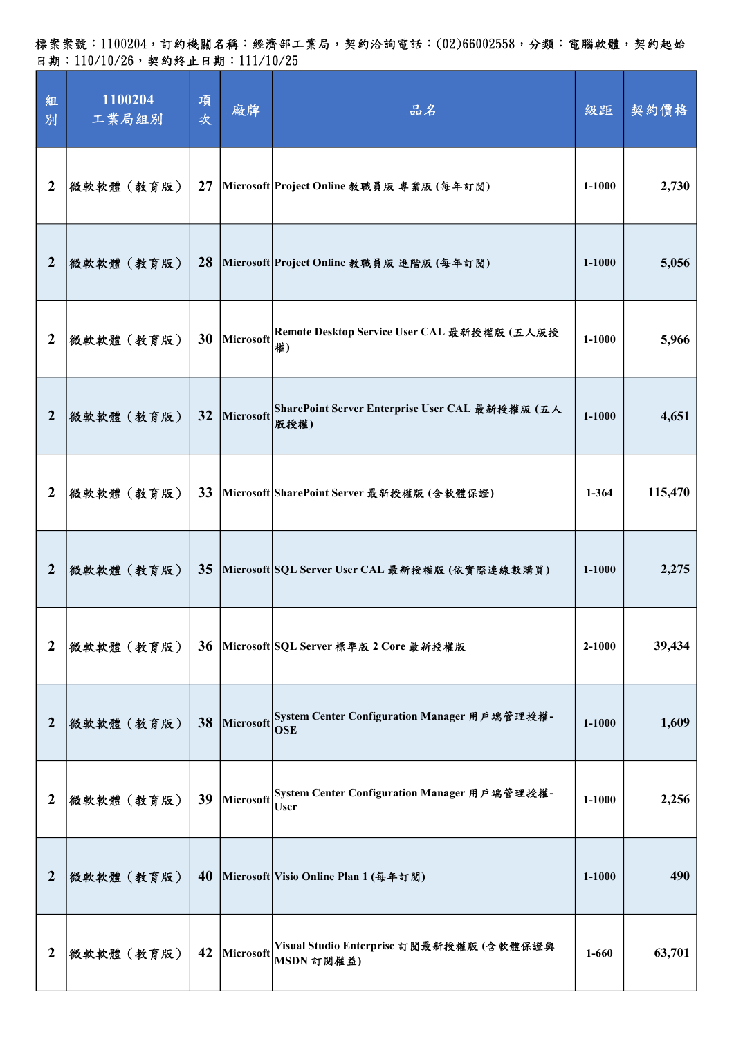標案案號：1100204，訂約機關名稱：經濟部工業局，契約洽詢電話：(02)66002558，分類：電腦軟體，契約起始日期：110/10/26，契約終止日期：111/10/25

| 組別 | 1100204 工業局組別 | 項次 | 廠牌 | 品名 | 級距 | 契約價格 |
|---|---|---|---|---|---|---|
| 2 | 微軟軟體（教育版） | 27 | Microsoft | Project Online 教職員版 專業版 (每年訂閱) | 1-1000 | 2,730 |
| 2 | 微軟軟體（教育版） | 28 | Microsoft | Project Online 教職員版 進階版 (每年訂閱) | 1-1000 | 5,056 |
| 2 | 微軟軟體（教育版） | 30 | Microsoft | Remote Desktop Service User CAL 最新授權版 (五人版授權) | 1-1000 | 5,966 |
| 2 | 微軟軟體（教育版） | 32 | Microsoft | SharePoint Server Enterprise User CAL 最新授權版 (五人版授權) | 1-1000 | 4,651 |
| 2 | 微軟軟體（教育版） | 33 | Microsoft | SharePoint Server 最新授權版 (含軟體保證) | 1-364 | 115,470 |
| 2 | 微軟軟體（教育版） | 35 | Microsoft | SQL Server User CAL 最新授權版 (依實際連線數購買) | 1-1000 | 2,275 |
| 2 | 微軟軟體（教育版） | 36 | Microsoft | SQL Server 標準版 2 Core 最新授權版 | 2-1000 | 39,434 |
| 2 | 微軟軟體（教育版） | 38 | Microsoft | System Center Configuration Manager 用戶端管理授權-OSE | 1-1000 | 1,609 |
| 2 | 微軟軟體（教育版） | 39 | Microsoft | System Center Configuration Manager 用戶端管理授權-User | 1-1000 | 2,256 |
| 2 | 微軟軟體（教育版） | 40 | Microsoft | Visio Online Plan 1 (每年訂閱) | 1-1000 | 490 |
| 2 | 微軟軟體（教育版） | 42 | Microsoft | Visual Studio Enterprise 訂閱最新授權版 (含軟體保證與MSDN 訂閱權益) | 1-660 | 63,701 |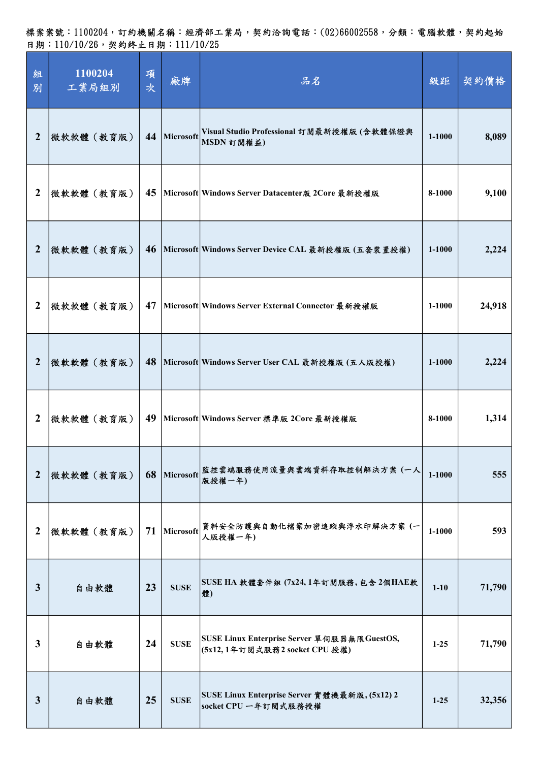標案案號：1100204，訂約機關名稱：經濟部工業局，契約洽詢電話：(02)66002558，分類：電腦軟體，契約起始日期：110/10/26，契約終止日期：111/10/25

| 組別 | 1100204 工業局組別 | 項次 | 廠牌 | 品名 | 級距 | 契約價格 |
|---|---|---|---|---|---|---|
| 2 | 微軟軟體（教育版） | 44 | Microsoft | Visual Studio Professional 訂閱最新授權版 (含軟體保證與MSDN 訂閱權益) | 1-1000 | 8,089 |
| 2 | 微軟軟體（教育版） | 45 | Microsoft | Windows Server Datacenter版 2Core 最新授權版 | 8-1000 | 9,100 |
| 2 | 微軟軟體（教育版） | 46 | Microsoft | Windows Server Device CAL 最新授權版 (五套裝置授權) | 1-1000 | 2,224 |
| 2 | 微軟軟體（教育版） | 47 | Microsoft | Windows Server External Connector 最新授權版 | 1-1000 | 24,918 |
| 2 | 微軟軟體（教育版） | 48 | Microsoft | Windows Server User CAL 最新授權版 (五人版授權) | 1-1000 | 2,224 |
| 2 | 微軟軟體（教育版） | 49 | Microsoft | Windows Server 標準版 2Core 最新授權版 | 8-1000 | 1,314 |
| 2 | 微軟軟體（教育版） | 68 | Microsoft | 監控雲端服務使用流量與雲端資料存取控制解決方案 (一人版授權一年) | 1-1000 | 555 |
| 2 | 微軟軟體（教育版） | 71 | Microsoft | 資料安全防護與自動化檔案加密追蹤與浮水印解決方案 (一人版授權一年) | 1-1000 | 593 |
| 3 | 自由軟體 | 23 | SUSE | SUSE HA 軟體套件組 (7x24, 1年訂閱服務, 包含 2個HAE軟體) | 1-10 | 71,790 |
| 3 | 自由軟體 | 24 | SUSE | SUSE Linux Enterprise Server 單伺服器無限GuestOS, (5x12, 1年訂閱式服務2 socket CPU 授權) | 1-25 | 71,790 |
| 3 | 自由軟體 | 25 | SUSE | SUSE Linux Enterprise Server 實體機最新版, (5x12) 2 socket CPU 一年訂閱式服務授權 | 1-25 | 32,356 |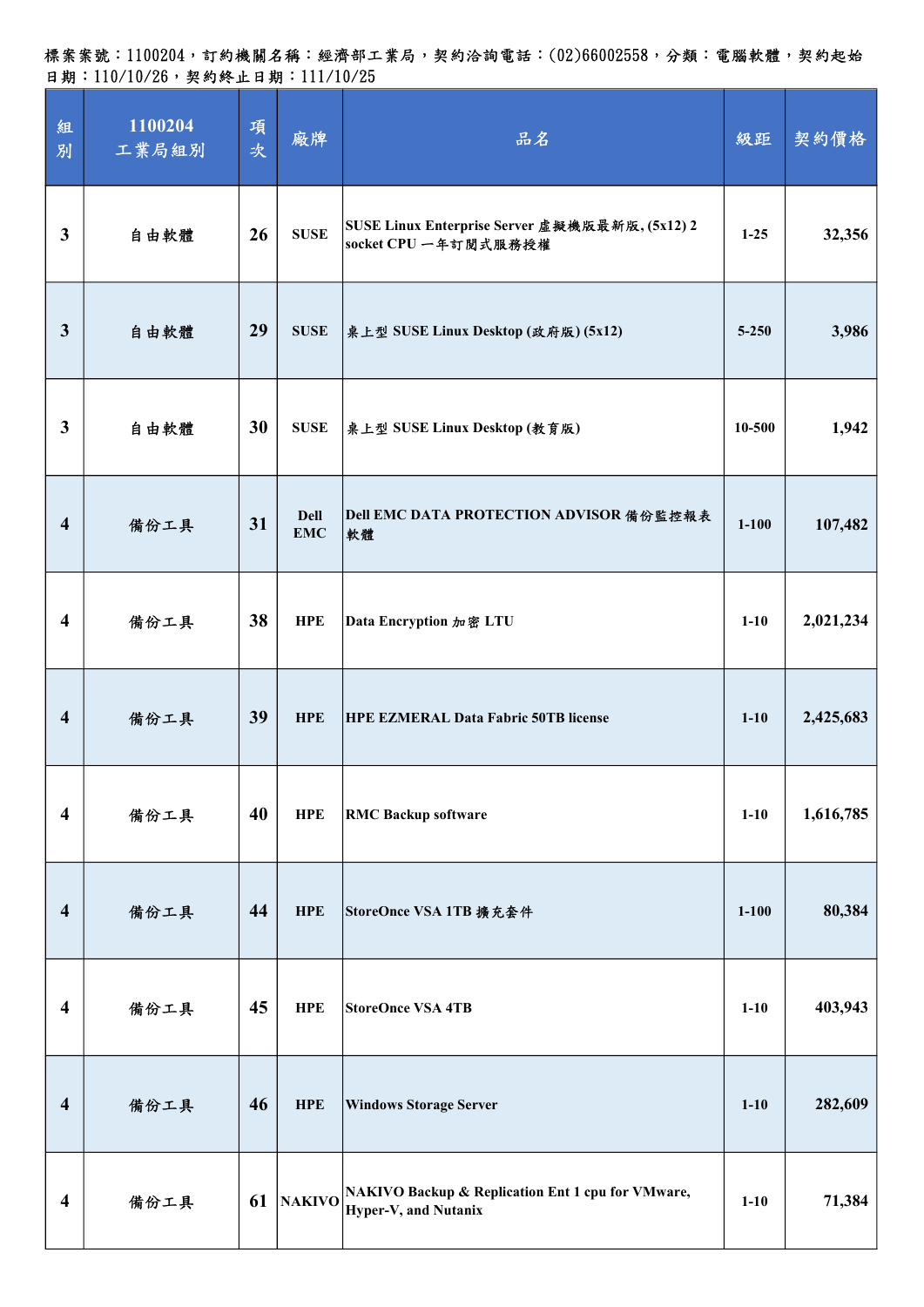標案案號：1100204，訂約機關名稱：經濟部工業局，契約洽詢電話：(02)66002558，分類：電腦軟體，契約起始日期：110/10/26，契約終止日期：111/10/25

| 組別 | 1100204 工業局組別 | 項次 | 廠牌 | 品名 | 級距 | 契約價格 |
|---|---|---|---|---|---|---|
| 3 | 自由軟體 | 26 | SUSE | SUSE Linux Enterprise Server 虛擬機版最新版, (5x12) 2 socket CPU 一年訂閱式服務授權 | 1-25 | 32,356 |
| 3 | 自由軟體 | 29 | SUSE | 桌上型 SUSE Linux Desktop (政府版) (5x12) | 5-250 | 3,986 |
| 3 | 自由軟體 | 30 | SUSE | 桌上型 SUSE Linux Desktop (教育版) | 10-500 | 1,942 |
| 4 | 備份工具 | 31 | Dell EMC | Dell EMC DATA PROTECTION ADVISOR 備份監控報表軟體 | 1-100 | 107,482 |
| 4 | 備份工具 | 38 | HPE | Data Encryption 加密 LTU | 1-10 | 2,021,234 |
| 4 | 備份工具 | 39 | HPE | HPE EZMERAL Data Fabric 50TB license | 1-10 | 2,425,683 |
| 4 | 備份工具 | 40 | HPE | RMC Backup software | 1-10 | 1,616,785 |
| 4 | 備份工具 | 44 | HPE | StoreOnce VSA 1TB 擴充套件 | 1-100 | 80,384 |
| 4 | 備份工具 | 45 | HPE | StoreOnce VSA 4TB | 1-10 | 403,943 |
| 4 | 備份工具 | 46 | HPE | Windows Storage Server | 1-10 | 282,609 |
| 4 | 備份工具 | 61 | NAKIVO | NAKIVO Backup & Replication Ent 1 cpu for VMware, Hyper-V, and Nutanix | 1-10 | 71,384 |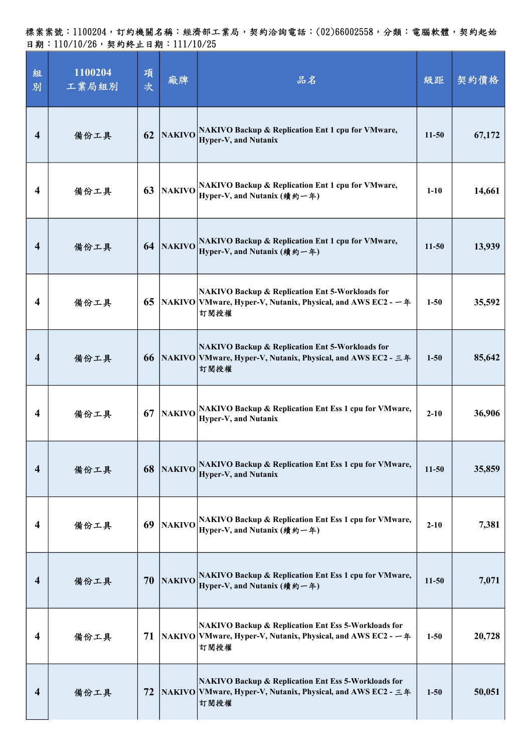標案案號：1100204，訂約機關名稱：經濟部工業局，契約洽詢電話：(02)66002558，分類：電腦軟體，契約起始日期：110/10/26，契約終止日期：111/10/25

| 組別 | 1100204 工業局組別 | 項次 | 廠牌 | 品名 | 級距 | 契約價格 |
|---|---|---|---|---|---|---|
| 4 | 備份工具 | 62 | NAKIVO | NAKIVO Backup & Replication Ent 1 cpu for VMware, Hyper-V, and Nutanix | 11-50 | 67,172 |
| 4 | 備份工具 | 63 | NAKIVO | NAKIVO Backup & Replication Ent 1 cpu for VMware, Hyper-V, and Nutanix (續約一年) | 1-10 | 14,661 |
| 4 | 備份工具 | 64 | NAKIVO | NAKIVO Backup & Replication Ent 1 cpu for VMware, Hyper-V, and Nutanix (續約一年) | 11-50 | 13,939 |
| 4 | 備份工具 | 65 | NAKIVO | NAKIVO Backup & Replication Ent 5-Workloads for VMware, Hyper-V, Nutanix, Physical, and AWS EC2 - 一年訂閱授權 | 1-50 | 35,592 |
| 4 | 備份工具 | 66 | NAKIVO | NAKIVO Backup & Replication Ent 5-Workloads for VMware, Hyper-V, Nutanix, Physical, and AWS EC2 - 三年訂閱授權 | 1-50 | 85,642 |
| 4 | 備份工具 | 67 | NAKIVO | NAKIVO Backup & Replication Ent Ess 1 cpu for VMware, Hyper-V, and Nutanix | 2-10 | 36,906 |
| 4 | 備份工具 | 68 | NAKIVO | NAKIVO Backup & Replication Ent Ess 1 cpu for VMware, Hyper-V, and Nutanix | 11-50 | 35,859 |
| 4 | 備份工具 | 69 | NAKIVO | NAKIVO Backup & Replication Ent Ess 1 cpu for VMware, Hyper-V, and Nutanix (續約一年) | 2-10 | 7,381 |
| 4 | 備份工具 | 70 | NAKIVO | NAKIVO Backup & Replication Ent Ess 1 cpu for VMware, Hyper-V, and Nutanix (續約一年) | 11-50 | 7,071 |
| 4 | 備份工具 | 71 | NAKIVO | NAKIVO Backup & Replication Ent Ess 5-Workloads for VMware, Hyper-V, Nutanix, Physical, and AWS EC2 - 一年訂閱授權 | 1-50 | 20,728 |
| 4 | 備份工具 | 72 | NAKIVO | NAKIVO Backup & Replication Ent Ess 5-Workloads for VMware, Hyper-V, Nutanix, Physical, and AWS EC2 - 三年訂閱授權 | 1-50 | 50,051 |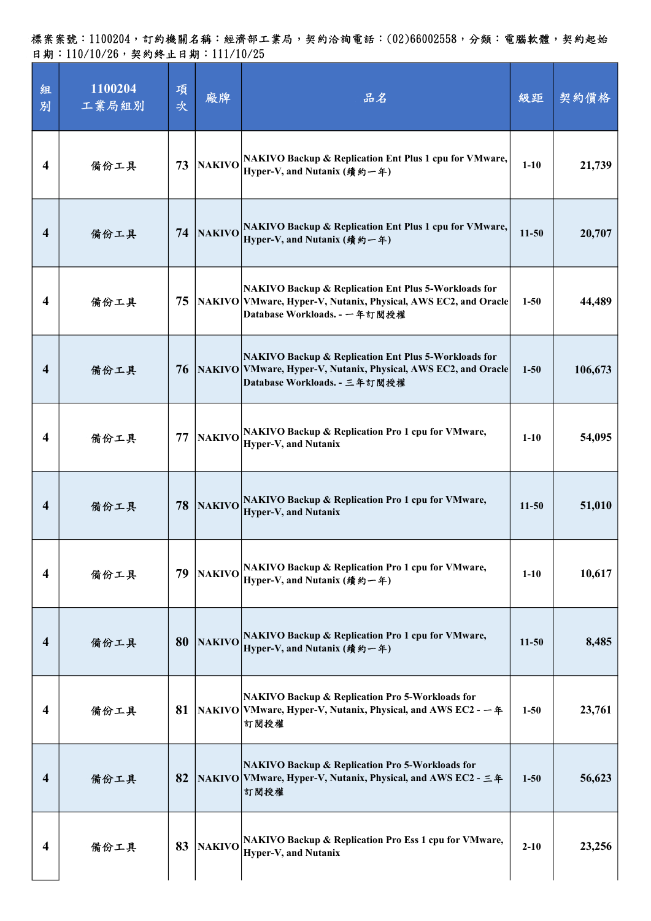標案案號：1100204，訂約機關名稱：經濟部工業局，契約洽詢電話：(02)66002558，分類：電腦軟體，契約起始日期：110/10/26，契約終止日期：111/10/25

| 組別 | 1100204 工業局組別 | 項次 | 廠牌 | 品名 | 級距 | 契約價格 |
|---|---|---|---|---|---|---|
| 4 | 備份工具 | 73 | NAKIVO | NAKIVO Backup & Replication Ent Plus 1 cpu for VMware, Hyper-V, and Nutanix (續約一年) | 1-10 | 21,739 |
| 4 | 備份工具 | 74 | NAKIVO | NAKIVO Backup & Replication Ent Plus 1 cpu for VMware, Hyper-V, and Nutanix (續約一年) | 11-50 | 20,707 |
| 4 | 備份工具 | 75 | NAKIVO | NAKIVO Backup & Replication Ent Plus 5-Workloads for VMware, Hyper-V, Nutanix, Physical, AWS EC2, and Oracle Database Workloads. - 一年訂閱授權 | 1-50 | 44,489 |
| 4 | 備份工具 | 76 | NAKIVO | NAKIVO Backup & Replication Ent Plus 5-Workloads for VMware, Hyper-V, Nutanix, Physical, AWS EC2, and Oracle Database Workloads. - 三年訂閱授權 | 1-50 | 106,673 |
| 4 | 備份工具 | 77 | NAKIVO | NAKIVO Backup & Replication Pro 1 cpu for VMware, Hyper-V, and Nutanix | 1-10 | 54,095 |
| 4 | 備份工具 | 78 | NAKIVO | NAKIVO Backup & Replication Pro 1 cpu for VMware, Hyper-V, and Nutanix | 11-50 | 51,010 |
| 4 | 備份工具 | 79 | NAKIVO | NAKIVO Backup & Replication Pro 1 cpu for VMware, Hyper-V, and Nutanix (續約一年) | 1-10 | 10,617 |
| 4 | 備份工具 | 80 | NAKIVO | NAKIVO Backup & Replication Pro 1 cpu for VMware, Hyper-V, and Nutanix (續約一年) | 11-50 | 8,485 |
| 4 | 備份工具 | 81 | NAKIVO | NAKIVO Backup & Replication Pro 5-Workloads for VMware, Hyper-V, Nutanix, Physical, and AWS EC2 - 一年訂閱授權 | 1-50 | 23,761 |
| 4 | 備份工具 | 82 | NAKIVO | NAKIVO Backup & Replication Pro 5-Workloads for VMware, Hyper-V, Nutanix, Physical, and AWS EC2 - 三年訂閱授權 | 1-50 | 56,623 |
| 4 | 備份工具 | 83 | NAKIVO | NAKIVO Backup & Replication Pro Ess 1 cpu for VMware, Hyper-V, and Nutanix | 2-10 | 23,256 |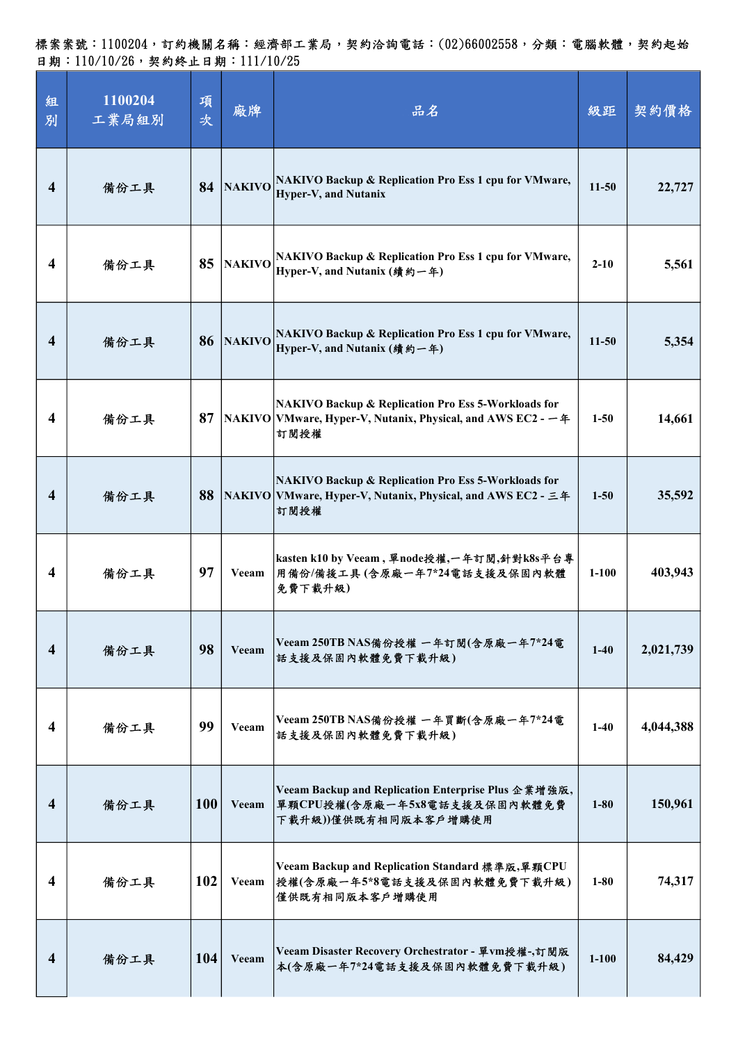標案案號：1100204，訂約機關名稱：經濟部工業局，契約洽詢電話：(02)66002558，分類：電腦軟體，契約起始日期：110/10/26，契約終止日期：111/10/25

| 組別 | 1100204 工業局組別 | 項次 | 廠牌 | 品名 | 級距 | 契約價格 |
|---|---|---|---|---|---|---|
| 4 | 備份工具 | 84 | NAKIVO | NAKIVO Backup & Replication Pro Ess 1 cpu for VMware, Hyper-V, and Nutanix | 11-50 | 22,727 |
| 4 | 備份工具 | 85 | NAKIVO | NAKIVO Backup & Replication Pro Ess 1 cpu for VMware, Hyper-V, and Nutanix (續約一年) | 2-10 | 5,561 |
| 4 | 備份工具 | 86 | NAKIVO | NAKIVO Backup & Replication Pro Ess 1 cpu for VMware, Hyper-V, and Nutanix (續約一年) | 11-50 | 5,354 |
| 4 | 備份工具 | 87 | NAKIVO | NAKIVO Backup & Replication Pro Ess 5-Workloads for VMware, Hyper-V, Nutanix, Physical, and AWS EC2 - 一年訂閱授權 | 1-50 | 14,661 |
| 4 | 備份工具 | 88 | NAKIVO | NAKIVO Backup & Replication Pro Ess 5-Workloads for VMware, Hyper-V, Nutanix, Physical, and AWS EC2 - 三年訂閱授權 | 1-50 | 35,592 |
| 4 | 備份工具 | 97 | Veeam | kasten k10 by Veeam , 單node授權,一年訂閱,針對k8s平台專用備份/備援工具 (含原廠一年7*24電話支援及保固內軟體免費下載升級) | 1-100 | 403,943 |
| 4 | 備份工具 | 98 | Veeam | Veeam 250TB NAS備份授權 一年訂閱(含原廠一年7*24電話支援及保固內軟體免費下載升級) | 1-40 | 2,021,739 |
| 4 | 備份工具 | 99 | Veeam | Veeam 250TB NAS備份授權 一年買斷(含原廠一年7*24電話支援及保固內軟體免費下載升級) | 1-40 | 4,044,388 |
| 4 | 備份工具 | 100 | Veeam | Veeam Backup and Replication Enterprise Plus 企業增強版,單顆CPU授權(含原廠一年5x8電話支援及保固內軟體免費下載升級))僅供既有相同版本客戶增購使用 | 1-80 | 150,961 |
| 4 | 備份工具 | 102 | Veeam | Veeam Backup and Replication Standard 標準版,單顆CPU授權(含原廠一年5*8電話支援及保固內軟體免費下載升級)僅供既有相同版本客戶增購使用 | 1-80 | 74,317 |
| 4 | 備份工具 | 104 | Veeam | Veeam Disaster Recovery Orchestrator - 單vm授權-,訂閱版本(含原廠一年7*24電話支援及保固內軟體免費下載升級) | 1-100 | 84,429 |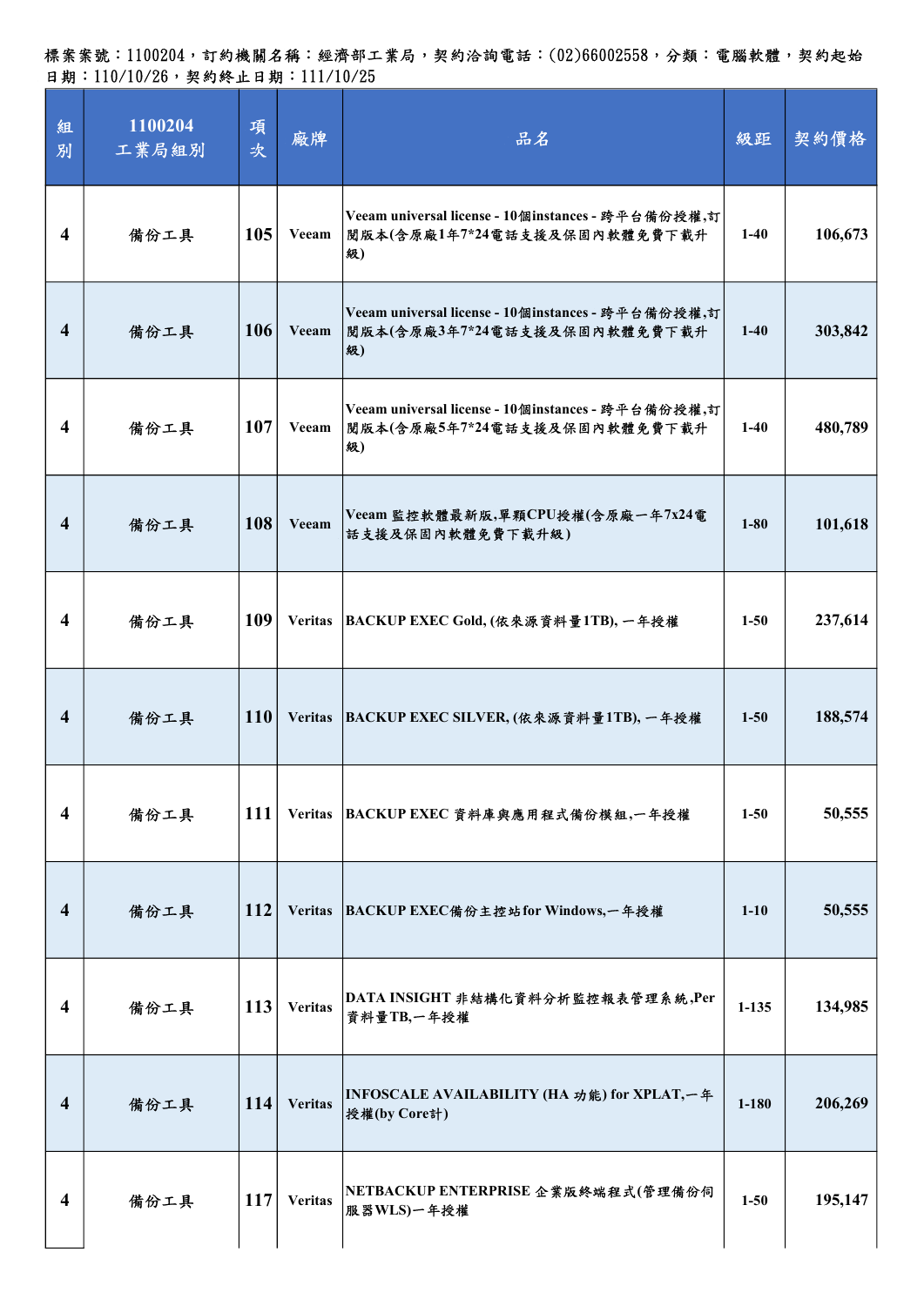標案案號：1100204，訂約機關名稱：經濟部工業局，契約洽詢電話：(02)66002558，分類：電腦軟體，契約起始日期：110/10/26，契約終止日期：111/10/25

| 組別 | 1100204 工業局組別 | 項次 | 廠牌 | 品名 | 級距 | 契約價格 |
|---|---|---|---|---|---|---|
| 4 | 備份工具 | 105 | Veeam | Veeam universal license - 10個instances - 跨平台備份授權,訂閱版本(含原廠1年7*24電話支援及保固內軟體免費下載升級) | 1-40 | 106,673 |
| 4 | 備份工具 | 106 | Veeam | Veeam universal license - 10個instances - 跨平台備份授權,訂閱版本(含原廠3年7*24電話支援及保固內軟體免費下載升級) | 1-40 | 303,842 |
| 4 | 備份工具 | 107 | Veeam | Veeam universal license - 10個instances - 跨平台備份授權,訂閱版本(含原廠5年7*24電話支援及保固內軟體免費下載升級) | 1-40 | 480,789 |
| 4 | 備份工具 | 108 | Veeam | Veeam 監控軟體最新版,單顆CPU授權(含原廠一年7x24電話支援及保固內軟體免費下載升級) | 1-80 | 101,618 |
| 4 | 備份工具 | 109 | Veritas | BACKUP EXEC Gold, (依來源資料量1TB), 一年授權 | 1-50 | 237,614 |
| 4 | 備份工具 | 110 | Veritas | BACKUP EXEC SILVER, (依來源資料量1TB), 一年授權 | 1-50 | 188,574 |
| 4 | 備份工具 | 111 | Veritas | BACKUP EXEC 資料庫與應用程式備份模組,一年授權 | 1-50 | 50,555 |
| 4 | 備份工具 | 112 | Veritas | BACKUP EXEC備份主控站for Windows,一年授權 | 1-10 | 50,555 |
| 4 | 備份工具 | 113 | Veritas | DATA INSIGHT 非結構化資料分析監控報表管理系統,Per 資料量TB,一年授權 | 1-135 | 134,985 |
| 4 | 備份工具 | 114 | Veritas | INFOSCALE AVAILABILITY (HA 功能) for XPLAT,一年授權(by Core計) | 1-180 | 206,269 |
| 4 | 備份工具 | 117 | Veritas | NETBACKUP ENTERPRISE 企業版終端程式(管理備份伺服器WLS)一年授權 | 1-50 | 195,147 |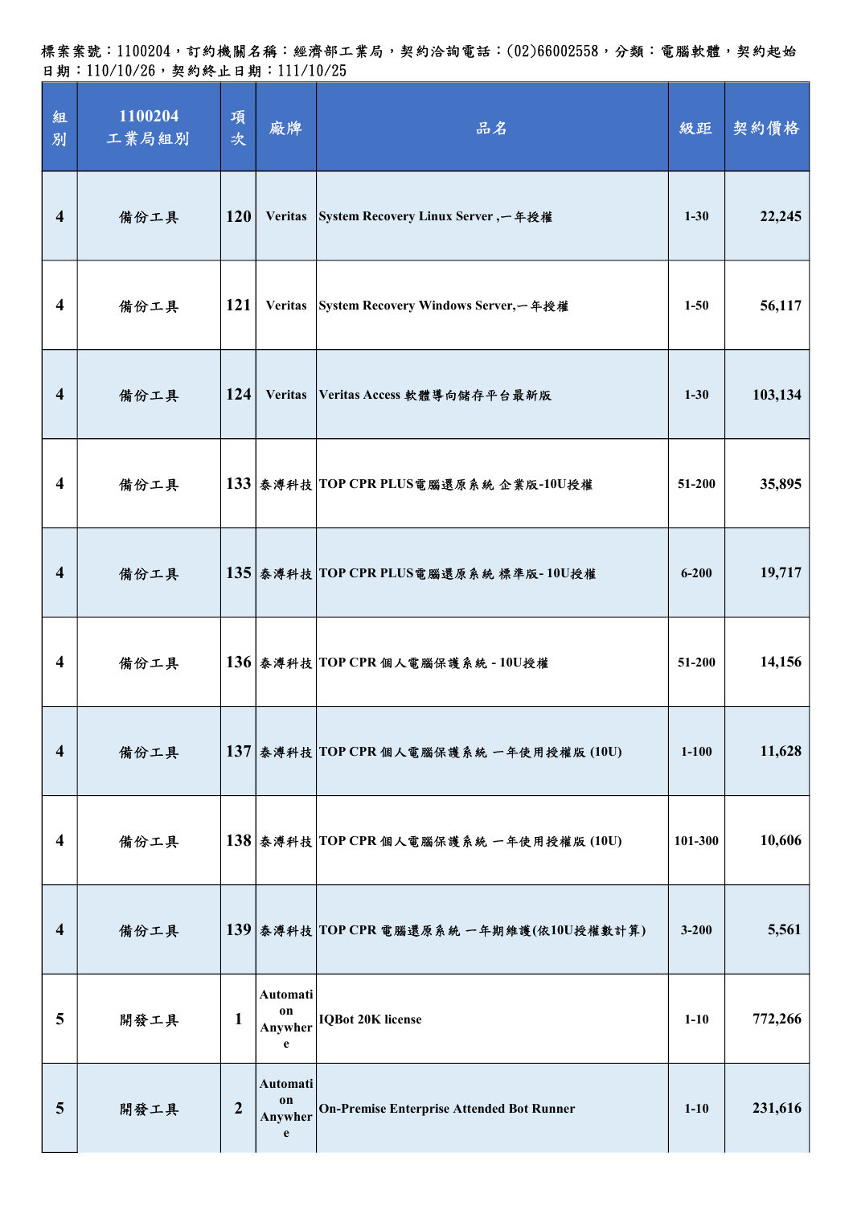標案案號：1100204，訂約機關名稱：經濟部工業局，契約洽詢電話：(02)66002558，分類：電腦軟體，契約起始日期：110/10/26，契約終止日期：111/10/25

| 組別 | 1100204 工業局組別 | 項次 | 廠牌 | 品名 | 級距 | 契約價格 |
|---|---|---|---|---|---|---|
| 4 | 備份工具 | 120 | Veritas | System Recovery Linux Server ,一年授權 | 1-30 | 22,245 |
| 4 | 備份工具 | 121 | Veritas | System Recovery Windows Server,一年授權 | 1-50 | 56,117 |
| 4 | 備份工具 | 124 | Veritas | Veritas Access 軟體導向儲存平台最新版 | 1-30 | 103,134 |
| 4 | 備份工具 | 133 | 泰溥科技 | TOP CPR PLUS電腦還原系統 企業版-10U授權 | 51-200 | 35,895 |
| 4 | 備份工具 | 135 | 泰溥科技 | TOP CPR PLUS電腦還原系統 標準版- 10U授權 | 6-200 | 19,717 |
| 4 | 備份工具 | 136 | 泰溥科技 | TOP CPR 個人電腦保護系統 - 10U授權 | 51-200 | 14,156 |
| 4 | 備份工具 | 137 | 泰溥科技 | TOP CPR 個人電腦保護系統 一年使用授權版 (10U) | 1-100 | 11,628 |
| 4 | 備份工具 | 138 | 泰溥科技 | TOP CPR 個人電腦保護系統 一年使用授權版 (10U) | 101-300 | 10,606 |
| 4 | 備份工具 | 139 | 泰溥科技 | TOP CPR 電腦還原系統 一年期維護(依10U授權數計算) | 3-200 | 5,561 |
| 5 | 開發工具 | 1 | Automation Anywhere | IQBot 20K license | 1-10 | 772,266 |
| 5 | 開發工具 | 2 | Automation Anywhere | On-Premise Enterprise Attended Bot Runner | 1-10 | 231,616 |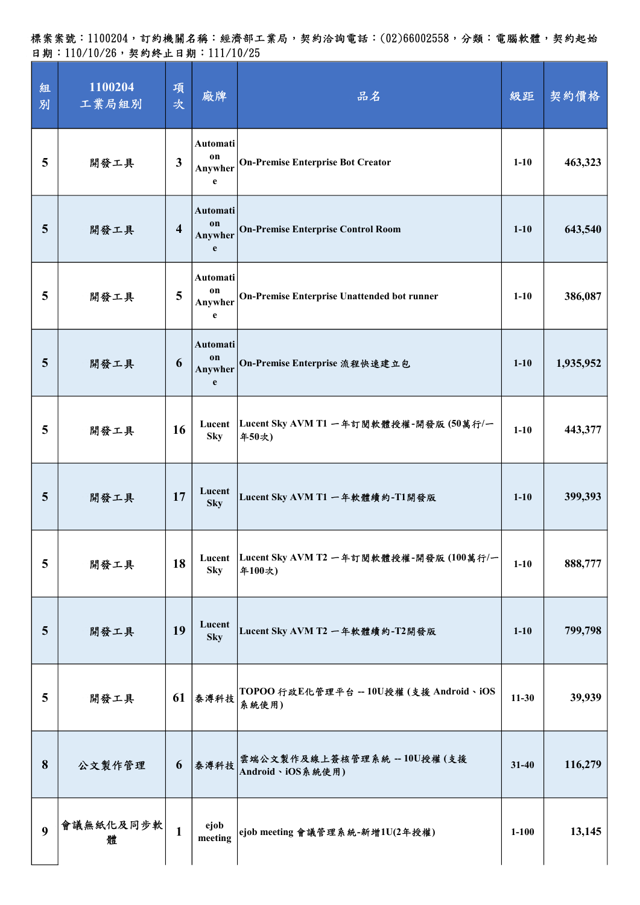標案案號：1100204，訂約機關名稱：經濟部工業局，契約洽詢電話：(02)66002558，分類：電腦軟體，契約起始日期：110/10/26，契約終止日期：111/10/25

| 組別 | 1100204 工業局組別 | 項次 | 廠牌 | 品名 | 級距 | 契約價格 |
|---|---|---|---|---|---|---|
| 5 | 開發工具 | 3 | Automation Anywhere | On-Premise Enterprise Bot Creator | 1-10 | 463,323 |
| 5 | 開發工具 | 4 | Automation Anywhere | On-Premise Enterprise Control Room | 1-10 | 643,540 |
| 5 | 開發工具 | 5 | Automation Anywhere | On-Premise Enterprise Unattended bot runner | 1-10 | 386,087 |
| 5 | 開發工具 | 6 | Automation Anywhere | On-Premise Enterprise 流程快速建立包 | 1-10 | 1,935,952 |
| 5 | 開發工具 | 16 | Lucent Sky | Lucent Sky AVM T1 一年訂閱軟體授權-開發版 (50萬行/一年50次) | 1-10 | 443,377 |
| 5 | 開發工具 | 17 | Lucent Sky | Lucent Sky AVM T1 一年軟體續約-T1開發版 | 1-10 | 399,393 |
| 5 | 開發工具 | 18 | Lucent Sky | Lucent Sky AVM T2 一年訂閱軟體授權-開發版 (100萬行/一年100次) | 1-10 | 888,777 |
| 5 | 開發工具 | 19 | Lucent Sky | Lucent Sky AVM T2 一年軟體續約-T2開發版 | 1-10 | 799,798 |
| 5 | 開發工具 | 61 | 泰溥科技 | TOPOO 行政E化管理平台 -- 10U授權 (支援 Android、iOS 系統使用) | 11-30 | 39,939 |
| 8 | 公文製作管理 | 6 | 泰溥科技 | 雲端公文製作及線上簽核管理系統 -- 10U授權 (支援 Android、iOS系統使用) | 31-40 | 116,279 |
| 9 | 會議無紙化及同步軟體 | 1 | ejob meeting | ejob meeting 會議管理系統-新增1U(2年授權) | 1-100 | 13,145 |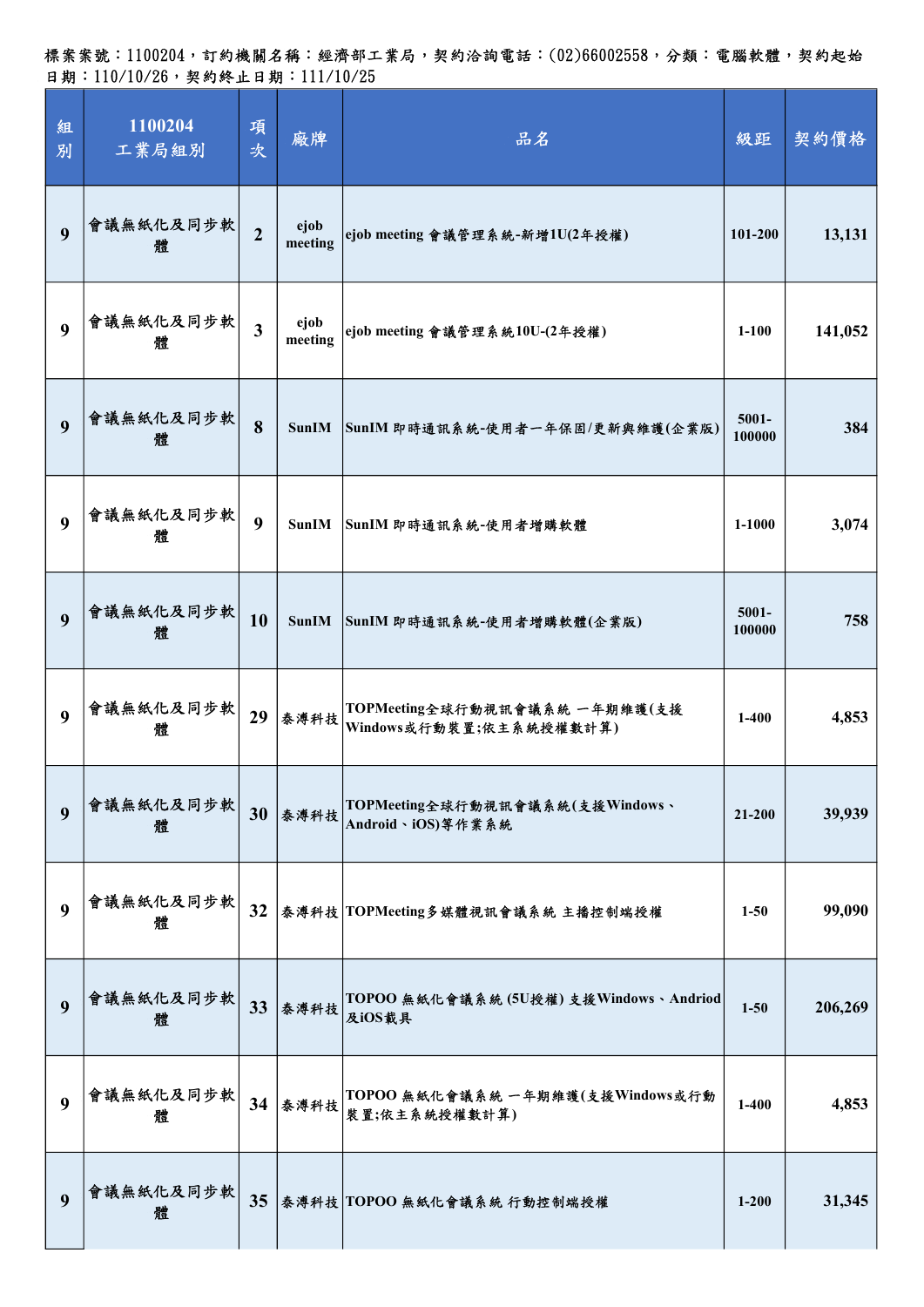標案案號：1100204，訂約機關名稱：經濟部工業局，契約洽詢電話：(02)66002558，分類：電腦軟體，契約起始日期：110/10/26，契約終止日期：111/10/25

| 組別 | 1100204 工業局組別 | 項次 | 廠牌 | 品名 | 級距 | 契約價格 |
|---|---|---|---|---|---|---|
| 9 | 會議無紙化及同步軟體 | 2 | ejob meeting | ejob meeting 會議管理系統-新增1U(2年授權) | 101-200 | 13,131 |
| 9 | 會議無紙化及同步軟體 | 3 | ejob meeting | ejob meeting 會議管理系統10U-(2年授權) | 1-100 | 141,052 |
| 9 | 會議無紙化及同步軟體 | 8 | SunIM | SunIM 即時通訊系統-使用者一年保固/更新與維護(企業版) | 5001-100000 | 384 |
| 9 | 會議無紙化及同步軟體 | 9 | SunIM | SunIM 即時通訊系統-使用者增購軟體 | 1-1000 | 3,074 |
| 9 | 會議無紙化及同步軟體 | 10 | SunIM | SunIM 即時通訊系統-使用者增購軟體(企業版) | 5001-100000 | 758 |
| 9 | 會議無紙化及同步軟體 | 29 | 泰溥科技 | TOPMeeting全球行動視訊會議系統 一年期維護(支援Windows或行動裝置;依主系統授權數計算) | 1-400 | 4,853 |
| 9 | 會議無紙化及同步軟體 | 30 | 泰溥科技 | TOPMeeting全球行動視訊會議系統(支援Windows、Android、iOS)等作業系統 | 21-200 | 39,939 |
| 9 | 會議無紙化及同步軟體 | 32 | 泰溥科技 | TOPMeeting多媒體視訊會議系統 主播控制端授權 | 1-50 | 99,090 |
| 9 | 會議無紙化及同步軟體 | 33 | 泰溥科技 | TOPOO 無紙化會議系統 (5U授權) 支援Windows、Andriod及iOS載具 | 1-50 | 206,269 |
| 9 | 會議無紙化及同步軟體 | 34 | 泰溥科技 | TOPOO 無紙化會議系統 一年期維護(支援Windows或行動裝置;依主系統授權數計算) | 1-400 | 4,853 |
| 9 | 會議無紙化及同步軟體 | 35 | 泰溥科技 | TOPOO 無紙化會議系統 行動控制端授權 | 1-200 | 31,345 |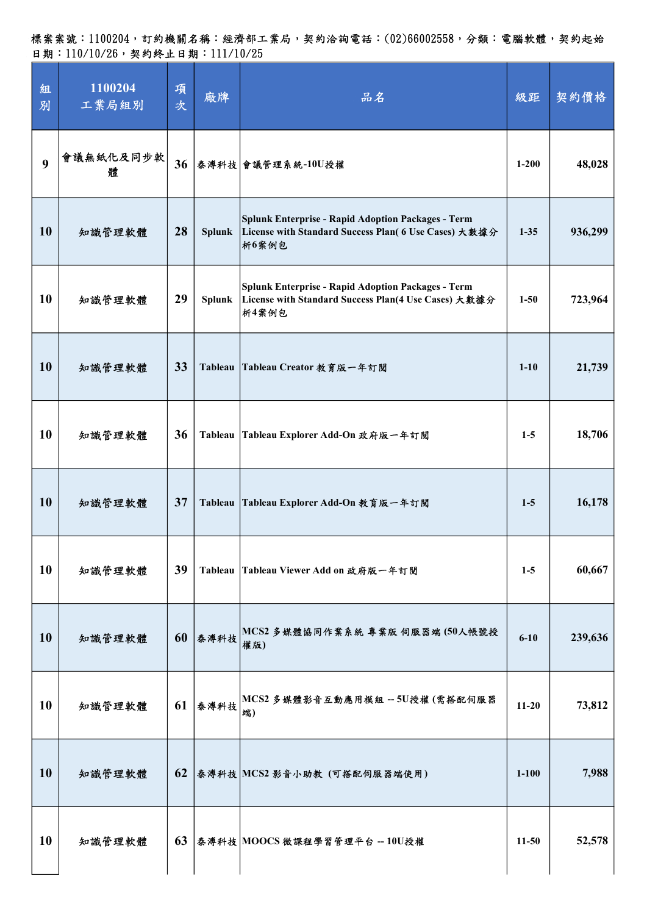標案案號：1100204，訂約機關名稱：經濟部工業局，契約洽詢電話：(02)66002558，分類：電腦軟體，契約起始日期：110/10/26，契約終止日期：111/10/25

| 組別 | 1100204 工業局組別 | 項次 | 廠牌 | 品名 | 級距 | 契約價格 |
|---|---|---|---|---|---|---|
| 9 | 會議無紙化及同步軟體 | 36 | 泰溥科技 | 會議管理系統-10U授權 | 1-200 | 48,028 |
| 10 | 知識管理軟體 | 28 | Splunk | Splunk Enterprise - Rapid Adoption Packages - Term License with Standard Success Plan( 6 Use Cases) 大數據分析6案例包 | 1-35 | 936,299 |
| 10 | 知識管理軟體 | 29 | Splunk | Splunk Enterprise - Rapid Adoption Packages - Term License with Standard Success Plan(4 Use Cases) 大數據分析4案例包 | 1-50 | 723,964 |
| 10 | 知識管理軟體 | 33 | Tableau | Tableau Creator 教育版一年訂閱 | 1-10 | 21,739 |
| 10 | 知識管理軟體 | 36 | Tableau | Tableau Explorer Add-On 政府版一年訂閱 | 1-5 | 18,706 |
| 10 | 知識管理軟體 | 37 | Tableau | Tableau Explorer Add-On 教育版一年訂閱 | 1-5 | 16,178 |
| 10 | 知識管理軟體 | 39 | Tableau | Tableau Viewer Add on 政府版一年訂閱 | 1-5 | 60,667 |
| 10 | 知識管理軟體 | 60 | 泰溥科技 | MCS2 多媒體協同作業系統 專業版 伺服器端 (50人帳號授權版) | 6-10 | 239,636 |
| 10 | 知識管理軟體 | 61 | 泰溥科技 | MCS2 多媒體影音互動應用模組 -- 5U授權 (需搭配伺服器端) | 11-20 | 73,812 |
| 10 | 知識管理軟體 | 62 | 泰溥科技 | MCS2 影音小助教 (可搭配伺服器端使用) | 1-100 | 7,988 |
| 10 | 知識管理軟體 | 63 | 泰溥科技 | MOOCS 微課程學習管理平台 -- 10U授權 | 11-50 | 52,578 |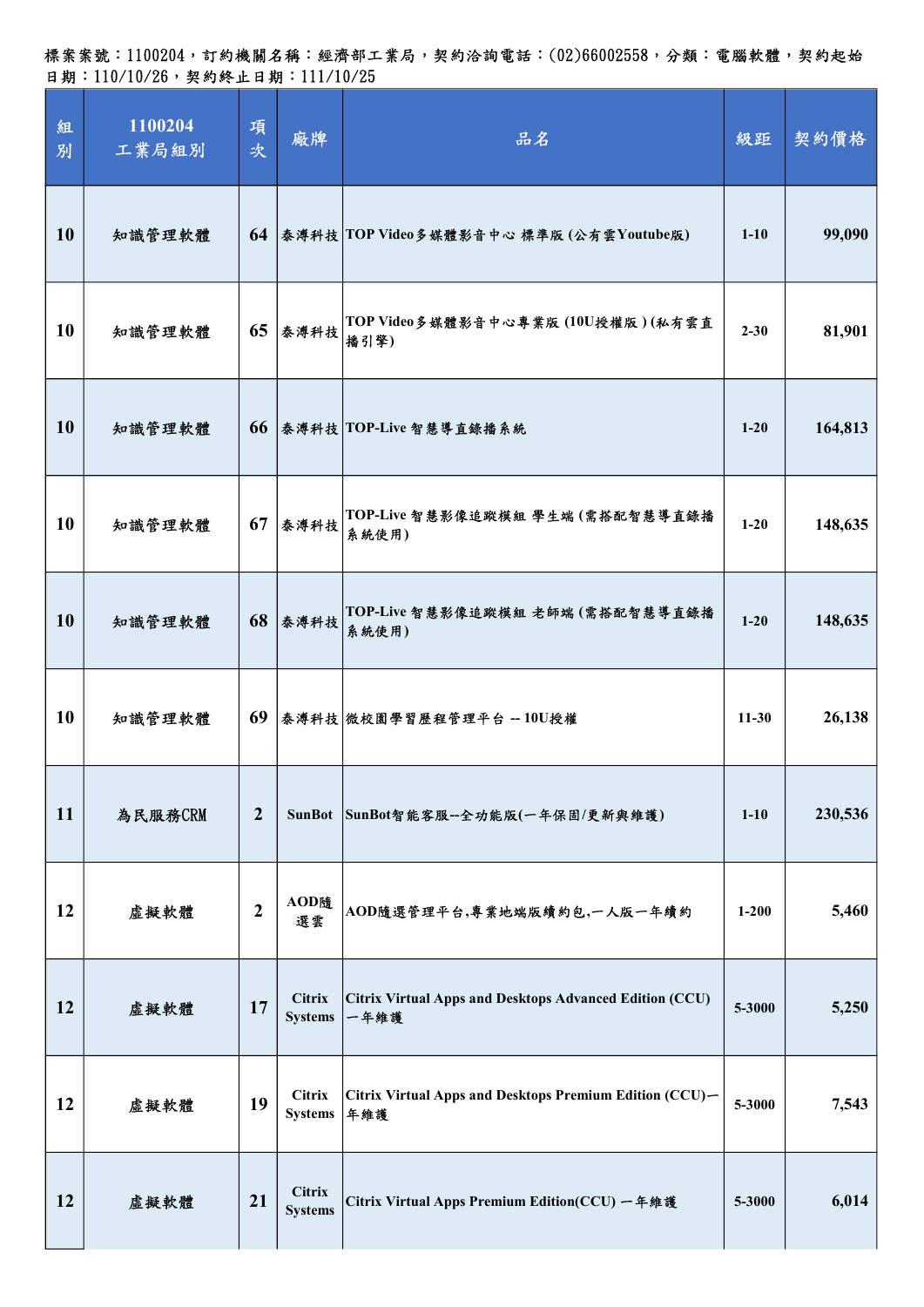標案案號：1100204，訂約機關名稱：經濟部工業局，契約洽詢電話：(02)66002558，分類：電腦軟體，契約起始日期：110/10/26，契約終止日期：111/10/25

| 組別 | 1100204 工業局組別 | 項次 | 廠牌 | 品名 | 級距 | 契約價格 |
|---|---|---|---|---|---|---|
| 10 | 知識管理軟體 | 64 | 泰溥科技 | TOP Video多媒體影音中心 標準版 (公有雲Youtube版) | 1-10 | 99,090 |
| 10 | 知識管理軟體 | 65 | 泰溥科技 | TOP Video多媒體影音中心專業版 (10U授權版 ) (私有雲直播引擎) | 2-30 | 81,901 |
| 10 | 知識管理軟體 | 66 | 泰溥科技 | TOP-Live 智慧導直錄播系統 | 1-20 | 164,813 |
| 10 | 知識管理軟體 | 67 | 泰溥科技 | TOP-Live 智慧影像追蹤模組 學生端 (需搭配智慧導直錄播系統使用) | 1-20 | 148,635 |
| 10 | 知識管理軟體 | 68 | 泰溥科技 | TOP-Live 智慧影像追蹤模組 老師端 (需搭配智慧導直錄播系統使用) | 1-20 | 148,635 |
| 10 | 知識管理軟體 | 69 | 泰溥科技 | 微校園學習歷程管理平台 -- 10U授權 | 11-30 | 26,138 |
| 11 | 為民服務CRM | 2 | SunBot | SunBot智能客服--全功能版(一年保固/更新與維護) | 1-10 | 230,536 |
| 12 | 虛擬軟體 | 2 | AOD隨選雲 | AOD隨選管理平台,專業地端版續約包,一人版一年續約 | 1-200 | 5,460 |
| 12 | 虛擬軟體 | 17 | Citrix Systems | Citrix Virtual Apps and Desktops Advanced Edition (CCU) 一年維護 | 5-3000 | 5,250 |
| 12 | 虛擬軟體 | 19 | Citrix Systems | Citrix Virtual Apps and Desktops Premium Edition (CCU)一年維護 | 5-3000 | 7,543 |
| 12 | 虛擬軟體 | 21 | Citrix Systems | Citrix Virtual Apps Premium Edition(CCU) 一年維護 | 5-3000 | 6,014 |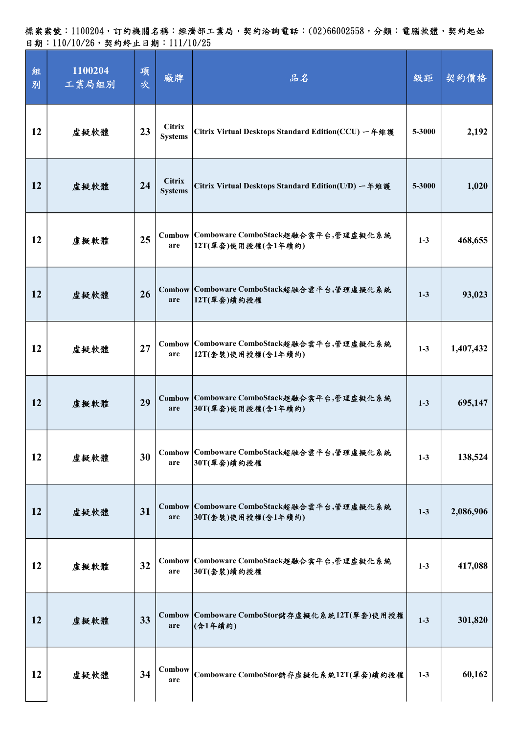標案案號：1100204，訂約機關名稱：經濟部工業局，契約洽詢電話：(02)66002558，分類：電腦軟體，契約起始日期：110/10/26，契約終止日期：111/10/25

| 組別 | 1100204 工業局組別 | 項次 | 廠牌 | 品名 | 級距 | 契約價格 |
| --- | --- | --- | --- | --- | --- | --- |
| 12 | 虛擬軟體 | 23 | Citrix Systems | Citrix Virtual Desktops Standard Edition(CCU) 一年維護 | 5-3000 | 2,192 |
| 12 | 虛擬軟體 | 24 | Citrix Systems | Citrix Virtual Desktops Standard Edition(U/D) 一年維護 | 5-3000 | 1,020 |
| 12 | 虛擬軟體 | 25 | Comboware | Comboware ComboStack超融合雲平台,管理虛擬化系統12T(單套)使用授權(含1年續約) | 1-3 | 468,655 |
| 12 | 虛擬軟體 | 26 | Comboware | Comboware ComboStack超融合雲平台,管理虛擬化系統12T(單套)續約授權 | 1-3 | 93,023 |
| 12 | 虛擬軟體 | 27 | Comboware | Comboware ComboStack超融合雲平台,管理虛擬化系統12T(套裝)使用授權(含1年續約) | 1-3 | 1,407,432 |
| 12 | 虛擬軟體 | 29 | Comboware | Comboware ComboStack超融合雲平台,管理虛擬化系統30T(單套)使用授權(含1年續約) | 1-3 | 695,147 |
| 12 | 虛擬軟體 | 30 | Comboware | Comboware ComboStack超融合雲平台,管理虛擬化系統30T(單套)續約授權 | 1-3 | 138,524 |
| 12 | 虛擬軟體 | 31 | Comboware | Comboware ComboStack超融合雲平台,管理虛擬化系統30T(套裝)使用授權(含1年續約) | 1-3 | 2,086,906 |
| 12 | 虛擬軟體 | 32 | Comboware | Comboware ComboStack超融合雲平台,管理虛擬化系統30T(套裝)續約授權 | 1-3 | 417,088 |
| 12 | 虛擬軟體 | 33 | Comboware | Comboware ComboStor儲存虛擬化系統12T(單套)使用授權(含1年續約) | 1-3 | 301,820 |
| 12 | 虛擬軟體 | 34 | Comboware | Comboware ComboStor儲存虛擬化系統12T(單套)續約授權 | 1-3 | 60,162 |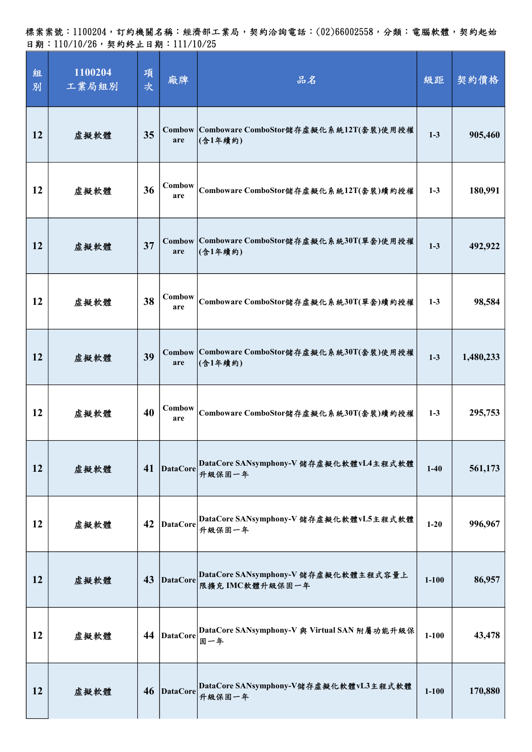標案案號：1100204，訂約機關名稱：經濟部工業局，契約洽詢電話：(02)66002558，分類：電腦軟體，契約起始日期：110/10/26，契約終止日期：111/10/25

| 組別 | 1100204 工業局組別 | 項次 | 廠牌 | 品名 | 級距 | 契約價格 |
|---|---|---|---|---|---|---|
| 12 | 虛擬軟體 | 35 | Comboware | Comboware ComboStor儲存虛擬化系統12T(套裝)使用授權(含1年續約) | 1-3 | 905,460 |
| 12 | 虛擬軟體 | 36 | Comboware | Comboware ComboStor儲存虛擬化系統12T(套裝)續約授權 | 1-3 | 180,991 |
| 12 | 虛擬軟體 | 37 | Comboware | Comboware ComboStor儲存虛擬化系統30T(單套)使用授權(含1年續約) | 1-3 | 492,922 |
| 12 | 虛擬軟體 | 38 | Comboware | Comboware ComboStor儲存虛擬化系統30T(單套)續約授權 | 1-3 | 98,584 |
| 12 | 虛擬軟體 | 39 | Comboware | Comboware ComboStor儲存虛擬化系統30T(套裝)使用授權(含1年續約) | 1-3 | 1,480,233 |
| 12 | 虛擬軟體 | 40 | Comboware | Comboware ComboStor儲存虛擬化系統30T(套裝)續約授權 | 1-3 | 295,753 |
| 12 | 虛擬軟體 | 41 | DataCore | DataCore SANsymphony-V 儲存虛擬化軟體vL4主程式軟體升級保固一年 | 1-40 | 561,173 |
| 12 | 虛擬軟體 | 42 | DataCore | DataCore SANsymphony-V 儲存虛擬化軟體vL5主程式軟體升級保固一年 | 1-20 | 996,967 |
| 12 | 虛擬軟體 | 43 | DataCore | DataCore SANsymphony-V 儲存虛擬化軟體主程式容量上限擴充 IMC軟體升級保固一年 | 1-100 | 86,957 |
| 12 | 虛擬軟體 | 44 | DataCore | DataCore SANsymphony-V 與 Virtual SAN 附屬功能升級保固一年 | 1-100 | 43,478 |
| 12 | 虛擬軟體 | 46 | DataCore | DataCore SANsymphony-V儲存虛擬化軟體vL3主程式軟體升級保固一年 | 1-100 | 170,880 |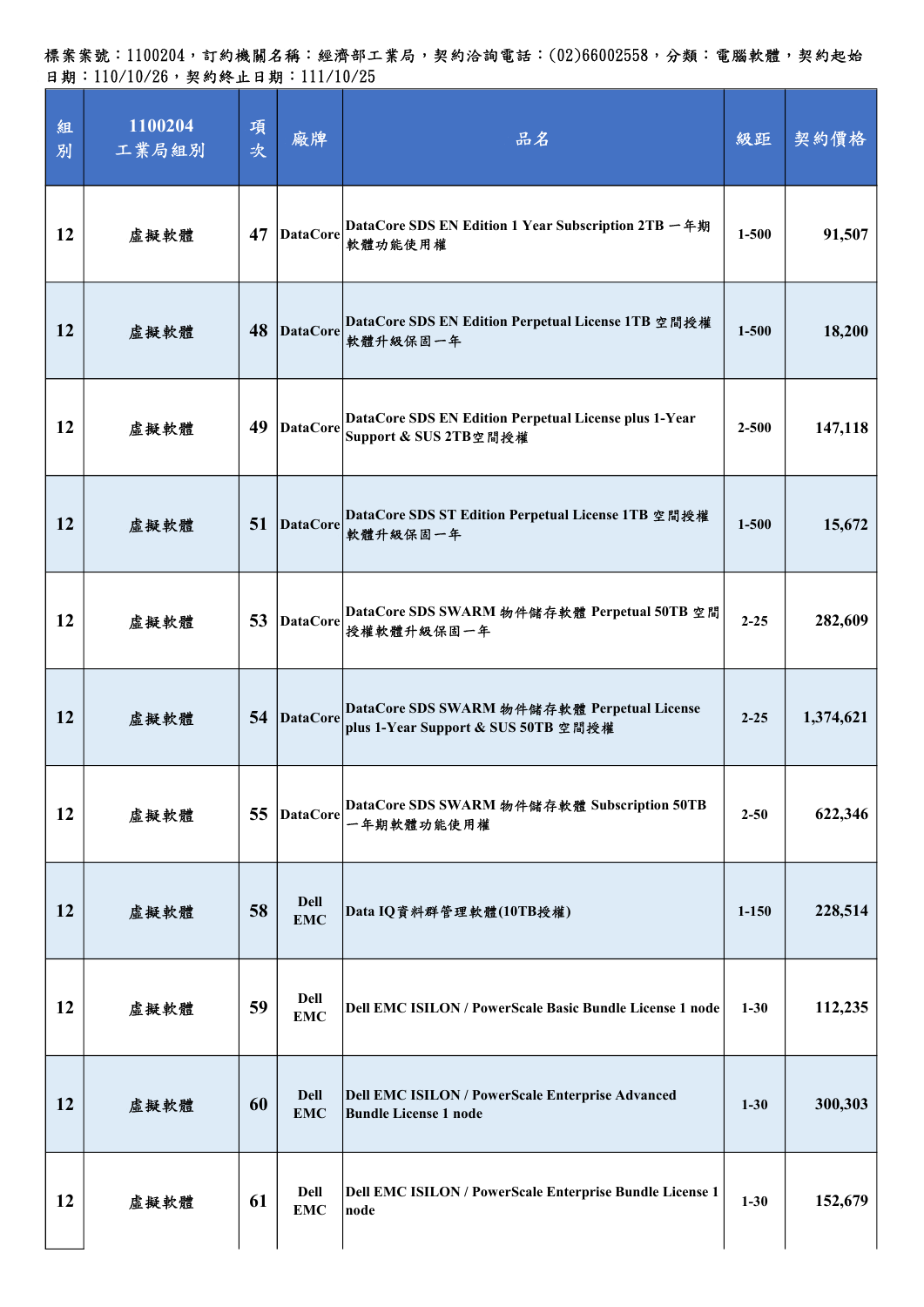標案案號：1100204，訂約機關名稱：經濟部工業局，契約洽詢電話：(02)66002558，分類：電腦軟體，契約起始日期：110/10/26，契約終止日期：111/10/25

| 組別 | 1100204 工業局組別 | 項次 | 廠牌 | 品名 | 級距 | 契約價格 |
|---|---|---|---|---|---|---|
| 12 | 虛擬軟體 | 47 | DataCore | DataCore SDS EN Edition 1 Year Subscription 2TB 一年期軟體功能使用權 | 1-500 | 91,507 |
| 12 | 虛擬軟體 | 48 | DataCore | DataCore SDS EN Edition Perpetual License 1TB 空間授權軟體升級保固一年 | 1-500 | 18,200 |
| 12 | 虛擬軟體 | 49 | DataCore | DataCore SDS EN Edition Perpetual License plus 1-Year Support & SUS 2TB空間授權 | 2-500 | 147,118 |
| 12 | 虛擬軟體 | 51 | DataCore | DataCore SDS ST Edition Perpetual License 1TB 空間授權軟體升級保固一年 | 1-500 | 15,672 |
| 12 | 虛擬軟體 | 53 | DataCore | DataCore SDS SWARM 物件儲存軟體 Perpetual 50TB 空間授權軟體升級保固一年 | 2-25 | 282,609 |
| 12 | 虛擬軟體 | 54 | DataCore | DataCore SDS SWARM 物件儲存軟體 Perpetual License plus 1-Year Support & SUS 50TB 空間授權 | 2-25 | 1,374,621 |
| 12 | 虛擬軟體 | 55 | DataCore | DataCore SDS SWARM 物件儲存軟體 Subscription 50TB 一年期軟體功能使用權 | 2-50 | 622,346 |
| 12 | 虛擬軟體 | 58 | Dell EMC | Data IQ資料群管理軟體(10TB授權) | 1-150 | 228,514 |
| 12 | 虛擬軟體 | 59 | Dell EMC | Dell EMC ISILON / PowerScale Basic Bundle License 1 node | 1-30 | 112,235 |
| 12 | 虛擬軟體 | 60 | Dell EMC | Dell EMC ISILON / PowerScale Enterprise Advanced Bundle License 1 node | 1-30 | 300,303 |
| 12 | 虛擬軟體 | 61 | Dell EMC | Dell EMC ISILON / PowerScale Enterprise Bundle License 1 node | 1-30 | 152,679 |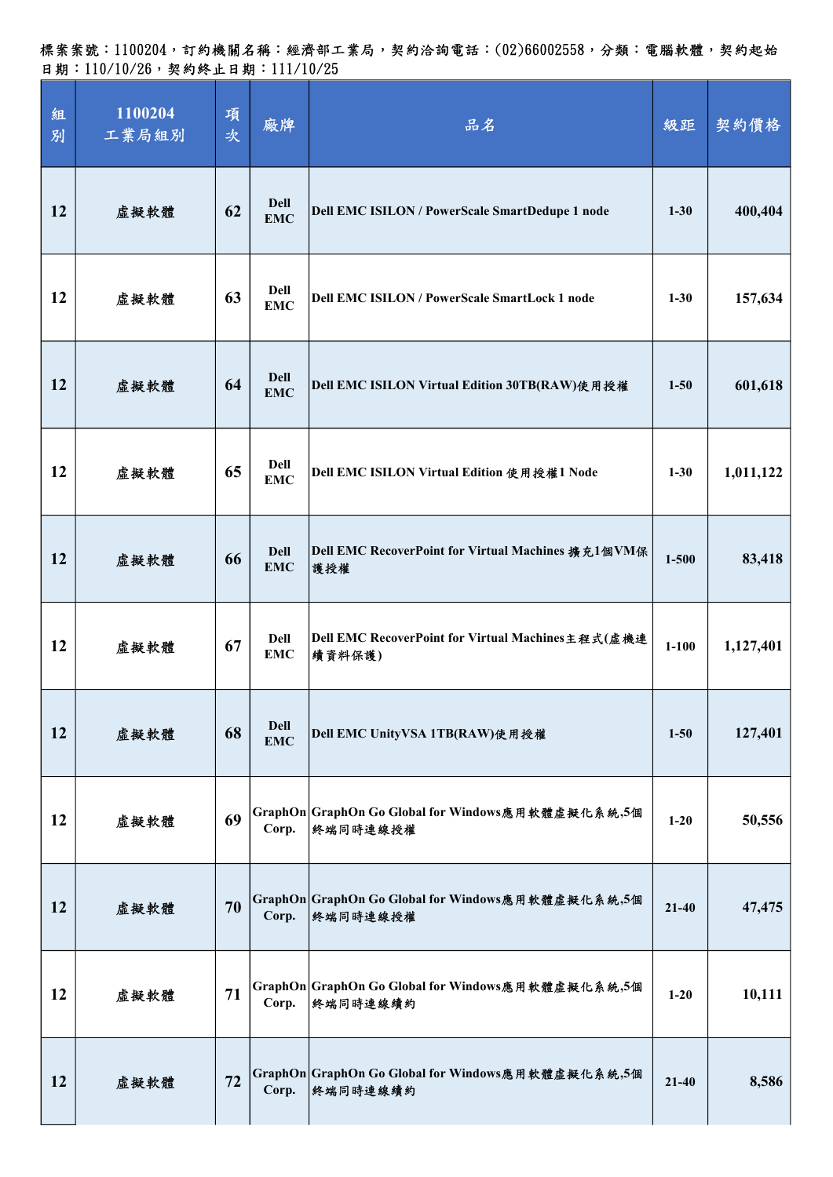標案案號：1100204，訂約機關名稱：經濟部工業局，契約洽詢電話：(02)66002558，分類：電腦軟體，契約起始日期：110/10/26，契約終止日期：111/10/25

| 組別 | 1100204 工業局組別 | 項次 | 廠牌 | 品名 | 級距 | 契約價格 |
|---|---|---|---|---|---|---|
| 12 | 虛擬軟體 | 62 | Dell EMC | Dell EMC ISILON / PowerScale SmartDedupe 1 node | 1-30 | 400,404 |
| 12 | 虛擬軟體 | 63 | Dell EMC | Dell EMC ISILON / PowerScale SmartLock 1 node | 1-30 | 157,634 |
| 12 | 虛擬軟體 | 64 | Dell EMC | Dell EMC ISILON Virtual Edition 30TB(RAW)使用授權 | 1-50 | 601,618 |
| 12 | 虛擬軟體 | 65 | Dell EMC | Dell EMC ISILON Virtual Edition 使用授權1 Node | 1-30 | 1,011,122 |
| 12 | 虛擬軟體 | 66 | Dell EMC | Dell EMC RecoverPoint for Virtual Machines 擴充1個VM保護授權 | 1-500 | 83,418 |
| 12 | 虛擬軟體 | 67 | Dell EMC | Dell EMC RecoverPoint for Virtual Machines主程式(虛機連續資料保護) | 1-100 | 1,127,401 |
| 12 | 虛擬軟體 | 68 | Dell EMC | Dell EMC UnityVSA 1TB(RAW)使用授權 | 1-50 | 127,401 |
| 12 | 虛擬軟體 | 69 | GraphOn Corp. | GraphOn Go Global for Windows應用軟體虛擬化系統,5個終端同時連線授權 | 1-20 | 50,556 |
| 12 | 虛擬軟體 | 70 | GraphOn Corp. | GraphOn Go Global for Windows應用軟體虛擬化系統,5個終端同時連線授權 | 21-40 | 47,475 |
| 12 | 虛擬軟體 | 71 | GraphOn Corp. | GraphOn Go Global for Windows應用軟體虛擬化系統,5個終端同時連線續約 | 1-20 | 10,111 |
| 12 | 虛擬軟體 | 72 | GraphOn Corp. | GraphOn Go Global for Windows應用軟體虛擬化系統,5個終端同時連線續約 | 21-40 | 8,586 |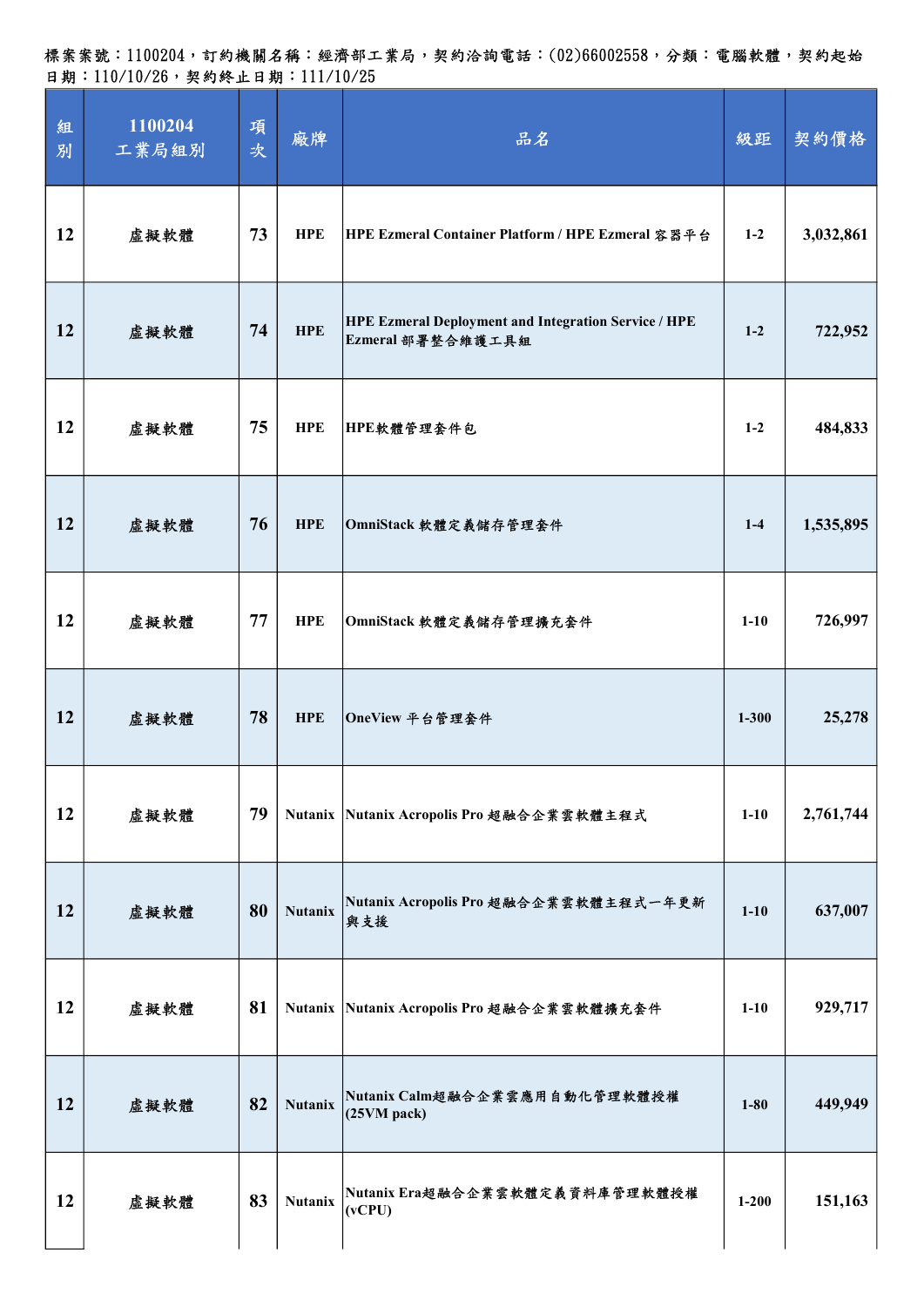標案案號：1100204，訂約機關名稱：經濟部工業局，契約洽詢電話：(02)66002558，分類：電腦軟體，契約起始日期：110/10/26，契約終止日期：111/10/25

| 組別 | 1100204 工業局組別 | 項次 | 廠牌 | 品名 | 級距 | 契約價格 |
|---|---|---|---|---|---|---|
| 12 | 虛擬軟體 | 73 | HPE | HPE Ezmeral Container Platform / HPE Ezmeral 容器平台 | 1-2 | 3,032,861 |
| 12 | 虛擬軟體 | 74 | HPE | HPE Ezmeral Deployment and Integration Service / HPE Ezmeral 部署整合維護工具組 | 1-2 | 722,952 |
| 12 | 虛擬軟體 | 75 | HPE | HPE軟體管理套件包 | 1-2 | 484,833 |
| 12 | 虛擬軟體 | 76 | HPE | OmniStack 軟體定義儲存管理套件 | 1-4 | 1,535,895 |
| 12 | 虛擬軟體 | 77 | HPE | OmniStack 軟體定義儲存管理擴充套件 | 1-10 | 726,997 |
| 12 | 虛擬軟體 | 78 | HPE | OneView 平台管理套件 | 1-300 | 25,278 |
| 12 | 虛擬軟體 | 79 | Nutanix | Nutanix Acropolis Pro 超融合企業雲軟體主程式 | 1-10 | 2,761,744 |
| 12 | 虛擬軟體 | 80 | Nutanix | Nutanix Acropolis Pro 超融合企業雲軟體主程式一年更新與支援 | 1-10 | 637,007 |
| 12 | 虛擬軟體 | 81 | Nutanix | Nutanix Acropolis Pro 超融合企業雲軟體擴充套件 | 1-10 | 929,717 |
| 12 | 虛擬軟體 | 82 | Nutanix | Nutanix Calm超融合企業雲應用自動化管理軟體授權(25VM pack) | 1-80 | 449,949 |
| 12 | 虛擬軟體 | 83 | Nutanix | Nutanix Era超融合企業雲軟體定義資料庫管理軟體授權(vCPU) | 1-200 | 151,163 |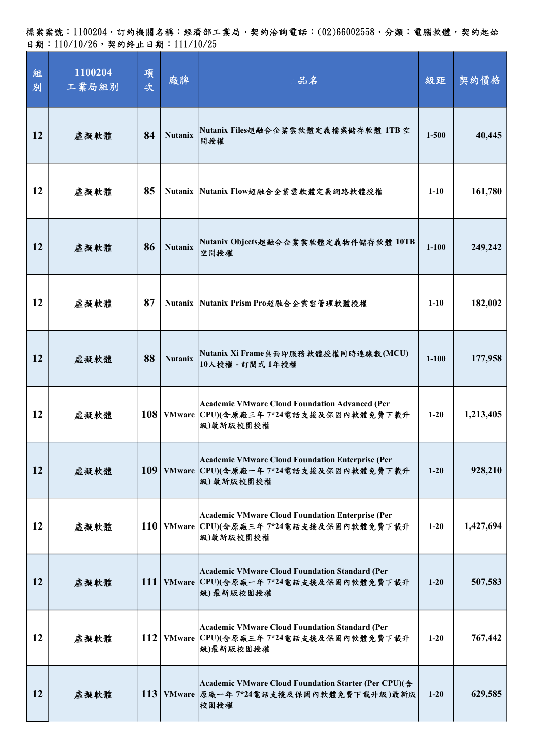標案案號：1100204，訂約機關名稱：經濟部工業局，契約洽詢電話：(02)66002558，分類：電腦軟體，契約起始日期：110/10/26，契約終止日期：111/10/25

| 組別 | 1100204 工業局組別 | 項次 | 廠牌 | 品名 | 級距 | 契約價格 |
|---|---|---|---|---|---|---|
| 12 | 虛擬軟體 | 84 | Nutanix | Nutanix Files超融合企業雲軟體定義檔案儲存軟體 1TB 空間授權 | 1-500 | 40,445 |
| 12 | 虛擬軟體 | 85 | Nutanix | Nutanix Flow超融合企業雲軟體定義網路軟體授權 | 1-10 | 161,780 |
| 12 | 虛擬軟體 | 86 | Nutanix | Nutanix Objects超融合企業雲軟體定義物件儲存軟體 10TB 空間授權 | 1-100 | 249,242 |
| 12 | 虛擬軟體 | 87 | Nutanix | Nutanix Prism Pro超融合企業雲管理軟體授權 | 1-10 | 182,002 |
| 12 | 虛擬軟體 | 88 | Nutanix | Nutanix Xi Frame桌面即服務軟體授權同時連線數(MCU) 10人授權 - 訂閱式 1年授權 | 1-100 | 177,958 |
| 12 | 虛擬軟體 | 108 | VMware | Academic VMware Cloud Foundation Advanced (Per CPU)(含原廠三年 7*24電話支援及保固內軟體免費下載升級)最新版校園授權 | 1-20 | 1,213,405 |
| 12 | 虛擬軟體 | 109 | VMware | Academic VMware Cloud Foundation Enterprise (Per CPU)(含原廠一年 7*24電話支援及保固內軟體免費下載升級) 最新版校園授權 | 1-20 | 928,210 |
| 12 | 虛擬軟體 | 110 | VMware | Academic VMware Cloud Foundation Enterprise (Per CPU)(含原廠三年 7*24電話支援及保固內軟體免費下載升級)最新版校園授權 | 1-20 | 1,427,694 |
| 12 | 虛擬軟體 | 111 | VMware | Academic VMware Cloud Foundation Standard (Per CPU)(含原廠一年 7*24電話支援及保固內軟體免費下載升級) 最新版校園授權 | 1-20 | 507,583 |
| 12 | 虛擬軟體 | 112 | VMware | Academic VMware Cloud Foundation Standard (Per CPU)(含原廠三年 7*24電話支援及保固內軟體免費下載升級)最新版校園授權 | 1-20 | 767,442 |
| 12 | 虛擬軟體 | 113 | VMware | Academic VMware Cloud Foundation Starter (Per CPU)(含原廠一年 7*24電話支援及保固內軟體免費下載升級)最新版校園授權 | 1-20 | 629,585 |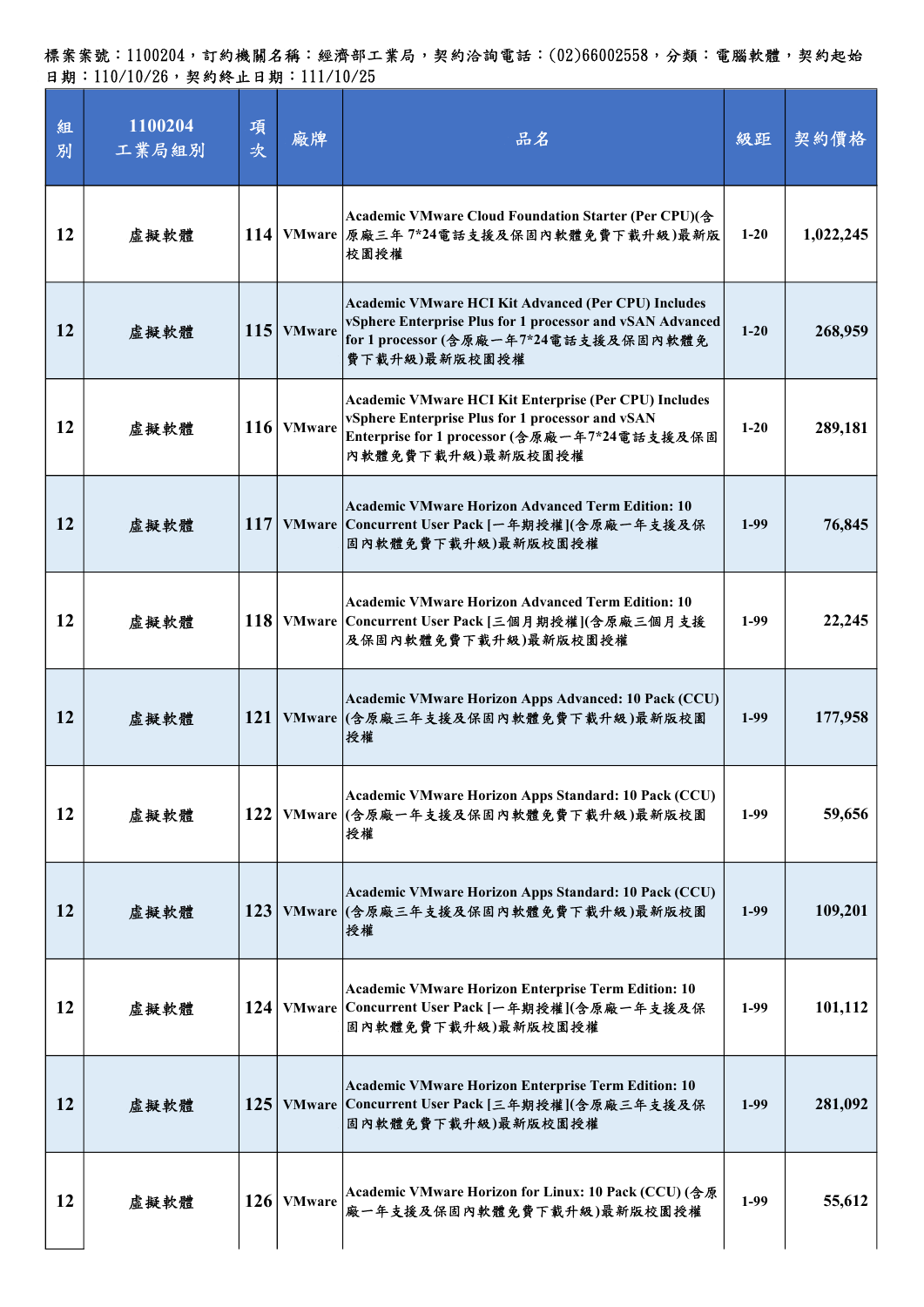標案案號：1100204，訂約機關名稱：經濟部工業局，契約洽詢電話：(02)66002558，分類：電腦軟體，契約起始日期：110/10/26，契約終止日期：111/10/25

| 組別 | 1100204 工業局組別 | 項次 | 廠牌 | 品名 | 級距 | 契約價格 |
|---|---|---|---|---|---|---|
| 12 | 虛擬軟體 | 114 | VMware | Academic VMware Cloud Foundation Starter (Per CPU)(含原廠三年 7*24電話支援及保固內軟體免費下載升級)最新版校園授權 | 1-20 | 1,022,245 |
| 12 | 虛擬軟體 | 115 | VMware | Academic VMware HCI Kit Advanced (Per CPU) Includes vSphere Enterprise Plus for 1 processor and vSAN Advanced for 1 processor (含原廠一年7*24電話支援及保固內軟體免費下載升級)最新版校園授權 | 1-20 | 268,959 |
| 12 | 虛擬軟體 | 116 | VMware | Academic VMware HCI Kit Enterprise (Per CPU) Includes vSphere Enterprise Plus for 1 processor and vSAN Enterprise for 1 processor (含原廠一年7*24電話支援及保固內軟體免費下載升級)最新版校園授權 | 1-20 | 289,181 |
| 12 | 虛擬軟體 | 117 | VMware | Academic VMware Horizon Advanced Term Edition: 10 Concurrent User Pack [一年期授權](含原廠一年支援及保固內軟體免費下載升級)最新版校園授權 | 1-99 | 76,845 |
| 12 | 虛擬軟體 | 118 | VMware | Academic VMware Horizon Advanced Term Edition: 10 Concurrent User Pack [三個月期授權](含原廠三個月支援及保固內軟體免費下載升級)最新版校園授權 | 1-99 | 22,245 |
| 12 | 虛擬軟體 | 121 | VMware | Academic VMware Horizon Apps Advanced: 10 Pack (CCU) (含原廠三年支援及保固內軟體免費下載升級)最新版校園授權 | 1-99 | 177,958 |
| 12 | 虛擬軟體 | 122 | VMware | Academic VMware Horizon Apps Standard: 10 Pack (CCU) (含原廠一年支援及保固內軟體免費下載升級)最新版校園授權 | 1-99 | 59,656 |
| 12 | 虛擬軟體 | 123 | VMware | Academic VMware Horizon Apps Standard: 10 Pack (CCU) (含原廠三年支援及保固內軟體免費下載升級)最新版校園授權 | 1-99 | 109,201 |
| 12 | 虛擬軟體 | 124 | VMware | Academic VMware Horizon Enterprise Term Edition: 10 Concurrent User Pack [一年期授權](含原廠一年支援及保固內軟體免費下載升級)最新版校園授權 | 1-99 | 101,112 |
| 12 | 虛擬軟體 | 125 | VMware | Academic VMware Horizon Enterprise Term Edition: 10 Concurrent User Pack [三年期授權](含原廠三年支援及保固內軟體免費下載升級)最新版校園授權 | 1-99 | 281,092 |
| 12 | 虛擬軟體 | 126 | VMware | Academic VMware Horizon for Linux: 10 Pack (CCU) (含原廠一年支援及保固內軟體免費下載升級)最新版校園授權 | 1-99 | 55,612 |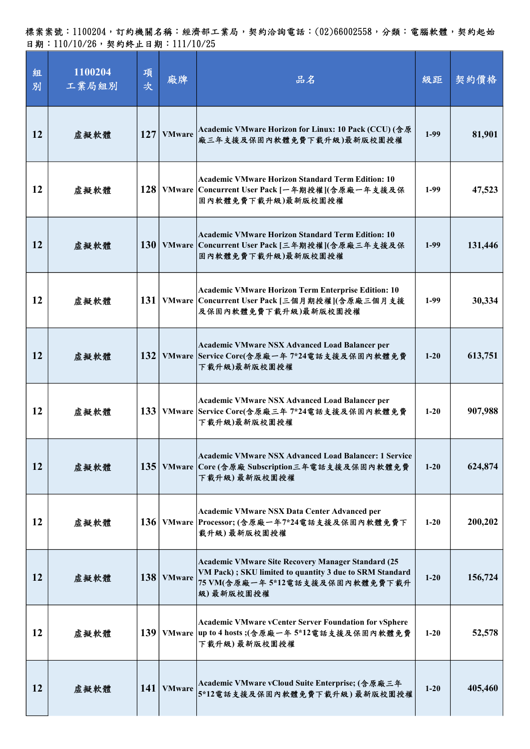標案案號：1100204，訂約機關名稱：經濟部工業局，契約洽詢電話：(02)66002558，分類：電腦軟體，契約起始日期：110/10/26，契約終止日期：111/10/25

| 組別 | 1100204 工業局組別 | 項次 | 廠牌 | 品名 | 級距 | 契約價格 |
|---|---|---|---|---|---|---|
| 12 | 虛擬軟體 | 127 | VMware | Academic VMware Horizon for Linux: 10 Pack (CCU) (含原廠三年支援及保固內軟體免費下載升級)最新版校園授權 | 1-99 | 81,901 |
| 12 | 虛擬軟體 | 128 | VMware | Academic VMware Horizon Standard Term Edition: 10 Concurrent User Pack [一年期授權](含原廠一年支援及保固內軟體免費下載升級)最新版校園授權 | 1-99 | 47,523 |
| 12 | 虛擬軟體 | 130 | VMware | Academic VMware Horizon Standard Term Edition: 10 Concurrent User Pack [三年期授權](含原廠三年支援及保固內軟體免費下載升級)最新版校園授權 | 1-99 | 131,446 |
| 12 | 虛擬軟體 | 131 | VMware | Academic VMware Horizon Term Enterprise Edition: 10 Concurrent User Pack [三個月期授權](含原廠三個月支援及保固內軟體免費下載升級)最新版校園授權 | 1-99 | 30,334 |
| 12 | 虛擬軟體 | 132 | VMware | Academic VMware NSX Advanced Load Balancer per Service Core(含原廠一年 7*24電話支援及保固內軟體免費下載升級)最新版校園授權 | 1-20 | 613,751 |
| 12 | 虛擬軟體 | 133 | VMware | Academic VMware NSX Advanced Load Balancer per Service Core(含原廠三年 7*24電話支援及保固內軟體免費下載升級)最新版校園授權 | 1-20 | 907,988 |
| 12 | 虛擬軟體 | 135 | VMware | Academic VMware NSX Advanced Load Balancer: 1 Service Core (含原廠 Subscription三年電話支援及保固內軟體免費下載升級) 最新版校園授權 | 1-20 | 624,874 |
| 12 | 虛擬軟體 | 136 | VMware | Academic VMware NSX Data Center Advanced per Processor; (含原廠一年7*24電話支援及保固內軟體免費下載升級) 最新版校園授權 | 1-20 | 200,202 |
| 12 | 虛擬軟體 | 138 | VMware | Academic VMware Site Recovery Manager Standard (25 VM Pack) ; SKU limited to quantity 3 due to SRM Standard 75 VM(含原廠一年 5*12電話支援及保固內軟體免費下載升級) 最新版校園授權 | 1-20 | 156,724 |
| 12 | 虛擬軟體 | 139 | VMware | Academic VMware vCenter Server Foundation for vSphere up to 4 hosts ;(含原廠一年 5*12電話支援及保固內軟體免費下載升級) 最新版校園授權 | 1-20 | 52,578 |
| 12 | 虛擬軟體 | 141 | VMware | Academic VMware vCloud Suite Enterprise; (含原廠三年 5*12電話支援及保固內軟體免費下載升級) 最新版校園授權 | 1-20 | 405,460 |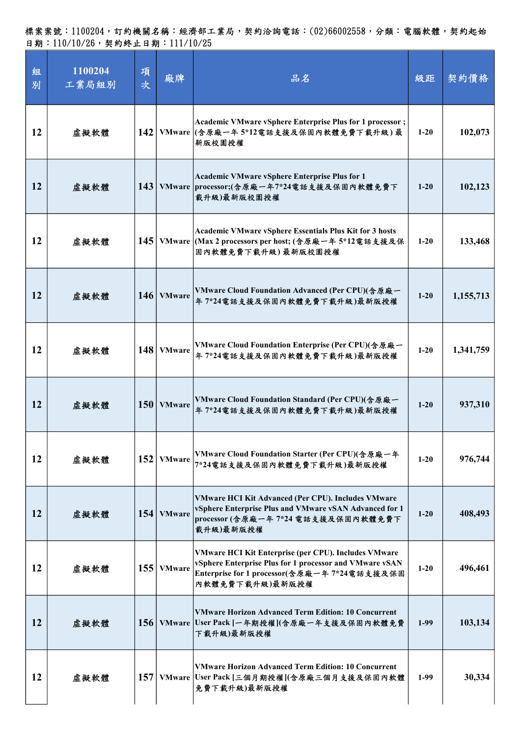標案案號：1100204，訂約機關名稱：經濟部工業局，契約洽詢電話：(02)66002558，分類：電腦軟體，契約起始日期：110/10/26，契約終止日期：111/10/25

| 組別 | 1100204 工業局組別 | 項次 | 廠牌 | 品名 | 級距 | 契約價格 |
|---|---|---|---|---|---|---|
| 12 | 虛擬軟體 | 142 | VMware | Academic VMware vSphere Enterprise Plus for 1 processor ;(含原廠一年 5*12電話支援及保固內軟體免費下載升級) 最新版校園授權 | 1-20 | 102,073 |
| 12 | 虛擬軟體 | 143 | VMware | Academic VMware vSphere Enterprise Plus for 1 processor;(含原廠一年7*24電話支援及保固內軟體免費下載升級)最新版校園授權 | 1-20 | 102,123 |
| 12 | 虛擬軟體 | 145 | VMware | Academic VMware vSphere Essentials Plus Kit for 3 hosts (Max 2 processors per host; (含原廠一年 5*12電話支援及保固內軟體免費下載升級) 最新版校園授權 | 1-20 | 133,468 |
| 12 | 虛擬軟體 | 146 | VMware | VMware Cloud Foundation Advanced (Per CPU)(含原廠一年 7*24電話支援及保固內軟體免費下載升級)最新版授權 | 1-20 | 1,155,713 |
| 12 | 虛擬軟體 | 148 | VMware | VMware Cloud Foundation Enterprise (Per CPU)(含原廠一年 7*24電話支援及保固內軟體免費下載升級)最新版授權 | 1-20 | 1,341,759 |
| 12 | 虛擬軟體 | 150 | VMware | VMware Cloud Foundation Standard (Per CPU)(含原廠一年 7*24電話支援及保固內軟體免費下載升級)最新版授權 | 1-20 | 937,310 |
| 12 | 虛擬軟體 | 152 | VMware | VMware Cloud Foundation Starter (Per CPU)(含原廠一年7*24電話支援及保固內軟體免費下載升級)最新版授權 | 1-20 | 976,744 |
| 12 | 虛擬軟體 | 154 | VMware | VMware HCI Kit Advanced (Per CPU). Includes VMware vSphere Enterprise Plus and VMware vSAN Advanced for 1 processor (含原廠一年 7*24 電話支援及保固內軟體免費下載升級)最新版授權 | 1-20 | 408,493 |
| 12 | 虛擬軟體 | 155 | VMware | VMware HCI Kit Enterprise (per CPU). Includes VMware vSphere Enterprise Plus for 1 processor and VMware vSAN Enterprise for 1 processor(含原廠一年 7*24電話支援及保固內軟體免費下載升級)最新版授權 | 1-20 | 496,461 |
| 12 | 虛擬軟體 | 156 | VMware | VMware Horizon Advanced Term Edition: 10 Concurrent User Pack [一年期授權](含原廠一年支援及保固內軟體免費下載升級)最新版授權 | 1-99 | 103,134 |
| 12 | 虛擬軟體 | 157 | VMware | VMware Horizon Advanced Term Edition: 10 Concurrent User Pack [三個月期授權](含原廠三個月支援及保固內軟體免費下載升級)最新版授權 | 1-99 | 30,334 |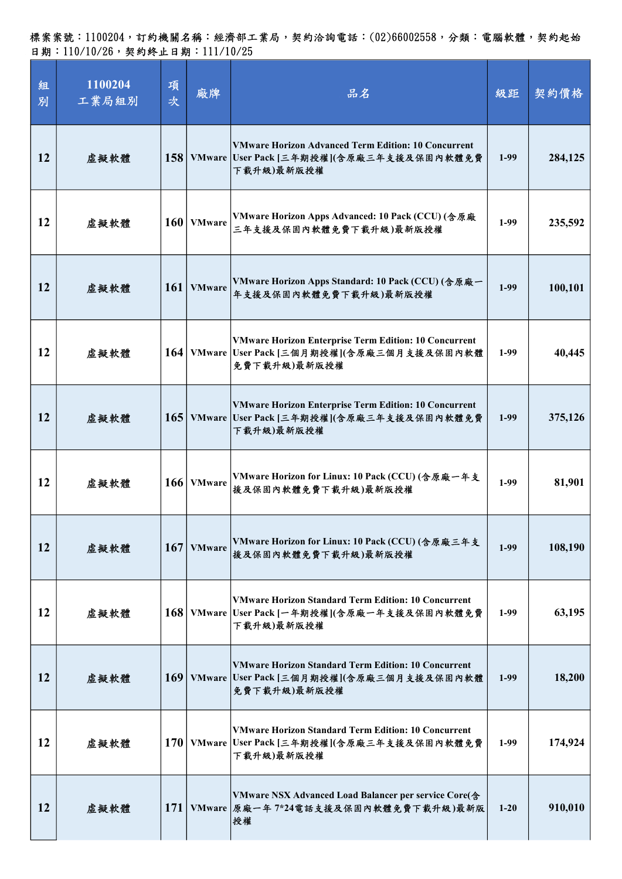標案案號：1100204，訂約機關名稱：經濟部工業局，契約洽詢電話：(02)66002558，分類：電腦軟體，契約起始日期：110/10/26，契約終止日期：111/10/25

| 組別 | 1100204 工業局組別 | 項次 | 廠牌 | 品名 | 級距 | 契約價格 |
|---|---|---|---|---|---|---|
| 12 | 虛擬軟體 | 158 | VMware | VMware Horizon Advanced Term Edition: 10 Concurrent User Pack [三年期授權](含原廠三年支援及保固內軟體免費下載升級)最新版授權 | 1-99 | 284,125 |
| 12 | 虛擬軟體 | 160 | VMware | VMware Horizon Apps Advanced: 10 Pack (CCU) (含原廠三年支援及保固內軟體免費下載升級)最新版授權 | 1-99 | 235,592 |
| 12 | 虛擬軟體 | 161 | VMware | VMware Horizon Apps Standard: 10 Pack (CCU) (含原廠一年支援及保固內軟體免費下載升級)最新版授權 | 1-99 | 100,101 |
| 12 | 虛擬軟體 | 164 | VMware | VMware Horizon Enterprise Term Edition: 10 Concurrent User Pack [三個月期授權](含原廠三個月支援及保固內軟體免費下載升級)最新版授權 | 1-99 | 40,445 |
| 12 | 虛擬軟體 | 165 | VMware | VMware Horizon Enterprise Term Edition: 10 Concurrent User Pack [三年期授權](含原廠三年支援及保固內軟體免費下載升級)最新版授權 | 1-99 | 375,126 |
| 12 | 虛擬軟體 | 166 | VMware | VMware Horizon for Linux: 10 Pack (CCU) (含原廠一年支援及保固內軟體免費下載升級)最新版授權 | 1-99 | 81,901 |
| 12 | 虛擬軟體 | 167 | VMware | VMware Horizon for Linux: 10 Pack (CCU) (含原廠三年支援及保固內軟體免費下載升級)最新版授權 | 1-99 | 108,190 |
| 12 | 虛擬軟體 | 168 | VMware | VMware Horizon Standard Term Edition: 10 Concurrent User Pack [一年期授權](含原廠一年支援及保固內軟體免費下載升級)最新版授權 | 1-99 | 63,195 |
| 12 | 虛擬軟體 | 169 | VMware | VMware Horizon Standard Term Edition: 10 Concurrent User Pack [三個月期授權](含原廠三個月支援及保固內軟體免費下載升級)最新版授權 | 1-99 | 18,200 |
| 12 | 虛擬軟體 | 170 | VMware | VMware Horizon Standard Term Edition: 10 Concurrent User Pack [三年期授權](含原廠三年支援及保固內軟體免費下載升級)最新版授權 | 1-99 | 174,924 |
| 12 | 虛擬軟體 | 171 | VMware | VMware NSX Advanced Load Balancer per service Core(含原廠一年 7*24電話支援及保固內軟體免費下載升級)最新版授權 | 1-20 | 910,010 |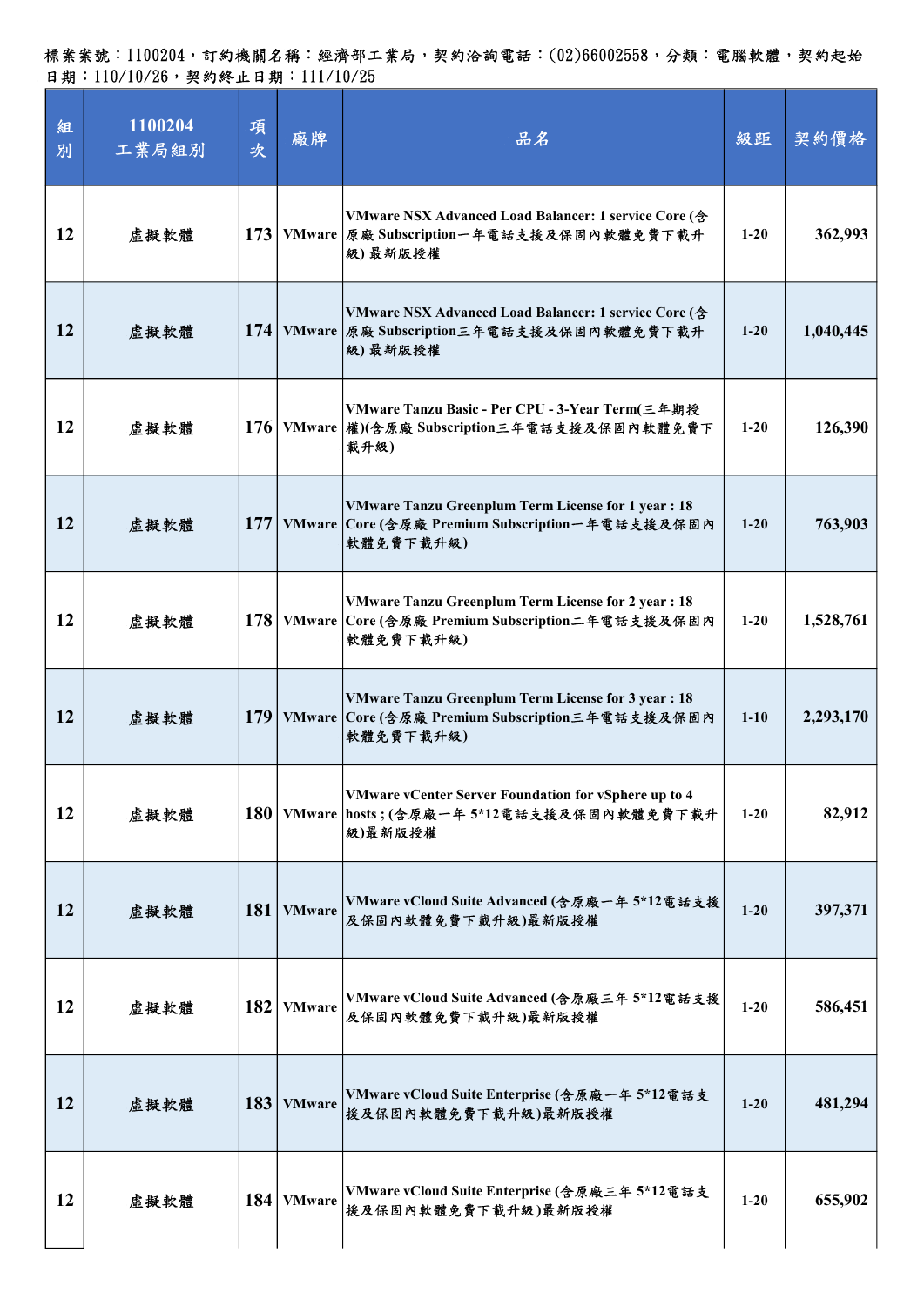標案案號：1100204，訂約機關名稱：經濟部工業局，契約洽詢電話：(02)66002558，分類：電腦軟體，契約起始日期：110/10/26，契約終止日期：111/10/25

| 組別 | 1100204 工業局組別 | 項次 | 廠牌 | 品名 | 級距 | 契約價格 |
|---|---|---|---|---|---|---|
| 12 | 虛擬軟體 | 173 | VMware | VMware NSX Advanced Load Balancer: 1 service Core (含原廠 Subscription一年電話支援及保固內軟體免費下載升級) 最新版授權 | 1-20 | 362,993 |
| 12 | 虛擬軟體 | 174 | VMware | VMware NSX Advanced Load Balancer: 1 service Core (含原廠 Subscription三年電話支援及保固內軟體免費下載升級) 最新版授權 | 1-20 | 1,040,445 |
| 12 | 虛擬軟體 | 176 | VMware | VMware Tanzu Basic - Per CPU - 3-Year Term(三年期授權)(含原廠 Subscription三年電話支援及保固內軟體免費下載升級) | 1-20 | 126,390 |
| 12 | 虛擬軟體 | 177 | VMware | VMware Tanzu Greenplum Term License for 1 year : 18 Core (含原廠 Premium Subscription一年電話支援及保固內軟體免費下載升級) | 1-20 | 763,903 |
| 12 | 虛擬軟體 | 178 | VMware | VMware Tanzu Greenplum Term License for 2 year : 18 Core (含原廠 Premium Subscription二年電話支援及保固內軟體免費下載升級) | 1-20 | 1,528,761 |
| 12 | 虛擬軟體 | 179 | VMware | VMware Tanzu Greenplum Term License for 3 year : 18 Core (含原廠 Premium Subscription三年電話支援及保固內軟體免費下載升級) | 1-10 | 2,293,170 |
| 12 | 虛擬軟體 | 180 | VMware | VMware vCenter Server Foundation for vSphere up to 4 hosts ; (含原廠一年 5*12電話支援及保固內軟體免費下載升級)最新版授權 | 1-20 | 82,912 |
| 12 | 虛擬軟體 | 181 | VMware | VMware vCloud Suite Advanced (含原廠一年 5*12電話支援及保固內軟體免費下載升級)最新版授權 | 1-20 | 397,371 |
| 12 | 虛擬軟體 | 182 | VMware | VMware vCloud Suite Advanced (含原廠三年 5*12電話支援及保固內軟體免費下載升級)最新版授權 | 1-20 | 586,451 |
| 12 | 虛擬軟體 | 183 | VMware | VMware vCloud Suite Enterprise (含原廠一年 5*12電話支援及保固內軟體免費下載升級)最新版授權 | 1-20 | 481,294 |
| 12 | 虛擬軟體 | 184 | VMware | VMware vCloud Suite Enterprise (含原廠三年 5*12電話支援及保固內軟體免費下載升級)最新版授權 | 1-20 | 655,902 |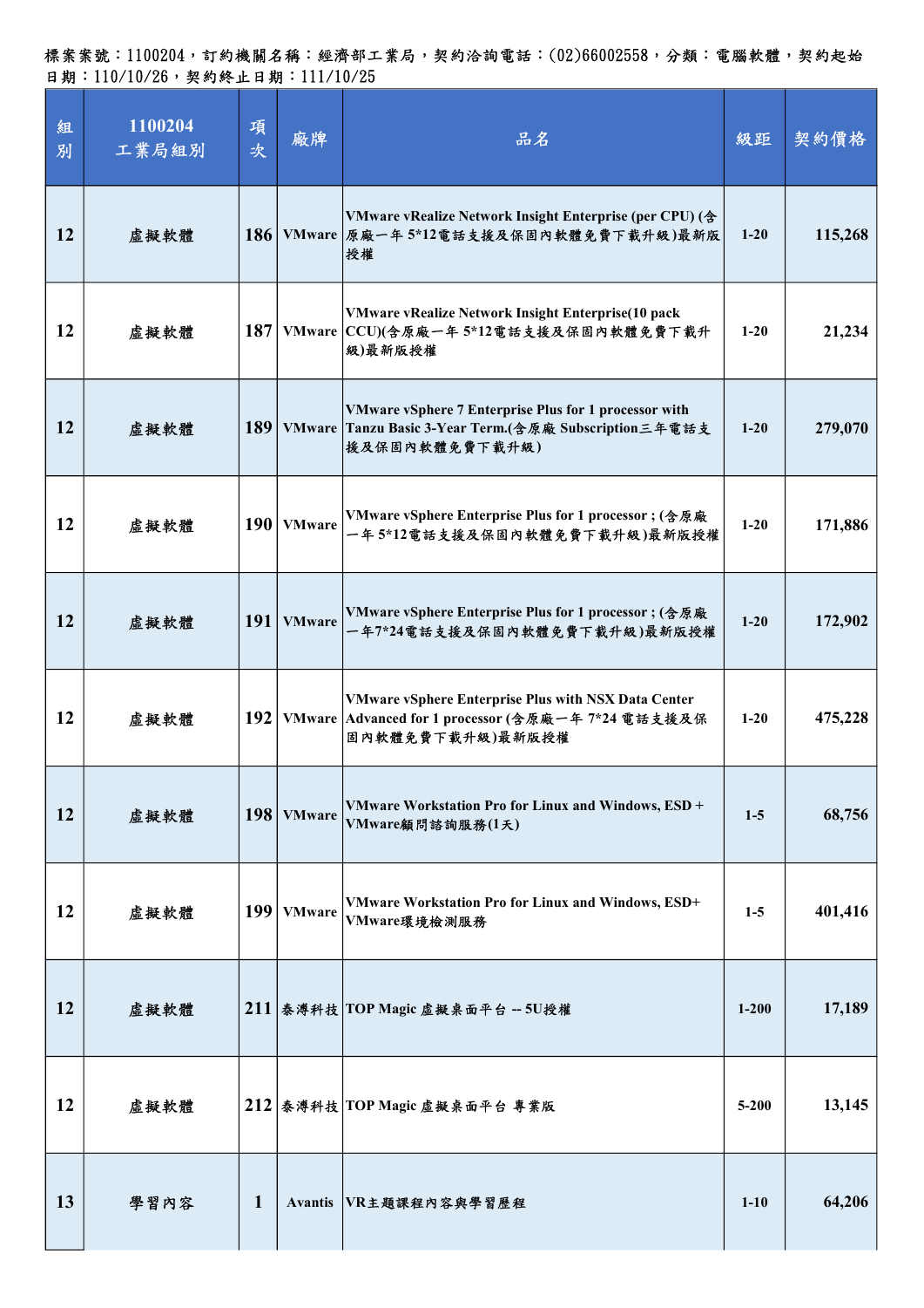標案案號：1100204，訂約機關名稱：經濟部工業局，契約洽詢電話：(02)66002558，分類：電腦軟體，契約起始日期：110/10/26，契約終止日期：111/10/25

| 組別 | 1100204 工業局組別 | 項次 | 廠牌 | 品名 | 級距 | 契約價格 |
|---|---|---|---|---|---|---|
| 12 | 虛擬軟體 | 186 | VMware | VMware vRealize Network Insight Enterprise (per CPU) (含原廠一年 5*12電話支援及保固內軟體免費下載升級)最新版授權 | 1-20 | 115,268 |
| 12 | 虛擬軟體 | 187 | VMware | VMware vRealize Network Insight Enterprise(10 pack CCU)(含原廠一年 5*12電話支援及保固內軟體免費下載升級)最新版授權 | 1-20 | 21,234 |
| 12 | 虛擬軟體 | 189 | VMware | VMware vSphere 7 Enterprise Plus for 1 processor with Tanzu Basic 3-Year Term.(含原廠 Subscription三年電話支援及保固內軟體免費下載升級) | 1-20 | 279,070 |
| 12 | 虛擬軟體 | 190 | VMware | VMware vSphere Enterprise Plus for 1 processor ; (含原廠一年 5*12電話支援及保固內軟體免費下載升級)最新版授權 | 1-20 | 171,886 |
| 12 | 虛擬軟體 | 191 | VMware | VMware vSphere Enterprise Plus for 1 processor ; (含原廠一年7*24電話支援及保固內軟體免費下載升級)最新版授權 | 1-20 | 172,902 |
| 12 | 虛擬軟體 | 192 | VMware | VMware vSphere Enterprise Plus with NSX Data Center Advanced for 1 processor (含原廠一年 7*24 電話支援及保固內軟體免費下載升級)最新版授權 | 1-20 | 475,228 |
| 12 | 虛擬軟體 | 198 | VMware | VMware Workstation Pro for Linux and Windows, ESD + VMware顧問諮詢服務(1天) | 1-5 | 68,756 |
| 12 | 虛擬軟體 | 199 | VMware | VMware Workstation Pro for Linux and Windows, ESD+ VMware環境檢測服務 | 1-5 | 401,416 |
| 12 | 虛擬軟體 | 211 | 泰灣科技 | TOP Magic 虛擬桌面平台 -- 5U授權 | 1-200 | 17,189 |
| 12 | 虛擬軟體 | 212 | 泰灣科技 | TOP Magic 虛擬桌面平台 專業版 | 5-200 | 13,145 |
| 13 | 學習內容 | 1 | Avantis | VR主題課程內容與學習歷程 | 1-10 | 64,206 |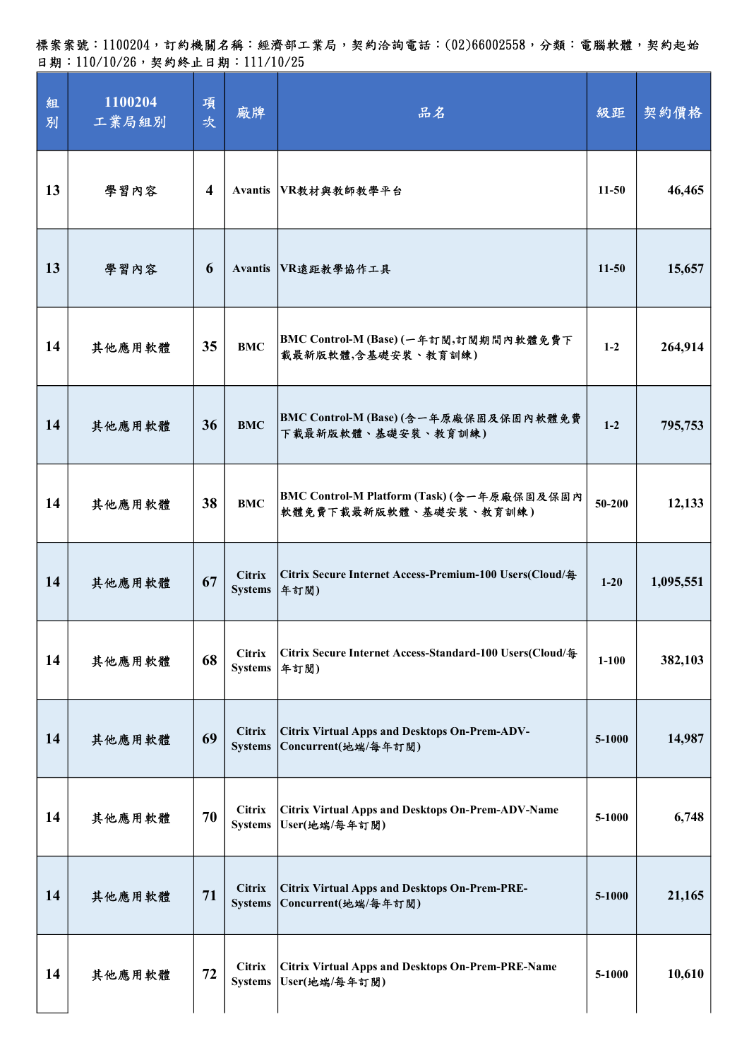標案案號：1100204，訂約機關名稱：經濟部工業局，契約洽詢電話：(02)66002558，分類：電腦軟體，契約起始日期：110/10/26，契約終止日期：111/10/25

| 組別 | 1100204 工業局組別 | 項次 | 廠牌 | 品名 | 級距 | 契約價格 |
|---|---|---|---|---|---|---|
| 13 | 學習內容 | 4 | Avantis | VR教材與教師教學平台 | 11-50 | 46,465 |
| 13 | 學習內容 | 6 | Avantis | VR遠距教學協作工具 | 11-50 | 15,657 |
| 14 | 其他應用軟體 | 35 | BMC | BMC Control-M (Base) (一年訂閱,訂閱期間內軟體免費下載最新版軟體,含基礎安裝、教育訓練) | 1-2 | 264,914 |
| 14 | 其他應用軟體 | 36 | BMC | BMC Control-M (Base) (含一年原廠保固及保固內軟體免費下載最新版軟體、基礎安裝、教育訓練) | 1-2 | 795,753 |
| 14 | 其他應用軟體 | 38 | BMC | BMC Control-M Platform (Task) (含一年原廠保固及保固內軟體免費下載最新版軟體、基礎安裝、教育訓練) | 50-200 | 12,133 |
| 14 | 其他應用軟體 | 67 | Citrix Systems | Citrix Secure Internet Access-Premium-100 Users(Cloud/每年訂閱) | 1-20 | 1,095,551 |
| 14 | 其他應用軟體 | 68 | Citrix Systems | Citrix Secure Internet Access-Standard-100 Users(Cloud/每年訂閱) | 1-100 | 382,103 |
| 14 | 其他應用軟體 | 69 | Citrix Systems | Citrix Virtual Apps and Desktops On-Prem-ADV-Concurrent(地端/每年訂閱) | 5-1000 | 14,987 |
| 14 | 其他應用軟體 | 70 | Citrix Systems | Citrix Virtual Apps and Desktops On-Prem-ADV-Name User(地端/每年訂閱) | 5-1000 | 6,748 |
| 14 | 其他應用軟體 | 71 | Citrix Systems | Citrix Virtual Apps and Desktops On-Prem-PRE-Concurrent(地端/每年訂閱) | 5-1000 | 21,165 |
| 14 | 其他應用軟體 | 72 | Citrix Systems | Citrix Virtual Apps and Desktops On-Prem-PRE-Name User(地端/每年訂閱) | 5-1000 | 10,610 |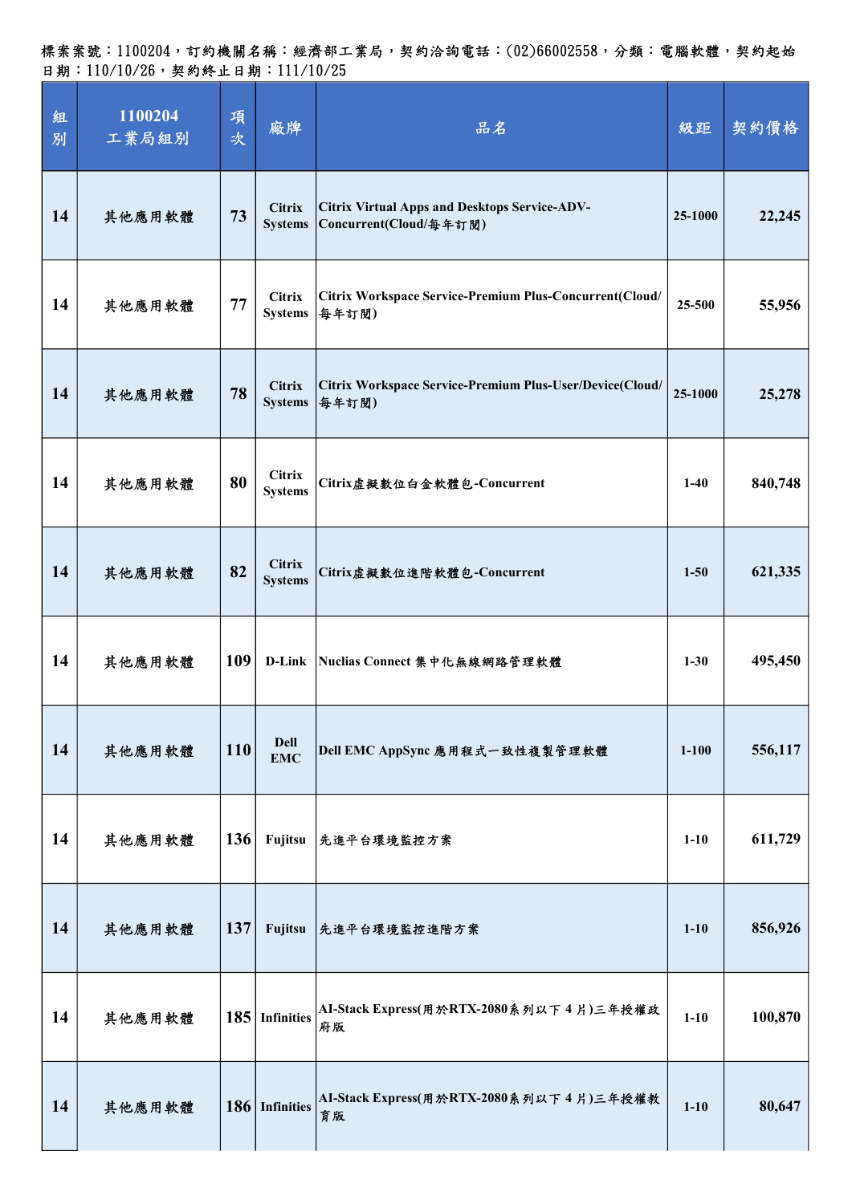標案案號：1100204，訂約機關名稱：經濟部工業局，契約洽詢電話：(02)66002558，分類：電腦軟體，契約起始日期：110/10/26，契約終止日期：111/10/25

| 組別 | 1100204 工業局組別 | 項次 | 廠牌 | 品名 | 級距 | 契約價格 |
|---|---|---|---|---|---|---|
| 14 | 其他應用軟體 | 73 | Citrix Systems | Citrix Virtual Apps and Desktops Service-ADV-Concurrent(Cloud/每年訂閱) | 25-1000 | 22,245 |
| 14 | 其他應用軟體 | 77 | Citrix Systems | Citrix Workspace Service-Premium Plus-Concurrent(Cloud/每年訂閱) | 25-500 | 55,956 |
| 14 | 其他應用軟體 | 78 | Citrix Systems | Citrix Workspace Service-Premium Plus-User/Device(Cloud/每年訂閱) | 25-1000 | 25,278 |
| 14 | 其他應用軟體 | 80 | Citrix Systems | Citrix虛擬數位白金軟體包-Concurrent | 1-40 | 840,748 |
| 14 | 其他應用軟體 | 82 | Citrix Systems | Citrix虛擬數位進階軟體包-Concurrent | 1-50 | 621,335 |
| 14 | 其他應用軟體 | 109 | D-Link | Nuclias Connect 集中化無線網路管理軟體 | 1-30 | 495,450 |
| 14 | 其他應用軟體 | 110 | Dell EMC | Dell EMC AppSync 應用程式一致性複製管理軟體 | 1-100 | 556,117 |
| 14 | 其他應用軟體 | 136 | Fujitsu | 先進平台環境監控方案 | 1-10 | 611,729 |
| 14 | 其他應用軟體 | 137 | Fujitsu | 先進平台環境監控進階方案 | 1-10 | 856,926 |
| 14 | 其他應用軟體 | 185 | Infinities | AI-Stack Express(用於RTX-2080系列以下 4 片)三年授權政府版 | 1-10 | 100,870 |
| 14 | 其他應用軟體 | 186 | Infinities | AI-Stack Express(用於RTX-2080系列以下 4 片)三年授權教育版 | 1-10 | 80,647 |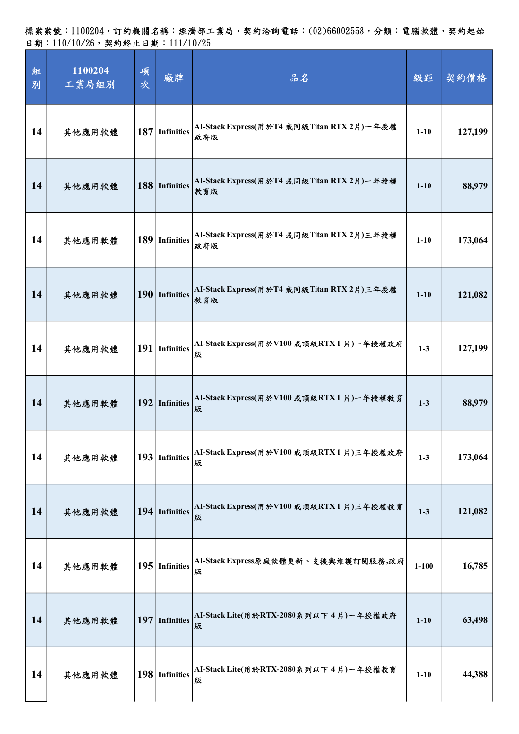標案案號：1100204，訂約機關名稱：經濟部工業局，契約洽詢電話：(02)66002558，分類：電腦軟體，契約起始日期：110/10/26，契約終止日期：111/10/25

| 組別 | 1100204<br>工業局組別 | 項次 | 廠牌 | 品名 | 級距 | 契約價格 |
|---|---|---|---|---|---|---|
| 14 | 其他應用軟體 | 187 | Infinities | AI-Stack Express(用於T4 或同級Titan RTX 2片)一年授權政府版 | 1-10 | 127,199 |
| 14 | 其他應用軟體 | 188 | Infinities | AI-Stack Express(用於T4 或同級Titan RTX 2片)一年授權教育版 | 1-10 | 88,979 |
| 14 | 其他應用軟體 | 189 | Infinities | AI-Stack Express(用於T4 或同級Titan RTX 2片)三年授權政府版 | 1-10 | 173,064 |
| 14 | 其他應用軟體 | 190 | Infinities | AI-Stack Express(用於T4 或同級Titan RTX 2片)三年授權教育版 | 1-10 | 121,082 |
| 14 | 其他應用軟體 | 191 | Infinities | AI-Stack Express(用於V100 或頂級RTX 1 片)一年授權政府版 | 1-3 | 127,199 |
| 14 | 其他應用軟體 | 192 | Infinities | AI-Stack Express(用於V100 或頂級RTX 1 片)一年授權教育版 | 1-3 | 88,979 |
| 14 | 其他應用軟體 | 193 | Infinities | AI-Stack Express(用於V100 或頂級RTX 1 片)三年授權政府版 | 1-3 | 173,064 |
| 14 | 其他應用軟體 | 194 | Infinities | AI-Stack Express(用於V100 或頂級RTX 1 片)三年授權教育版 | 1-3 | 121,082 |
| 14 | 其他應用軟體 | 195 | Infinities | AI-Stack Express原廠軟體更新、支援與維護訂閱服務,政府版 | 1-100 | 16,785 |
| 14 | 其他應用軟體 | 197 | Infinities | AI-Stack Lite(用於RTX-2080系列以下 4 片)一年授權政府版 | 1-10 | 63,498 |
| 14 | 其他應用軟體 | 198 | Infinities | AI-Stack Lite(用於RTX-2080系列以下 4 片)一年授權教育版 | 1-10 | 44,388 |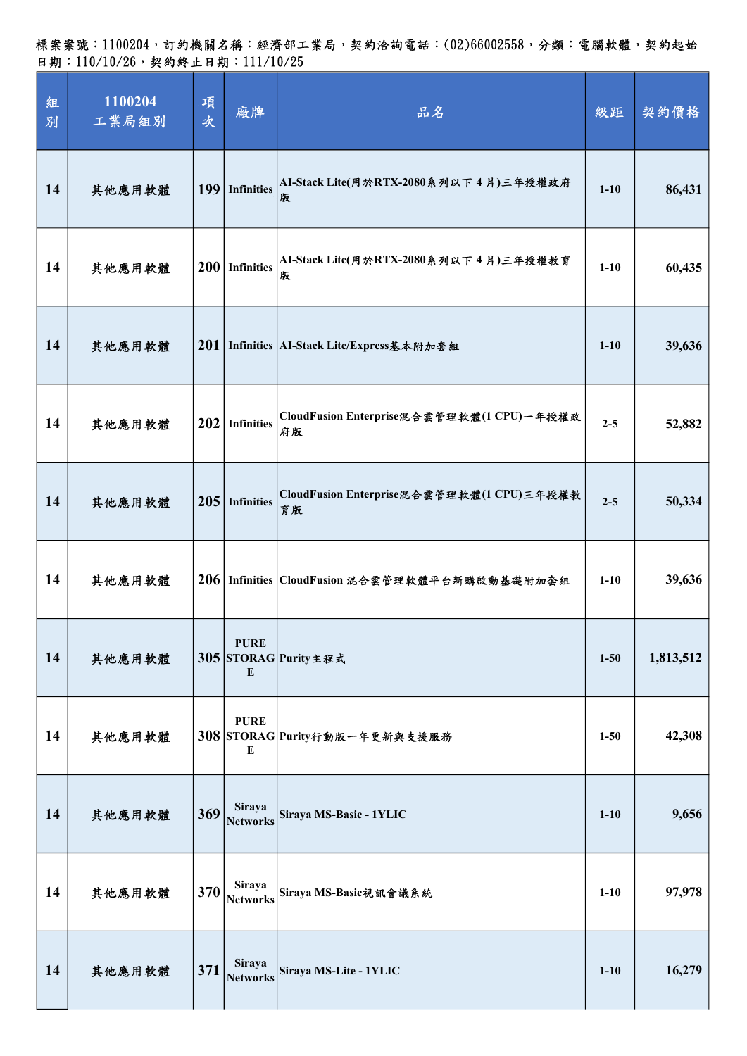標案案號：1100204，訂約機關名稱：經濟部工業局，契約洽詢電話：(02)66002558，分類：電腦軟體，契約起始日期：110/10/26，契約終止日期：111/10/25

| 組別 | 1100204 工業局組別 | 項次 | 廠牌 | 品名 | 級距 | 契約價格 |
|---|---|---|---|---|---|---|
| 14 | 其他應用軟體 | 199 | Infinities | AI-Stack Lite(用於RTX-2080系列以下 4 片)三年授權政府版 | 1-10 | 86,431 |
| 14 | 其他應用軟體 | 200 | Infinities | AI-Stack Lite(用於RTX-2080系列以下 4 片)三年授權教育版 | 1-10 | 60,435 |
| 14 | 其他應用軟體 | 201 | Infinities | AI-Stack Lite/Express基本附加套組 | 1-10 | 39,636 |
| 14 | 其他應用軟體 | 202 | Infinities | CloudFusion Enterprise混合雲管理軟體(1 CPU)一年授權政府版 | 2-5 | 52,882 |
| 14 | 其他應用軟體 | 205 | Infinities | CloudFusion Enterprise混合雲管理軟體(1 CPU)三年授權教育版 | 2-5 | 50,334 |
| 14 | 其他應用軟體 | 206 | Infinities | CloudFusion 混合雲管理軟體平台新購啟動基礎附加套組 | 1-10 | 39,636 |
| 14 | 其他應用軟體 | 305 | PURE STORAGE | Purity主程式 | 1-50 | 1,813,512 |
| 14 | 其他應用軟體 | 308 | PURE STORAGE | Purity行動版一年更新與支援服務 | 1-50 | 42,308 |
| 14 | 其他應用軟體 | 369 | Siraya Networks | Siraya MS-Basic - 1YLIC | 1-10 | 9,656 |
| 14 | 其他應用軟體 | 370 | Siraya Networks | Siraya MS-Basic視訊會議系統 | 1-10 | 97,978 |
| 14 | 其他應用軟體 | 371 | Siraya Networks | Siraya MS-Lite - 1YLIC | 1-10 | 16,279 |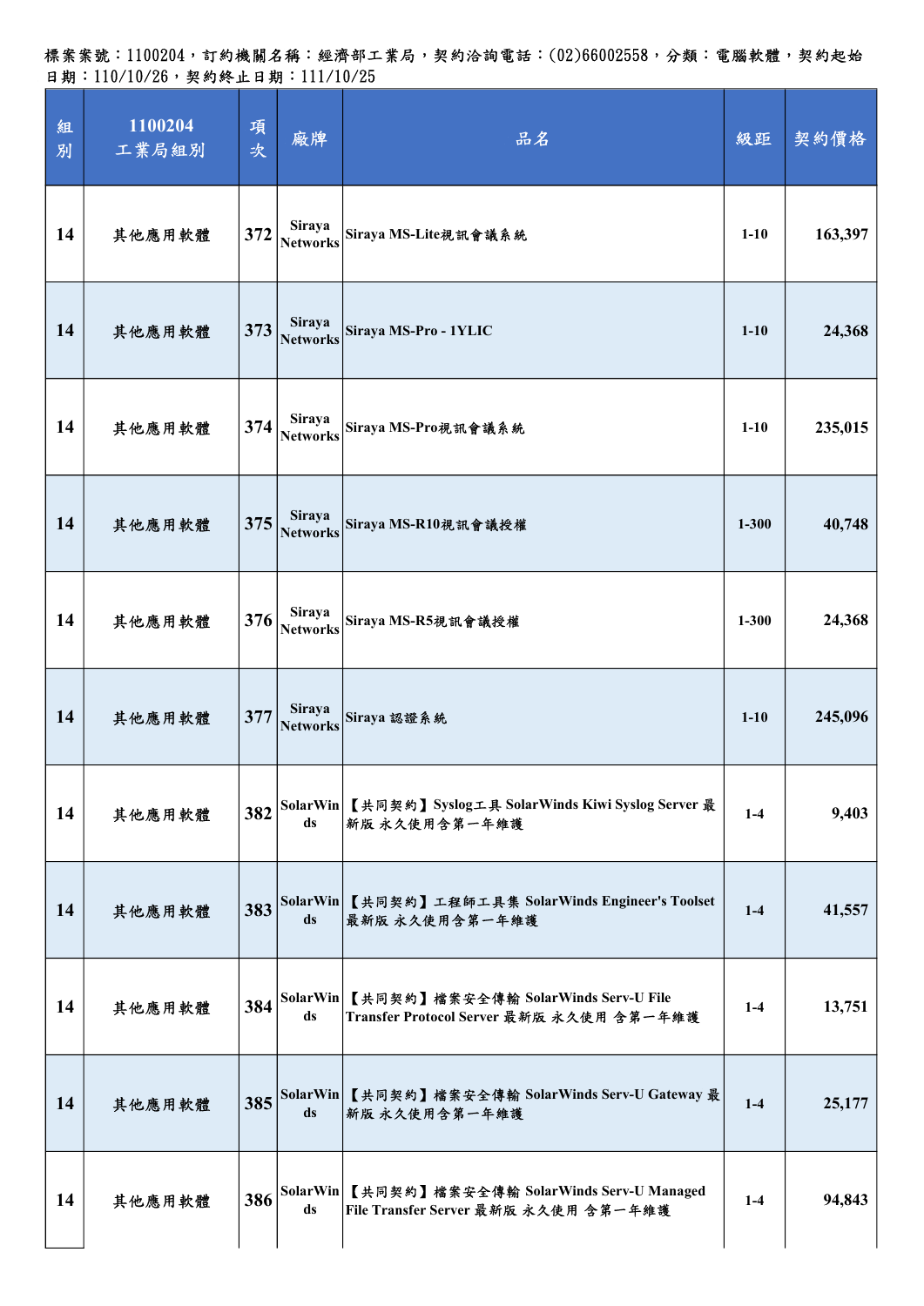標案案號：1100204，訂約機關名稱：經濟部工業局，契約洽詢電話：(02)66002558，分類：電腦軟體，契約起始日期：110/10/26，契約終止日期：111/10/25

| 組別 | 1100204<br>工業局組別 | 項次 | 廠牌 | 品名 | 級距 | 契約價格 |
|---|---|---|---|---|---|---|
| 14 | 其他應用軟體 | 372 | Siraya Networks | Siraya MS-Lite視訊會議系統 | 1-10 | 163,397 |
| 14 | 其他應用軟體 | 373 | Siraya Networks | Siraya MS-Pro - 1YLIC | 1-10 | 24,368 |
| 14 | 其他應用軟體 | 374 | Siraya Networks | Siraya MS-Pro視訊會議系統 | 1-10 | 235,015 |
| 14 | 其他應用軟體 | 375 | Siraya Networks | Siraya MS-R10視訊會議授權 | 1-300 | 40,748 |
| 14 | 其他應用軟體 | 376 | Siraya Networks | Siraya MS-R5視訊會議授權 | 1-300 | 24,368 |
| 14 | 其他應用軟體 | 377 | Siraya Networks | Siraya 認證系統 | 1-10 | 245,096 |
| 14 | 其他應用軟體 | 382 | SolarWinds | 【共同契約】Syslog工具 SolarWinds Kiwi Syslog Server 最新版 永久使用含第一年維護 | 1-4 | 9,403 |
| 14 | 其他應用軟體 | 383 | SolarWinds | 【共同契約】工程師工具集 SolarWinds Engineer's Toolset 最新版 永久使用含第一年維護 | 1-4 | 41,557 |
| 14 | 其他應用軟體 | 384 | SolarWinds | 【共同契約】檔案安全傳輸 SolarWinds Serv-U File Transfer Protocol Server 最新版 永久使用 含第一年維護 | 1-4 | 13,751 |
| 14 | 其他應用軟體 | 385 | SolarWinds | 【共同契約】檔案安全傳輸 SolarWinds Serv-U Gateway 最新版 永久使用含第一年維護 | 1-4 | 25,177 |
| 14 | 其他應用軟體 | 386 | SolarWinds | 【共同契約】檔案安全傳輸 SolarWinds Serv-U Managed File Transfer Server 最新版 永久使用 含第一年維護 | 1-4 | 94,843 |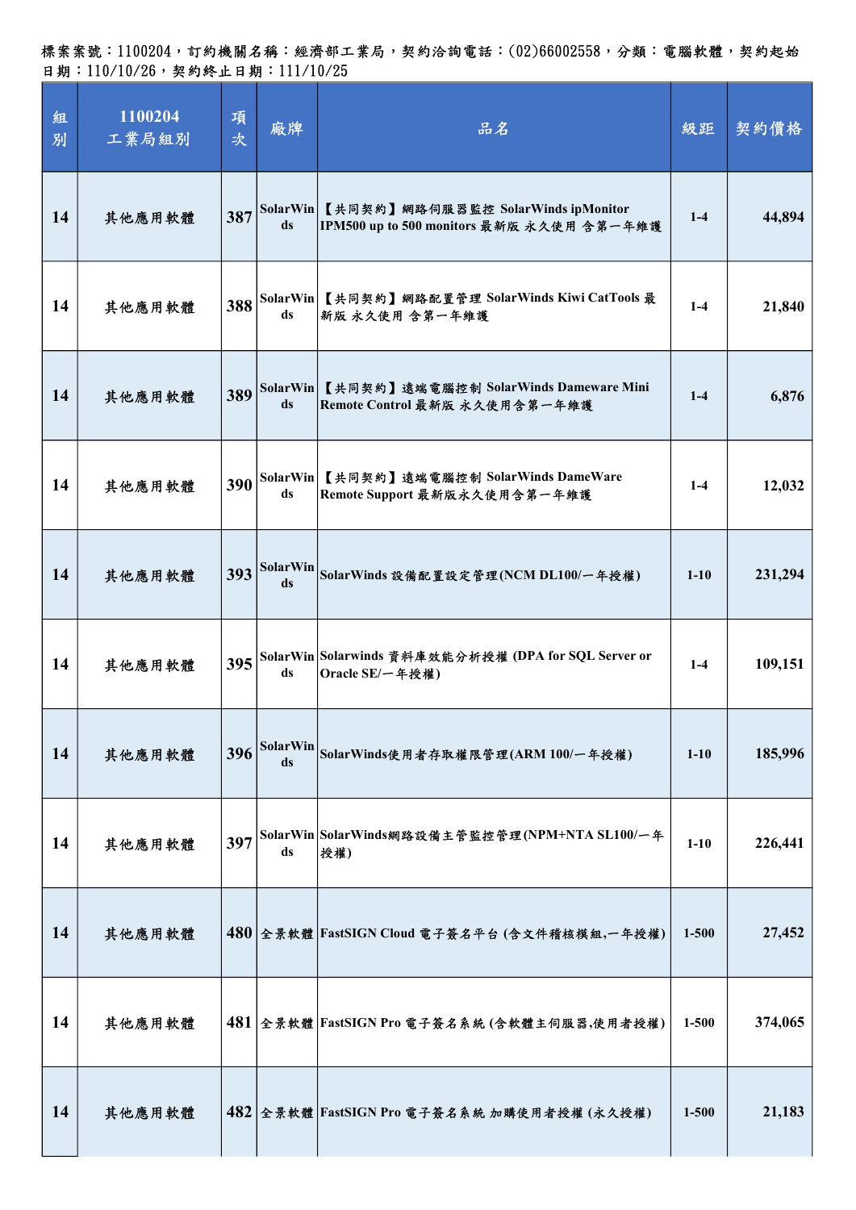標案案號：1100204，訂約機關名稱：經濟部工業局，契約洽詢電話：(02)66002558，分類：電腦軟體，契約起始日期：110/10/26，契約終止日期：111/10/25

| 組別 | 1100204 工業局組別 | 項次 | 廠牌 | 品名 | 級距 | 契約價格 |
|---|---|---|---|---|---|---|
| 14 | 其他應用軟體 | 387 | SolarWinds | 【共同契約】網路伺服器監控 SolarWinds ipMonitor IPM500 up to 500 monitors 最新版 永久使用 含第一年維護 | 1-4 | 44,894 |
| 14 | 其他應用軟體 | 388 | SolarWinds | 【共同契約】網路配置管理 SolarWinds Kiwi CatTools 最新版 永久使用 含第一年維護 | 1-4 | 21,840 |
| 14 | 其他應用軟體 | 389 | SolarWinds | 【共同契約】遠端電腦控制 SolarWinds Dameware Mini Remote Control 最新版 永久使用含第一年維護 | 1-4 | 6,876 |
| 14 | 其他應用軟體 | 390 | SolarWinds | 【共同契約】遠端電腦控制 SolarWinds DameWare Remote Support 最新版永久使用含第一年維護 | 1-4 | 12,032 |
| 14 | 其他應用軟體 | 393 | SolarWinds | SolarWinds 設備配置設定管理(NCM DL100/一年授權) | 1-10 | 231,294 |
| 14 | 其他應用軟體 | 395 | SolarWinds | Solarwinds 資料庫效能分析授權 (DPA for SQL Server or Oracle SE/一年授權) | 1-4 | 109,151 |
| 14 | 其他應用軟體 | 396 | SolarWinds | SolarWinds使用者存取權限管理(ARM 100/一年授權) | 1-10 | 185,996 |
| 14 | 其他應用軟體 | 397 | SolarWinds | SolarWinds網路設備主管監控管理(NPM+NTA SL100/一年授權) | 1-10 | 226,441 |
| 14 | 其他應用軟體 | 480 | 全景軟體 | FastSIGN Cloud 電子簽名平台 (含文件稽核模組,一年授權) | 1-500 | 27,452 |
| 14 | 其他應用軟體 | 481 | 全景軟體 | FastSIGN Pro 電子簽名系統 (含軟體主伺服器,使用者授權) | 1-500 | 374,065 |
| 14 | 其他應用軟體 | 482 | 全景軟體 | FastSIGN Pro 電子簽名系統 加購使用者授權 (永久授權) | 1-500 | 21,183 |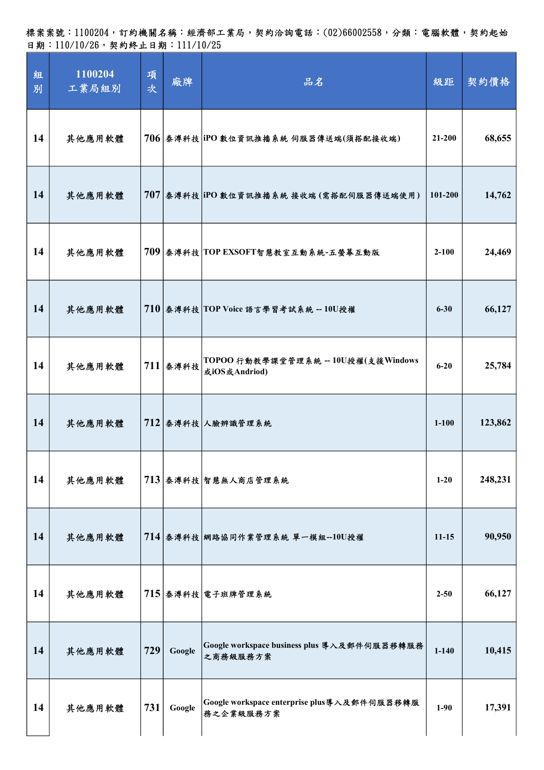標案案號：1100204，訂約機關名稱：經濟部工業局，契約洽詢電話：(02)66002558，分類：電腦軟體，契約起始日期：110/10/26，契約終止日期：111/10/25

| 組別 | 1100204 工業局組別 | 項次 | 廠牌 | 品名 | 級距 | 契約價格 |
|---|---|---|---|---|---|---|
| 14 | 其他應用軟體 | 706 | 泰溥科技 | iPO 數位資訊推播系統 伺服器傳送端(須搭配接收端) | 21-200 | 68,655 |
| 14 | 其他應用軟體 | 707 | 泰溥科技 | iPO 數位資訊推播系統 接收端 (需搭配伺服器傳送端使用) | 101-200 | 14,762 |
| 14 | 其他應用軟體 | 709 | 泰溥科技 | TOP EXSOFT智慧教室互動系統-五螢幕互動版 | 2-100 | 24,469 |
| 14 | 其他應用軟體 | 710 | 泰溥科技 | TOP Voice 語言學習考試系統 -- 10U授權 | 6-30 | 66,127 |
| 14 | 其他應用軟體 | 711 | 泰溥科技 | TOPOO 行動教學課堂管理系統 -- 10U授權(支援Windows或iOS或Andriod) | 6-20 | 25,784 |
| 14 | 其他應用軟體 | 712 | 泰溥科技 | 人臉辨識管理系統 | 1-100 | 123,862 |
| 14 | 其他應用軟體 | 713 | 泰溥科技 | 智慧無人商店管理系統 | 1-20 | 248,231 |
| 14 | 其他應用軟體 | 714 | 泰溥科技 | 網路協同作業管理系統 單一模組--10U授權 | 11-15 | 90,950 |
| 14 | 其他應用軟體 | 715 | 泰溥科技 | 電子班牌管理系統 | 2-50 | 66,127 |
| 14 | 其他應用軟體 | 729 | Google | Google workspace business plus 導入及郵件伺服器移轉服務之商務級服務方案 | 1-140 | 10,415 |
| 14 | 其他應用軟體 | 731 | Google | Google workspace enterprise plus導入及郵件伺服器移轉服務之企業級服務方案 | 1-90 | 17,391 |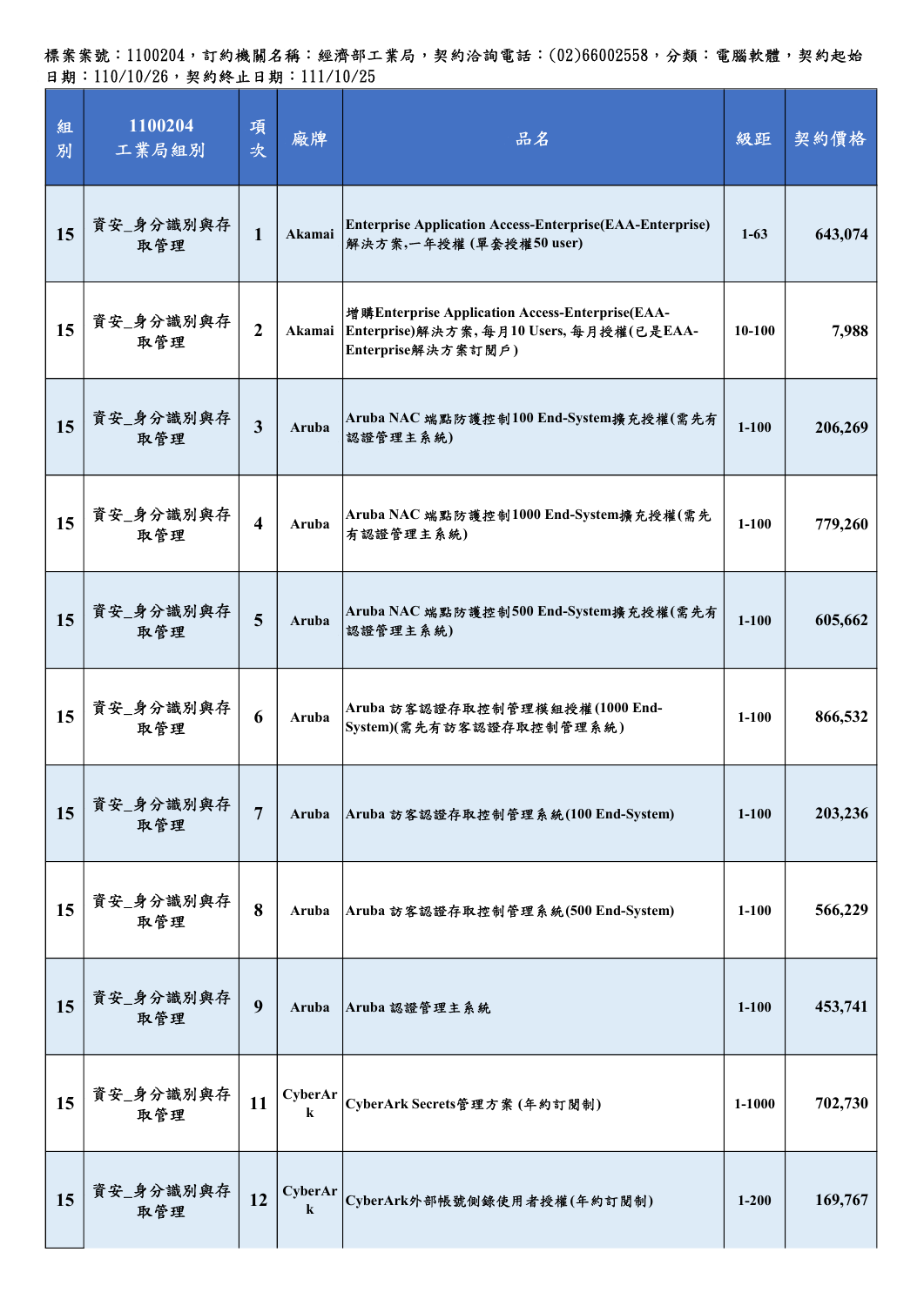標案案號：1100204，訂約機關名稱：經濟部工業局，契約洽詢電話：(02)66002558，分類：電腦軟體，契約起始日期：110/10/26，契約終止日期：111/10/25

| 組別 | 1100204 工業局組別 | 項次 | 廠牌 | 品名 | 級距 | 契約價格 |
|---|---|---|---|---|---|---|
| 15 | 資安_身分識別與存取管理 | 1 | Akamai | Enterprise Application Access-Enterprise(EAA-Enterprise)解決方案,一年授權 (單套授權50 user) | 1-63 | 643,074 |
| 15 | 資安_身分識別與存取管理 | 2 | Akamai | 增購Enterprise Application Access-Enterprise(EAA-Enterprise)解決方案, 每月10 Users, 每月授權(已是EAA-Enterprise解決方案訂閱戶) | 10-100 | 7,988 |
| 15 | 資安_身分識別與存取管理 | 3 | Aruba | Aruba NAC 端點防護控制100 End-System擴充授權(需先有認證管理主系統) | 1-100 | 206,269 |
| 15 | 資安_身分識別與存取管理 | 4 | Aruba | Aruba NAC 端點防護控制1000 End-System擴充授權(需先有認證管理主系統) | 1-100 | 779,260 |
| 15 | 資安_身分識別與存取管理 | 5 | Aruba | Aruba NAC 端點防護控制500 End-System擴充授權(需先有認證管理主系統) | 1-100 | 605,662 |
| 15 | 資安_身分識別與存取管理 | 6 | Aruba | Aruba 訪客認證存取控制管理模組授權(1000 End-System)(需先有訪客認證存取控制管理系統) | 1-100 | 866,532 |
| 15 | 資安_身分識別與存取管理 | 7 | Aruba | Aruba 訪客認證存取控制管理系統(100 End-System) | 1-100 | 203,236 |
| 15 | 資安_身分識別與存取管理 | 8 | Aruba | Aruba 訪客認證存取控制管理系統(500 End-System) | 1-100 | 566,229 |
| 15 | 資安_身分識別與存取管理 | 9 | Aruba | Aruba 認證管理主系統 | 1-100 | 453,741 |
| 15 | 資安_身分識別與存取管理 | 11 | CyberArk | CyberArk Secrets管理方案 (年約訂閱制) | 1-1000 | 702,730 |
| 15 | 資安_身分識別與存取管理 | 12 | CyberArk | CyberArk外部帳號側錄使用者授權(年約訂閱制) | 1-200 | 169,767 |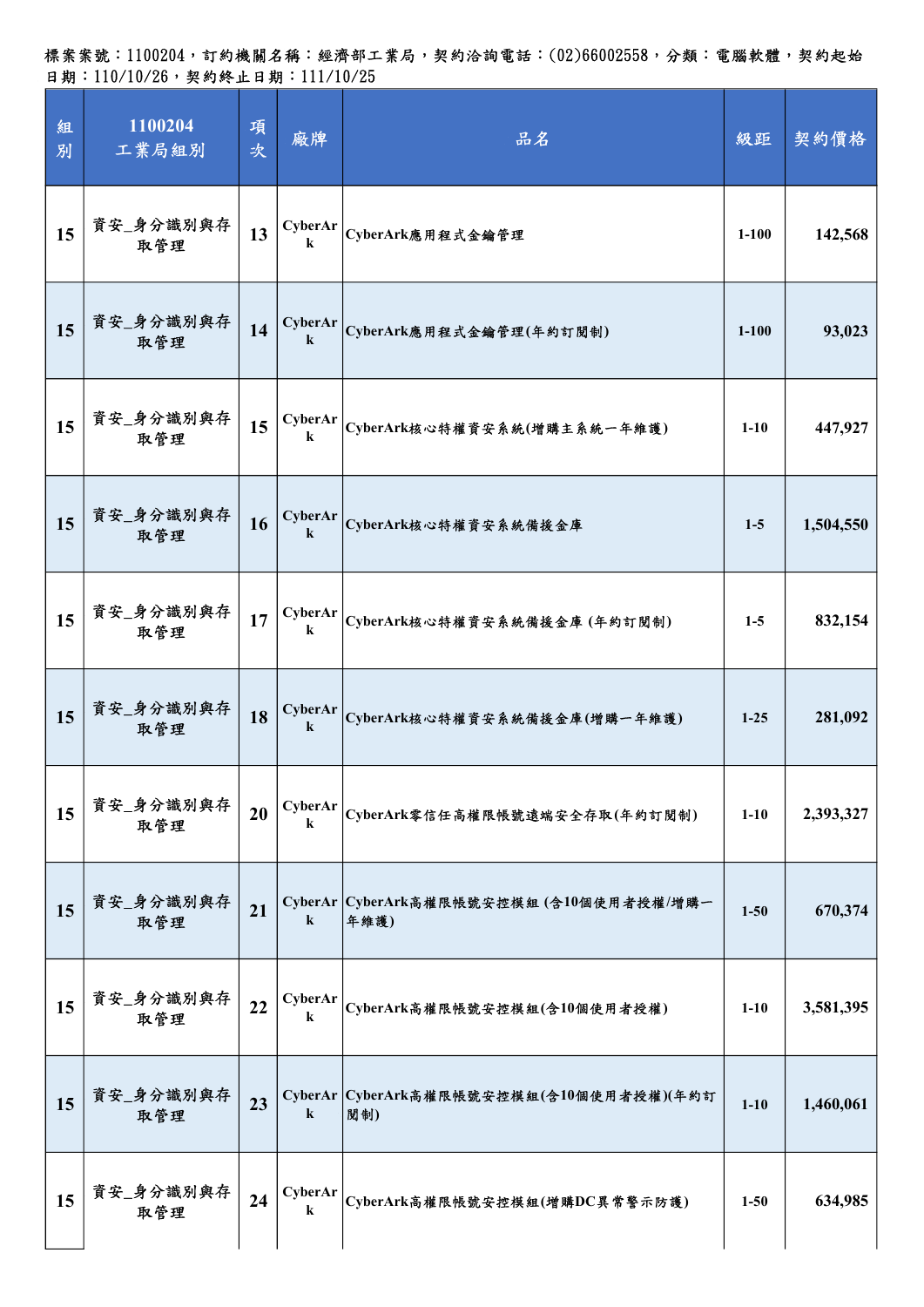標案案號：1100204，訂約機關名稱：經濟部工業局，契約洽詢電話：(02)66002558，分類：電腦軟體，契約起始日期：110/10/26，契約終止日期：111/10/25

| 組別 | 1100204 工業局組別 | 項次 | 廠牌 | 品名 | 級距 | 契約價格 |
|---|---|---|---|---|---|---|
| 15 | 資安_身分識別與存取管理 | 13 | CyberArk | CyberArk應用程式金鑰管理 | 1-100 | 142,568 |
| 15 | 資安_身分識別與存取管理 | 14 | CyberArk | CyberArk應用程式金鑰管理(年約訂閱制) | 1-100 | 93,023 |
| 15 | 資安_身分識別與存取管理 | 15 | CyberArk | CyberArk核心特權資安系統(增購主系統一年維護) | 1-10 | 447,927 |
| 15 | 資安_身分識別與存取管理 | 16 | CyberArk | CyberArk核心特權資安系統備援金庫 | 1-5 | 1,504,550 |
| 15 | 資安_身分識別與存取管理 | 17 | CyberArk | CyberArk核心特權資安系統備援金庫 (年約訂閱制) | 1-5 | 832,154 |
| 15 | 資安_身分識別與存取管理 | 18 | CyberArk | CyberArk核心特權資安系統備援金庫(增購一年維護) | 1-25 | 281,092 |
| 15 | 資安_身分識別與存取管理 | 20 | CyberArk | CyberArk零信任高權限帳號遠端安全存取(年約訂閱制) | 1-10 | 2,393,327 |
| 15 | 資安_身分識別與存取管理 | 21 | CyberArk | CyberArk高權限帳號安控模組 (含10個使用者授權/增購一年維護) | 1-50 | 670,374 |
| 15 | 資安_身分識別與存取管理 | 22 | CyberArk | CyberArk高權限帳號安控模組(含10個使用者授權) | 1-10 | 3,581,395 |
| 15 | 資安_身分識別與存取管理 | 23 | CyberArk | CyberArk高權限帳號安控模組(含10個使用者授權)(年約訂閱制) | 1-10 | 1,460,061 |
| 15 | 資安_身分識別與存取管理 | 24 | CyberArk | CyberArk高權限帳號安控模組(增購DC異常警示防護) | 1-50 | 634,985 |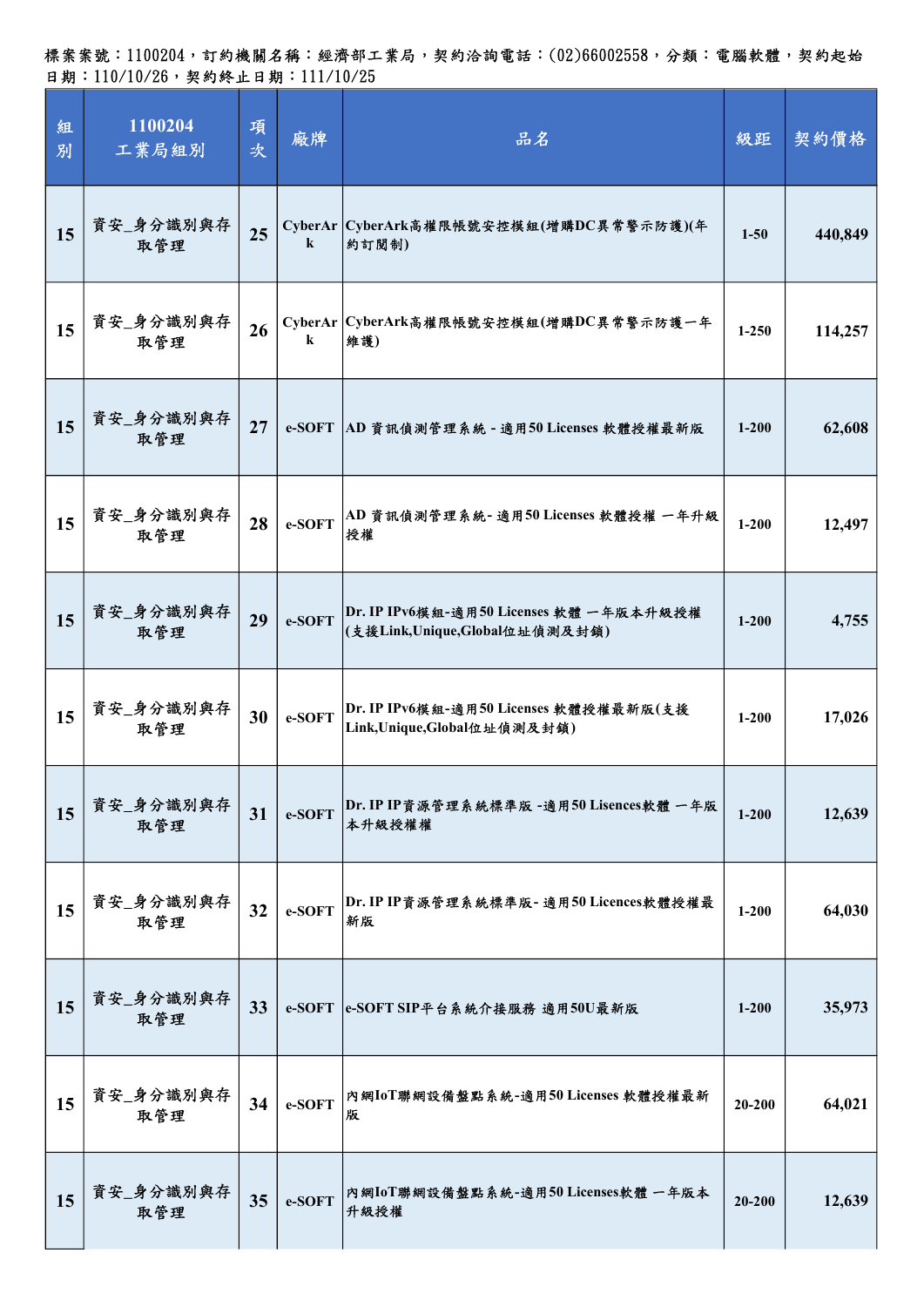標案案號：1100204，訂約機關名稱：經濟部工業局，契約洽詢電話：(02)66002558，分類：電腦軟體，契約起始日期：110/10/26，契約終止日期：111/10/25

| 組別 | 1100204 工業局組別 | 項次 | 廠牌 | 品名 | 級距 | 契約價格 |
|---|---|---|---|---|---|---|
| 15 | 資安_身分識別與存取管理 | 25 | CyberArk | CyberArk高權限帳號安控模組(增購DC異常警示防護)(年約訂閱制) | 1-50 | 440,849 |
| 15 | 資安_身分識別與存取管理 | 26 | CyberArk | CyberArk高權限帳號安控模組(增購DC異常警示防護一年維護) | 1-250 | 114,257 |
| 15 | 資安_身分識別與存取管理 | 27 | e-SOFT | AD 資訊偵測管理系統 - 適用50 Licenses 軟體授權最新版 | 1-200 | 62,608 |
| 15 | 資安_身分識別與存取管理 | 28 | e-SOFT | AD 資訊偵測管理系統- 適用50 Licenses 軟體授權 一年升級授權 | 1-200 | 12,497 |
| 15 | 資安_身分識別與存取管理 | 29 | e-SOFT | Dr. IP IPv6模組-適用50 Licenses 軟體 一年版本升級授權(支援Link,Unique,Global位址偵測及封鎖) | 1-200 | 4,755 |
| 15 | 資安_身分識別與存取管理 | 30 | e-SOFT | Dr. IP IPv6模組-適用50 Licenses 軟體授權最新版(支援Link,Unique,Global位址偵測及封鎖) | 1-200 | 17,026 |
| 15 | 資安_身分識別與存取管理 | 31 | e-SOFT | Dr. IP IP資源管理系統標準版 -適用50 Lisences軟體 一年版本升級授權權 | 1-200 | 12,639 |
| 15 | 資安_身分識別與存取管理 | 32 | e-SOFT | Dr. IP IP資源管理系統標準版- 適用50 Licences軟體授權最新版 | 1-200 | 64,030 |
| 15 | 資安_身分識別與存取管理 | 33 | e-SOFT | e-SOFT SIP平台系統介接服務 適用50U最新版 | 1-200 | 35,973 |
| 15 | 資安_身分識別與存取管理 | 34 | e-SOFT | 內網IoT聯網設備盤點系統-適用50 Licenses 軟體授權最新版 | 20-200 | 64,021 |
| 15 | 資安_身分識別與存取管理 | 35 | e-SOFT | 內網IoT聯網設備盤點系統-適用50 Licenses軟體 一年版本升級授權 | 20-200 | 12,639 |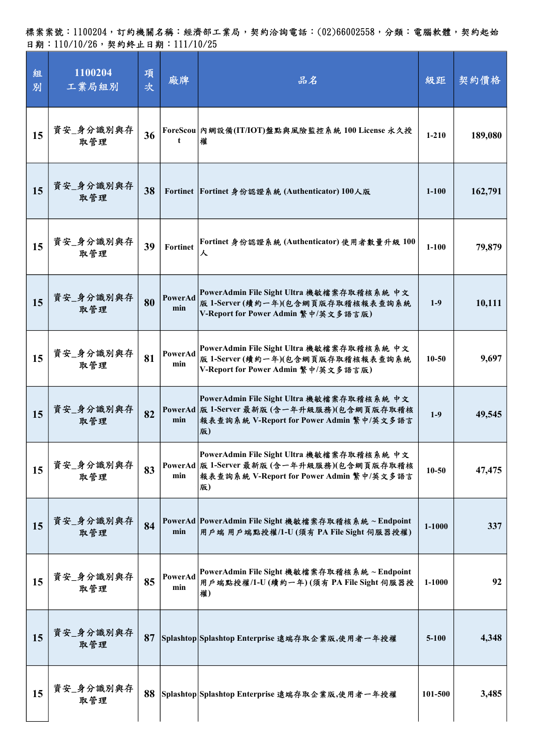標案案號：1100204，訂約機關名稱：經濟部工業局，契約洽詢電話：(02)66002558，分類：電腦軟體，契約起始日期：110/10/26，契約終止日期：111/10/25

| 組別 | 1100204 工業局組別 | 項次 | 廠牌 | 品名 | 級距 | 契約價格 |
|---|---|---|---|---|---|---|
| 15 | 資安_身分識別與存取管理 | 36 | ForeScout | 內網設備(IT/IOT)盤點與風險監控系統 100 License 永久授權 | 1-210 | 189,080 |
| 15 | 資安_身分識別與存取管理 | 38 | Fortinet | Fortinet 身份認證系統 (Authenticator) 100人版 | 1-100 | 162,791 |
| 15 | 資安_身分識別與存取管理 | 39 | Fortinet | Fortinet 身份認證系統 (Authenticator) 使用者數量升級 100人 | 1-100 | 79,879 |
| 15 | 資安_身分識別與存取管理 | 80 | PowerAdmin | PowerAdmin File Sight Ultra 機敏檔案存取稽核系統 中文版 1-Server (續約一年)(包含網頁版存取稽核報表查詢系統 V-Report for Power Admin 繁中/英文多語言版) | 1-9 | 10,111 |
| 15 | 資安_身分識別與存取管理 | 81 | PowerAdmin | PowerAdmin File Sight Ultra 機敏檔案存取稽核系統 中文版 1-Server (續約一年)(包含網頁版存取稽核報表查詢系統 V-Report for Power Admin 繁中/英文多語言版) | 10-50 | 9,697 |
| 15 | 資安_身分識別與存取管理 | 82 | PowerAdmin | PowerAdmin File Sight Ultra 機敏檔案存取稽核系統 中文版 1-Server 最新版 (含一年升級服務)(包含網頁版存取稽核報表查詢系統 V-Report for Power Admin 繁中/英文多語言版) | 1-9 | 49,545 |
| 15 | 資安_身分識別與存取管理 | 83 | PowerAdmin | PowerAdmin File Sight Ultra 機敏檔案存取稽核系統 中文版 1-Server 最新版 (含一年升級服務)(包含網頁版存取稽核報表查詢系統 V-Report for Power Admin 繁中/英文多語言版) | 10-50 | 47,475 |
| 15 | 資安_身分識別與存取管理 | 84 | PowerAdmin | PowerAdmin File Sight 機敏檔案存取稽核系統 ~ Endpoint 用戶端 用戶端點授權/1-U (須有 PA File Sight 伺服器授權) | 1-1000 | 337 |
| 15 | 資安_身分識別與存取管理 | 85 | PowerAdmin | PowerAdmin File Sight 機敏檔案存取稽核系統 ~ Endpoint 用戶端點授權/1-U (續約一年) (須有 PA File Sight 伺服器授權) | 1-1000 | 92 |
| 15 | 資安_身分識別與存取管理 | 87 | Splashtop | Splashtop Enterprise 遠端存取企業版,使用者一年授權 | 5-100 | 4,348 |
| 15 | 資安_身分識別與存取管理 | 88 | Splashtop | Splashtop Enterprise 遠端存取企業版,使用者一年授權 | 101-500 | 3,485 |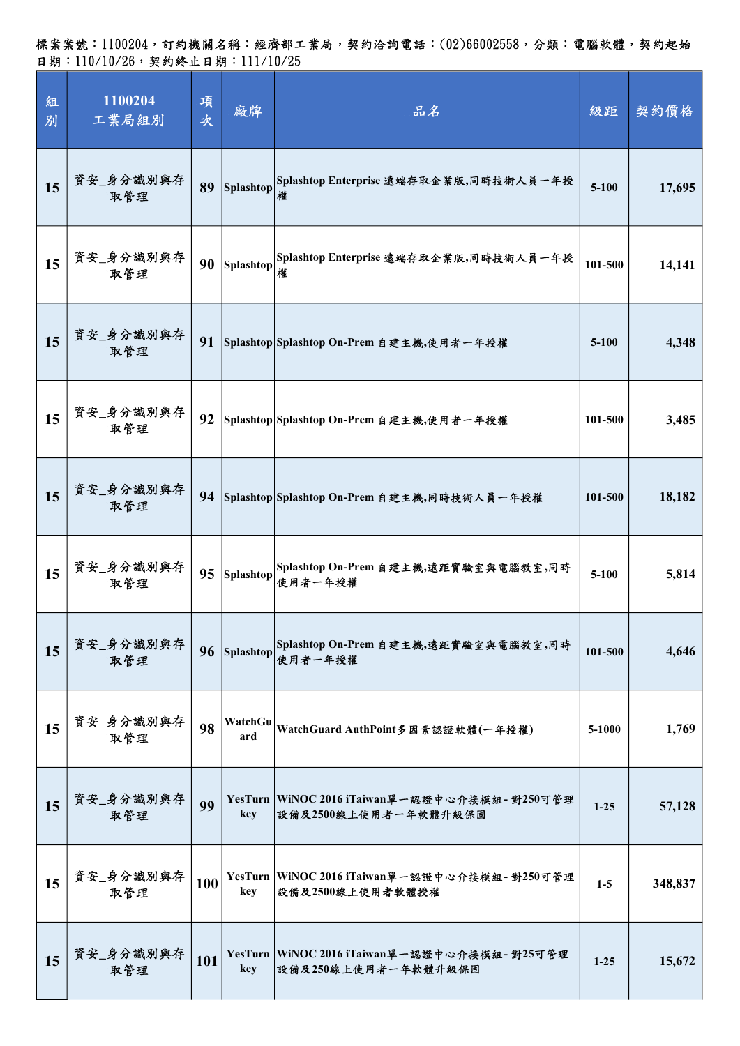標案案號：1100204，訂約機關名稱：經濟部工業局，契約洽詢電話：(02)66002558，分類：電腦軟體，契約起始日期：110/10/26，契約終止日期：111/10/25

| 組別 | 1100204 工業局組別 | 項次 | 廠牌 | 品名 | 級距 | 契約價格 |
|---|---|---|---|---|---|---|
| 15 | 資安_身分識別與存取管理 | 89 | Splashtop | Splashtop Enterprise 遠端存取企業版,同時技術人員一年授權 | 5-100 | 17,695 |
| 15 | 資安_身分識別與存取管理 | 90 | Splashtop | Splashtop Enterprise 遠端存取企業版,同時技術人員一年授權 | 101-500 | 14,141 |
| 15 | 資安_身分識別與存取管理 | 91 | Splashtop | Splashtop On-Prem 自建主機,使用者一年授權 | 5-100 | 4,348 |
| 15 | 資安_身分識別與存取管理 | 92 | Splashtop | Splashtop On-Prem 自建主機,使用者一年授權 | 101-500 | 3,485 |
| 15 | 資安_身分識別與存取管理 | 94 | Splashtop | Splashtop On-Prem 自建主機,同時技術人員一年授權 | 101-500 | 18,182 |
| 15 | 資安_身分識別與存取管理 | 95 | Splashtop | Splashtop On-Prem 自建主機,遠距實驗室與電腦教室,同時使用者一年授權 | 5-100 | 5,814 |
| 15 | 資安_身分識別與存取管理 | 96 | Splashtop | Splashtop On-Prem 自建主機,遠距實驗室與電腦教室,同時使用者一年授權 | 101-500 | 4,646 |
| 15 | 資安_身分識別與存取管理 | 98 | WatchGuard | WatchGuard AuthPoint多因素認證軟體(一年授權) | 5-1000 | 1,769 |
| 15 | 資安_身分識別與存取管理 | 99 | YesTurnkey | WiNOC 2016 iTaiwan單一認證中心介接模組-對250可管理設備及2500線上使用者一年軟體升級保固 | 1-25 | 57,128 |
| 15 | 資安_身分識別與存取管理 | 100 | YesTurnkey | WiNOC 2016 iTaiwan單一認證中心介接模組-對250可管理設備及2500線上使用者軟體授權 | 1-5 | 348,837 |
| 15 | 資安_身分識別與存取管理 | 101 | YesTurnkey | WiNOC 2016 iTaiwan單一認證中心介接模組-對25可管理設備及250線上使用者一年軟體升級保固 | 1-25 | 15,672 |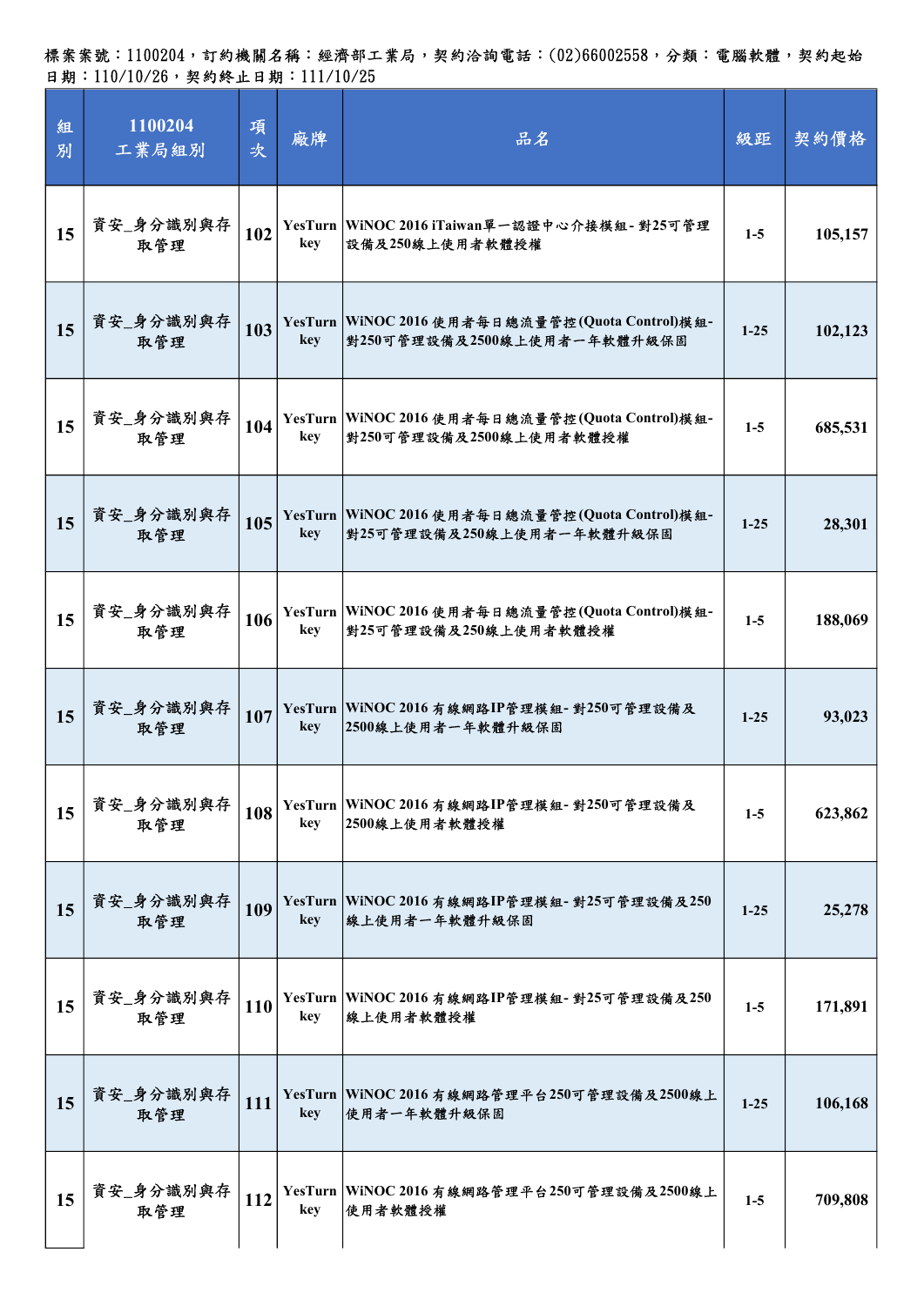標案案號：1100204，訂約機關名稱：經濟部工業局，契約洽詢電話：(02)66002558，分類：電腦軟體，契約起始日期：110/10/26，契約終止日期：111/10/25

| 組別 | 1100204 工業局組別 | 項次 | 廠牌 | 品名 | 級距 | 契約價格 |
|---|---|---|---|---|---|---|
| 15 | 資安_身分識別與存取管理 | 102 | YesTurnkey | WiNOC 2016 iTaiwan單一認證中心介接模組-對25可管理設備及250線上使用者軟體授權 | 1-5 | 105,157 |
| 15 | 資安_身分識別與存取管理 | 103 | YesTurnkey | WiNOC 2016 使用者每日總流量管控(Quota Control)模組-對250可管理設備及2500線上使用者一年軟體升級保固 | 1-25 | 102,123 |
| 15 | 資安_身分識別與存取管理 | 104 | YesTurnkey | WiNOC 2016 使用者每日總流量管控(Quota Control)模組-對250可管理設備及2500線上使用者軟體授權 | 1-5 | 685,531 |
| 15 | 資安_身分識別與存取管理 | 105 | YesTurnkey | WiNOC 2016 使用者每日總流量管控(Quota Control)模組-對25可管理設備及250線上使用者一年軟體升級保固 | 1-25 | 28,301 |
| 15 | 資安_身分識別與存取管理 | 106 | YesTurnkey | WiNOC 2016 使用者每日總流量管控(Quota Control)模組-對25可管理設備及250線上使用者軟體授權 | 1-5 | 188,069 |
| 15 | 資安_身分識別與存取管理 | 107 | YesTurnkey | WiNOC 2016 有線網路IP管理模組-對250可管理設備及2500線上使用者一年軟體升級保固 | 1-25 | 93,023 |
| 15 | 資安_身分識別與存取管理 | 108 | YesTurnkey | WiNOC 2016 有線網路IP管理模組-對250可管理設備及2500線上使用者軟體授權 | 1-5 | 623,862 |
| 15 | 資安_身分識別與存取管理 | 109 | YesTurnkey | WiNOC 2016 有線網路IP管理模組-對25可管理設備及250線上使用者一年軟體升級保固 | 1-25 | 25,278 |
| 15 | 資安_身分識別與存取管理 | 110 | YesTurnkey | WiNOC 2016 有線網路IP管理模組-對25可管理設備及250線上使用者軟體授權 | 1-5 | 171,891 |
| 15 | 資安_身分識別與存取管理 | 111 | YesTurnkey | WiNOC 2016 有線網路管理平台250可管理設備及2500線上使用者一年軟體升級保固 | 1-25 | 106,168 |
| 15 | 資安_身分識別與存取管理 | 112 | YesTurnkey | WiNOC 2016 有線網路管理平台250可管理設備及2500線上使用者軟體授權 | 1-5 | 709,808 |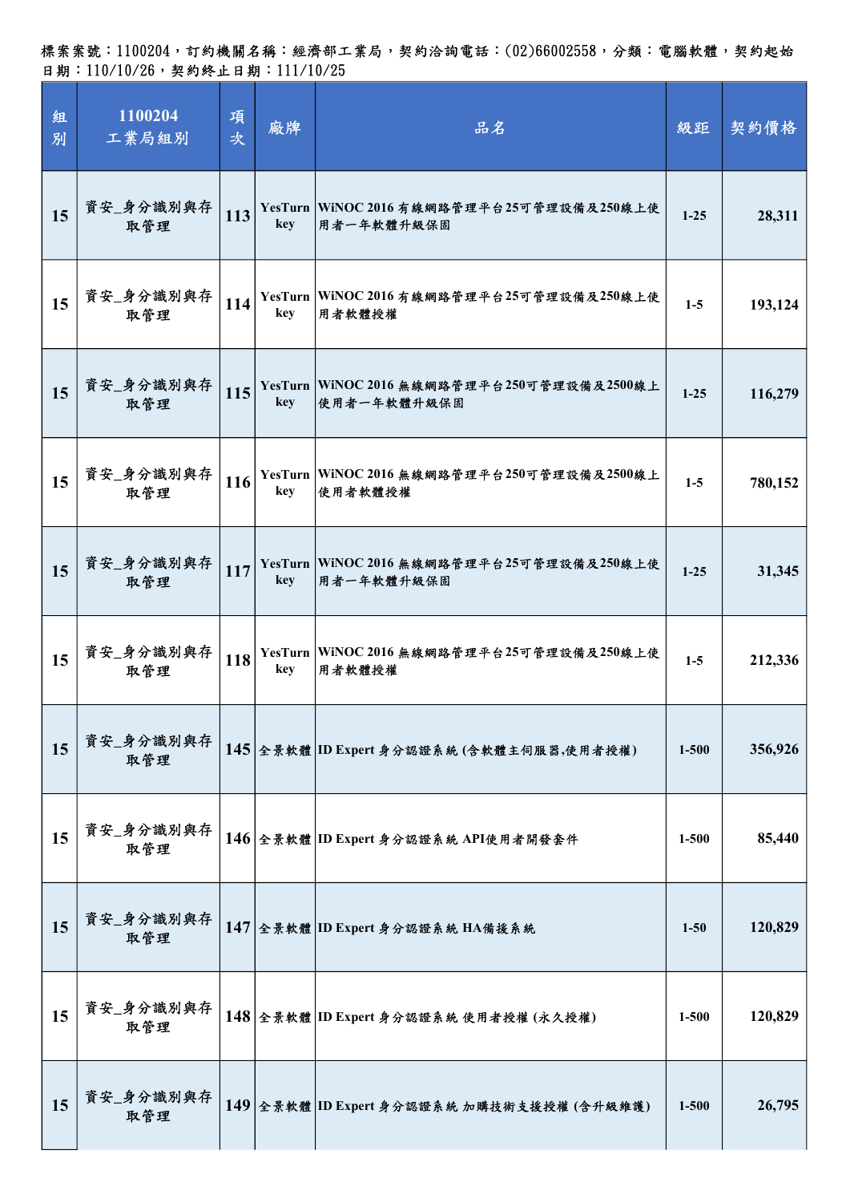標案案號：1100204，訂約機關名稱：經濟部工業局，契約洽詢電話：(02)66002558，分類：電腦軟體，契約起始日期：110/10/26，契約終止日期：111/10/25

| 組別 | 1100204 工業局組別 | 項次 | 廠牌 | 品名 | 級距 | 契約價格 |
|---|---|---|---|---|---|---|
| 15 | 資安_身分識別與存取管理 | 113 | YesTurnkey | WiNOC 2016 有線網路管理平台25可管理設備及250線上使用者一年軟體升級保固 | 1-25 | 28,311 |
| 15 | 資安_身分識別與存取管理 | 114 | YesTurnkey | WiNOC 2016 有線網路管理平台25可管理設備及250線上使用者軟體授權 | 1-5 | 193,124 |
| 15 | 資安_身分識別與存取管理 | 115 | YesTurnkey | WiNOC 2016 無線網路管理平台250可管理設備及2500線上使用者一年軟體升級保固 | 1-25 | 116,279 |
| 15 | 資安_身分識別與存取管理 | 116 | YesTurnkey | WiNOC 2016 無線網路管理平台250可管理設備及2500線上使用者軟體授權 | 1-5 | 780,152 |
| 15 | 資安_身分識別與存取管理 | 117 | YesTurnkey | WiNOC 2016 無線網路管理平台25可管理設備及250線上使用者一年軟體升級保固 | 1-25 | 31,345 |
| 15 | 資安_身分識別與存取管理 | 118 | YesTurnkey | WiNOC 2016 無線網路管理平台25可管理設備及250線上使用者軟體授權 | 1-5 | 212,336 |
| 15 | 資安_身分識別與存取管理 | 145 | 全景軟體 | ID Expert 身分認證系統 (含軟體主伺服器,使用者授權) | 1-500 | 356,926 |
| 15 | 資安_身分識別與存取管理 | 146 | 全景軟體 | ID Expert 身分認證系統 API使用者開發套件 | 1-500 | 85,440 |
| 15 | 資安_身分識別與存取管理 | 147 | 全景軟體 | ID Expert 身分認證系統 HA備援系統 | 1-50 | 120,829 |
| 15 | 資安_身分識別與存取管理 | 148 | 全景軟體 | ID Expert 身分認證系統 使用者授權 (永久授權) | 1-500 | 120,829 |
| 15 | 資安_身分識別與存取管理 | 149 | 全景軟體 | ID Expert 身分認證系統 加購技術支援授權 (含升級維護) | 1-500 | 26,795 |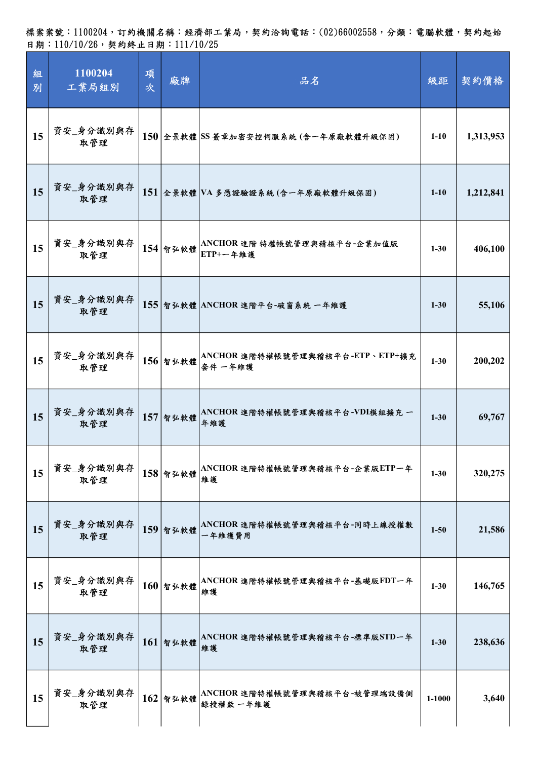標案案號：1100204，訂約機關名稱：經濟部工業局，契約洽詢電話：(02)66002558，分類：電腦軟體，契約起始日期：110/10/26，契約終止日期：111/10/25

| 組別 | 1100204 工業局組別 | 項次 | 廠牌 | 品名 | 級距 | 契約價格 |
|---|---|---|---|---|---|---|
| 15 | 資安_身分識別與存取管理 | 150 | 全景軟體 | SS 簽章加密安控伺服系統 (含一年原廠軟體升級保固) | 1-10 | 1,313,953 |
| 15 | 資安_身分識別與存取管理 | 151 | 全景軟體 | VA 多憑證驗證系統 (含一年原廠軟體升級保固) | 1-10 | 1,212,841 |
| 15 | 資安_身分識別與存取管理 | 154 | 智弘軟體 | ANCHOR 進階 特權帳號管理與稽核平台-企業加值版ETP+一年維護 | 1-30 | 406,100 |
| 15 | 資安_身分識別與存取管理 | 155 | 智弘軟體 | ANCHOR 進階平台-破窗系統 一年維護 | 1-30 | 55,106 |
| 15 | 資安_身分識別與存取管理 | 156 | 智弘軟體 | ANCHOR 進階特權帳號管理與稽核平台-ETP、ETP+擴充套件 一年維護 | 1-30 | 200,202 |
| 15 | 資安_身分識別與存取管理 | 157 | 智弘軟體 | ANCHOR 進階特權帳號管理與稽核平台-VDI模組擴充 一年維護 | 1-30 | 69,767 |
| 15 | 資安_身分識別與存取管理 | 158 | 智弘軟體 | ANCHOR 進階特權帳號管理與稽核平台-企業版ETP一年維護 | 1-30 | 320,275 |
| 15 | 資安_身分識別與存取管理 | 159 | 智弘軟體 | ANCHOR 進階特權帳號管理與稽核平台-同時上線授權數一年維護費用 | 1-50 | 21,586 |
| 15 | 資安_身分識別與存取管理 | 160 | 智弘軟體 | ANCHOR 進階特權帳號管理與稽核平台-基礎版FDT一年維護 | 1-30 | 146,765 |
| 15 | 資安_身分識別與存取管理 | 161 | 智弘軟體 | ANCHOR 進階特權帳號管理與稽核平台-標準版STD一年維護 | 1-30 | 238,636 |
| 15 | 資安_身分識別與存取管理 | 162 | 智弘軟體 | ANCHOR 進階特權帳號管理與稽核平台-被管理端設備側錄授權數 一年維護 | 1-1000 | 3,640 |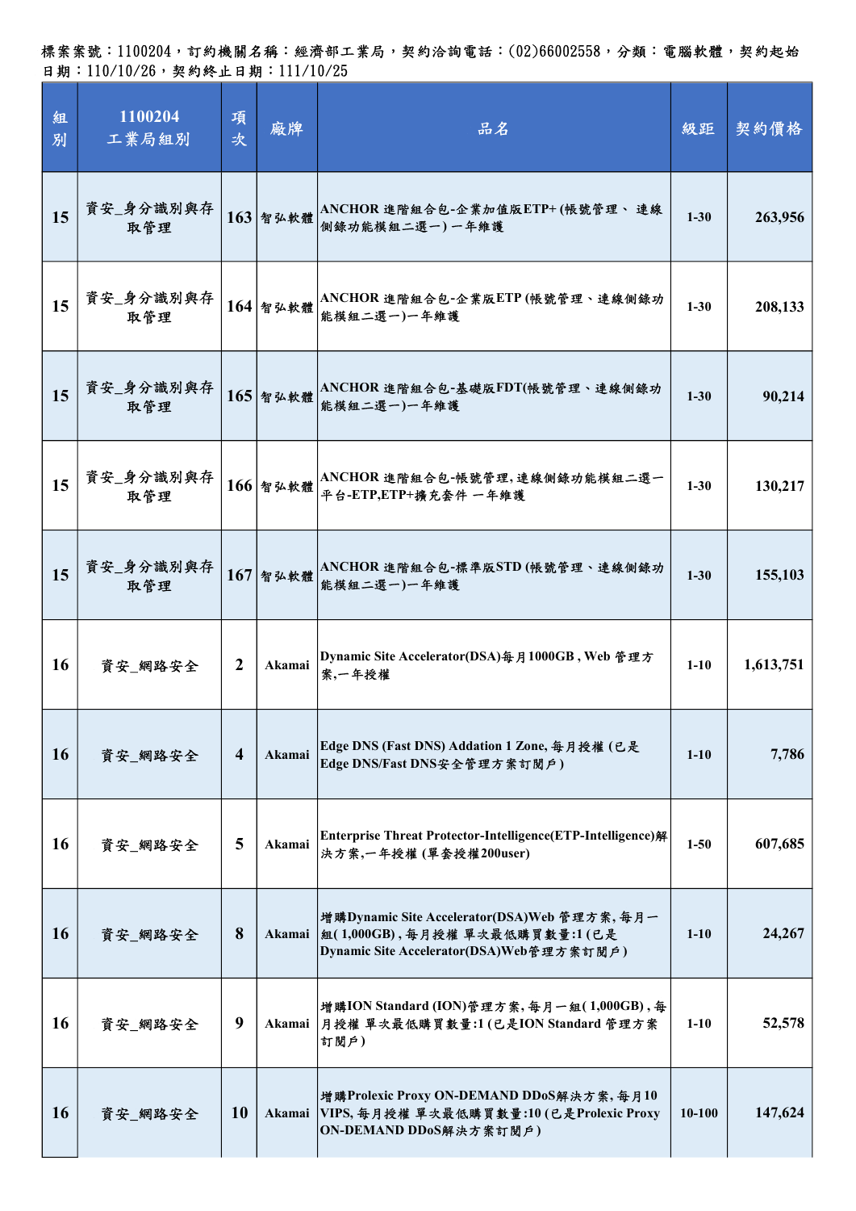標案案號：1100204，訂約機關名稱：經濟部工業局，契約洽詢電話：(02)66002558，分類：電腦軟體，契約起始日期：110/10/26，契約終止日期：111/10/25

| 組別 | 1100204 工業局組別 | 項次 | 廠牌 | 品名 | 級距 | 契約價格 |
|---|---|---|---|---|---|---|
| 15 | 資安_身分識別與存取管理 | 163 | 智弘軟體 | ANCHOR 進階組合包-企業加值版ETP+ (帳號管理、 連線側錄功能模組二選一) 一年維護 | 1-30 | 263,956 |
| 15 | 資安_身分識別與存取管理 | 164 | 智弘軟體 | ANCHOR 進階組合包-企業版ETP (帳號管理、連線側錄功能模組二選一)一年維護 | 1-30 | 208,133 |
| 15 | 資安_身分識別與存取管理 | 165 | 智弘軟體 | ANCHOR 進階組合包-基礎版FDT(帳號管理、連線側錄功能模組二選一)一年維護 | 1-30 | 90,214 |
| 15 | 資安_身分識別與存取管理 | 166 | 智弘軟體 | ANCHOR 進階組合包-帳號管理,連線側錄功能模組二選一平台-ETP,ETP+擴充套件 一年維護 | 1-30 | 130,217 |
| 15 | 資安_身分識別與存取管理 | 167 | 智弘軟體 | ANCHOR 進階組合包-標準版STD (帳號管理、連線側錄功能模組二選一)一年維護 | 1-30 | 155,103 |
| 16 | 資安_網路安全 | 2 | Akamai | Dynamic Site Accelerator(DSA)每月1000GB , Web 管理方案,一年授權 | 1-10 | 1,613,751 |
| 16 | 資安_網路安全 | 4 | Akamai | Edge DNS (Fast DNS) Addation 1 Zone, 每月授權 (已是Edge DNS/Fast DNS安全管理方案訂閱戶) | 1-10 | 7,786 |
| 16 | 資安_網路安全 | 5 | Akamai | Enterprise Threat Protector-Intelligence(ETP-Intelligence)解決方案,一年授權 (單套授權200user) | 1-50 | 607,685 |
| 16 | 資安_網路安全 | 8 | Akamai | 增購Dynamic Site Accelerator(DSA)Web 管理方案, 每月一組( 1,000GB) , 每月授權 單次最低購買數量:1 (已是Dynamic Site Accelerator(DSA)Web管理方案訂閱戶) | 1-10 | 24,267 |
| 16 | 資安_網路安全 | 9 | Akamai | 增購ION Standard (ION)管理方案, 每月一組( 1,000GB) , 每月授權 單次最低購買數量:1 (已是ION Standard 管理方案訂閱戶) | 1-10 | 52,578 |
| 16 | 資安_網路安全 | 10 | Akamai | 增購Prolexic Proxy ON-DEMAND DDoS解決方案, 每月10 VIPS, 每月授權 單次最低購買數量:10 (已是Prolexic Proxy ON-DEMAND DDoS解決方案訂閱戶) | 10-100 | 147,624 |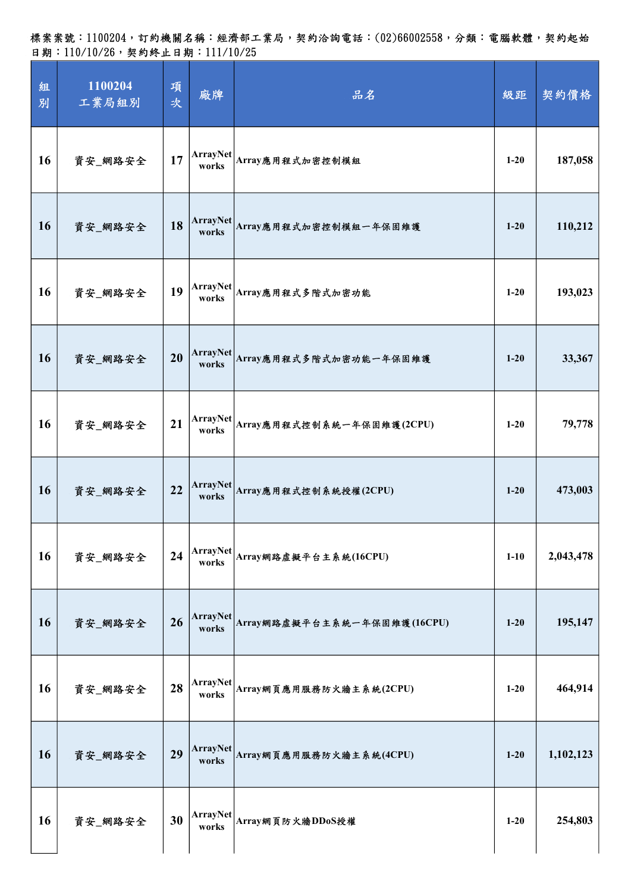標案案號：1100204，訂約機關名稱：經濟部工業局，契約洽詢電話：(02)66002558，分類：電腦軟體，契約起始日期：110/10/26，契約終止日期：111/10/25

| 組別 | 1100204 工業局組別 | 項次 | 廠牌 | 品名 | 級距 | 契約價格 |
|---|---|---|---|---|---|---|
| 16 | 資安_網路安全 | 17 | ArrayNetworks | Array應用程式加密控制模組 | 1-20 | 187,058 |
| 16 | 資安_網路安全 | 18 | ArrayNetworks | Array應用程式加密控制模組一年保固維護 | 1-20 | 110,212 |
| 16 | 資安_網路安全 | 19 | ArrayNetworks | Array應用程式多階式加密功能 | 1-20 | 193,023 |
| 16 | 資安_網路安全 | 20 | ArrayNetworks | Array應用程式多階式加密功能一年保固維護 | 1-20 | 33,367 |
| 16 | 資安_網路安全 | 21 | ArrayNetworks | Array應用程式控制系統一年保固維護(2CPU) | 1-20 | 79,778 |
| 16 | 資安_網路安全 | 22 | ArrayNetworks | Array應用程式控制系統授權(2CPU) | 1-20 | 473,003 |
| 16 | 資安_網路安全 | 24 | ArrayNetworks | Array網路虛擬平台主系統(16CPU) | 1-10 | 2,043,478 |
| 16 | 資安_網路安全 | 26 | ArrayNetworks | Array網路虛擬平台主系統一年保固維護(16CPU) | 1-20 | 195,147 |
| 16 | 資安_網路安全 | 28 | ArrayNetworks | Array網頁應用服務防火牆主系統(2CPU) | 1-20 | 464,914 |
| 16 | 資安_網路安全 | 29 | ArrayNetworks | Array網頁應用服務防火牆主系統(4CPU) | 1-20 | 1,102,123 |
| 16 | 資安_網路安全 | 30 | ArrayNetworks | Array網頁防火牆DDoS授權 | 1-20 | 254,803 |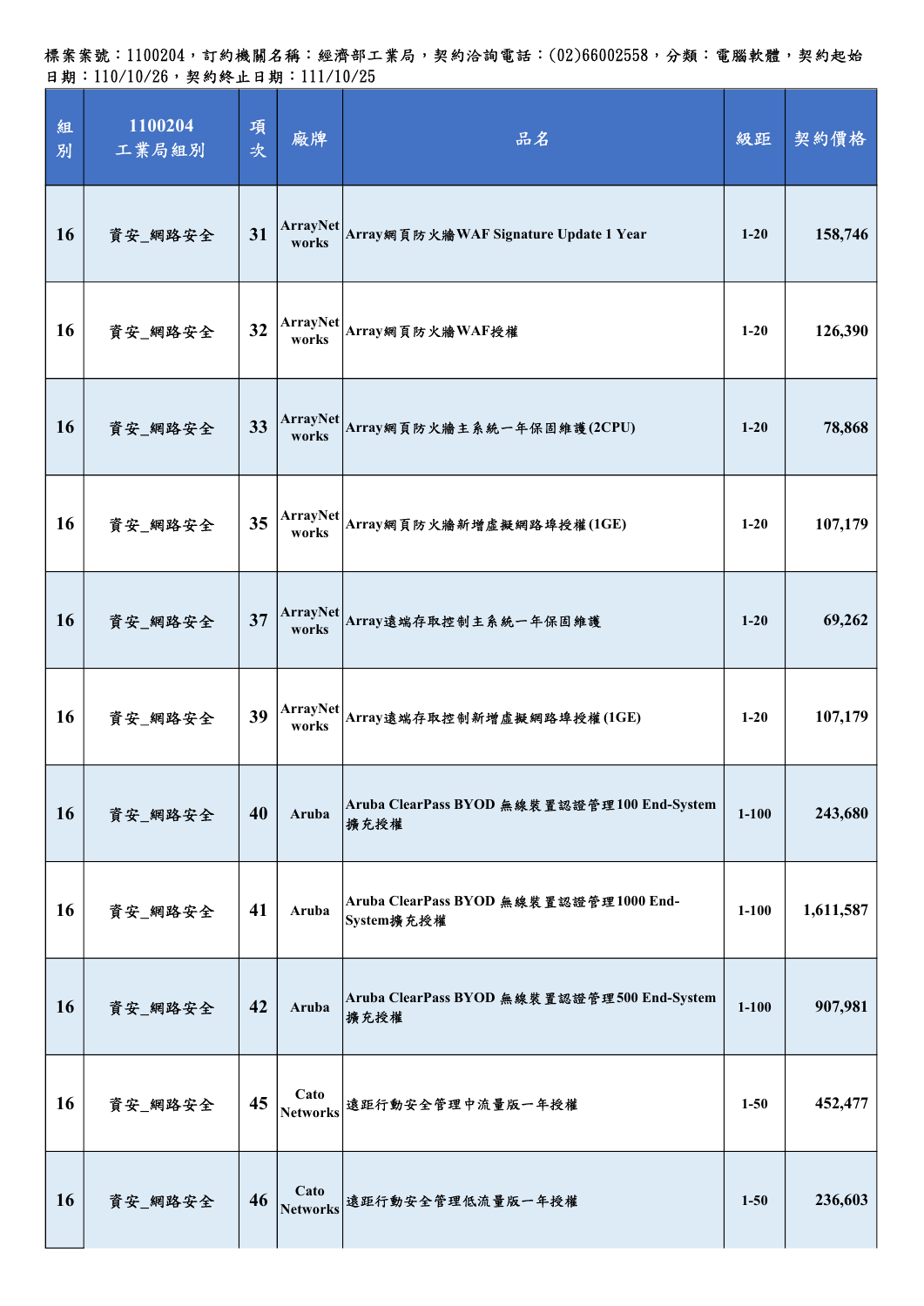標案案號：1100204，訂約機關名稱：經濟部工業局，契約洽詢電話：(02)66002558，分類：電腦軟體，契約起始日期：110/10/26，契約終止日期：111/10/25

| 組別 | 1100204 工業局組別 | 項次 | 廠牌 | 品名 | 級距 | 契約價格 |
|---|---|---|---|---|---|---|
| 16 | 資安_網路安全 | 31 | ArrayNetworks | Array網頁防火牆WAF Signature Update 1 Year | 1-20 | 158,746 |
| 16 | 資安_網路安全 | 32 | ArrayNetworks | Array網頁防火牆WAF授權 | 1-20 | 126,390 |
| 16 | 資安_網路安全 | 33 | ArrayNetworks | Array網頁防火牆主系統一年保固維護(2CPU) | 1-20 | 78,868 |
| 16 | 資安_網路安全 | 35 | ArrayNetworks | Array網頁防火牆新增虛擬網路埠授權(1GE) | 1-20 | 107,179 |
| 16 | 資安_網路安全 | 37 | ArrayNetworks | Array遠端存取控制主系統一年保固維護 | 1-20 | 69,262 |
| 16 | 資安_網路安全 | 39 | ArrayNetworks | Array遠端存取控制新增虛擬網路埠授權(1GE) | 1-20 | 107,179 |
| 16 | 資安_網路安全 | 40 | Aruba | Aruba ClearPass BYOD 無線裝置認證管理100 End-System擴充授權 | 1-100 | 243,680 |
| 16 | 資安_網路安全 | 41 | Aruba | Aruba ClearPass BYOD 無線裝置認證管理1000 End-System擴充授權 | 1-100 | 1,611,587 |
| 16 | 資安_網路安全 | 42 | Aruba | Aruba ClearPass BYOD 無線裝置認證管理500 End-System擴充授權 | 1-100 | 907,981 |
| 16 | 資安_網路安全 | 45 | Cato Networks | 遠距行動安全管理中流量版一年授權 | 1-50 | 452,477 |
| 16 | 資安_網路安全 | 46 | Cato Networks | 遠距行動安全管理低流量版一年授權 | 1-50 | 236,603 |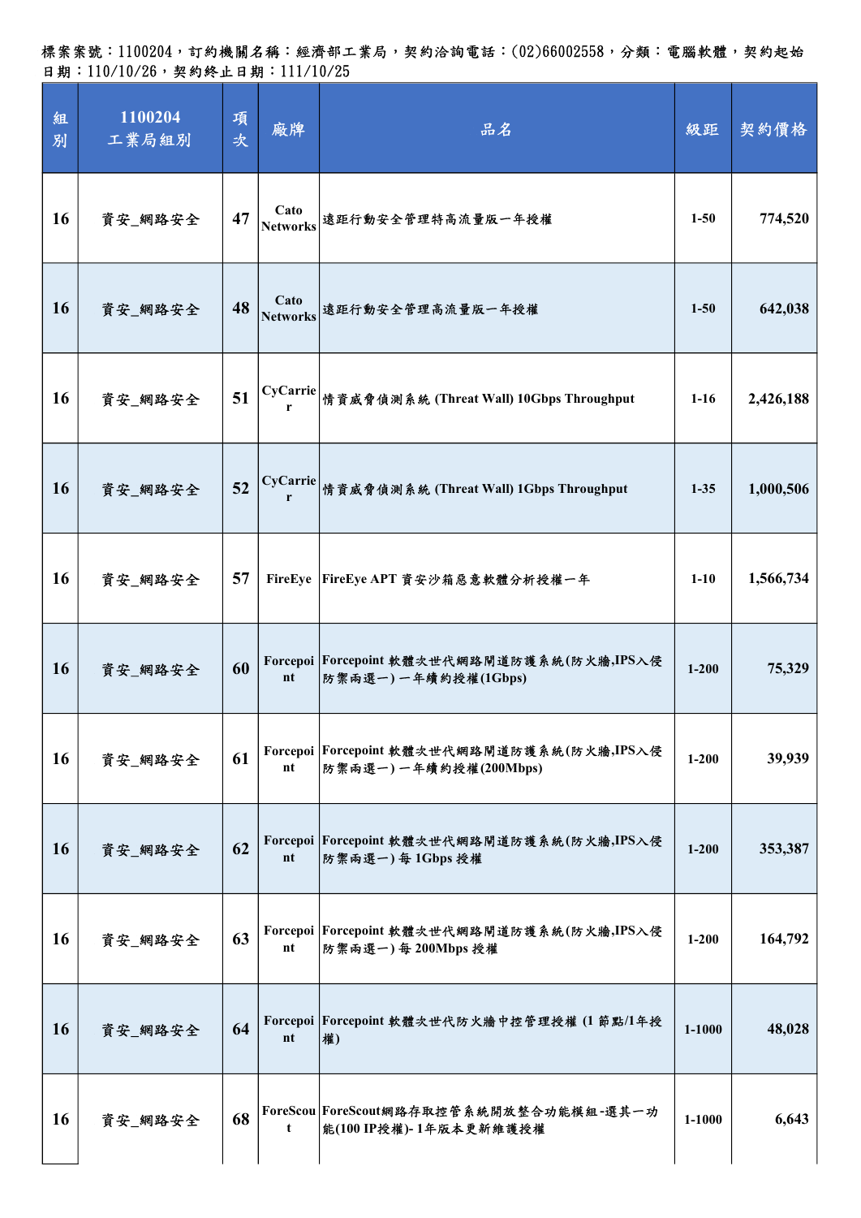標案案號：1100204，訂約機關名稱：經濟部工業局，契約洽詢電話：(02)66002558，分類：電腦軟體，契約起始日期：110/10/26，契約終止日期：111/10/25

| 組別 | 1100204 工業局組別 | 項次 | 廠牌 | 品名 | 級距 | 契約價格 |
|---|---|---|---|---|---|---|
| 16 | 資安_網路安全 | 47 | Cato Networks | 遠距行動安全管理特高流量版一年授權 | 1-50 | 774,520 |
| 16 | 資安_網路安全 | 48 | Cato Networks | 遠距行動安全管理高流量版一年授權 | 1-50 | 642,038 |
| 16 | 資安_網路安全 | 51 | CyCarrier | 情資威脅偵測系統 (Threat Wall) 10Gbps Throughput | 1-16 | 2,426,188 |
| 16 | 資安_網路安全 | 52 | CyCarrier | 情資威脅偵測系統 (Threat Wall) 1Gbps Throughput | 1-35 | 1,000,506 |
| 16 | 資安_網路安全 | 57 | FireEye | FireEye APT 資安沙箱惡意軟體分析授權一年 | 1-10 | 1,566,734 |
| 16 | 資安_網路安全 | 60 | Forcepoint | Forcepoint 軟體次世代網路閘道防護系統(防火牆,IPS入侵防禦兩選一)一年續約授權(1Gbps) | 1-200 | 75,329 |
| 16 | 資安_網路安全 | 61 | Forcepoint | Forcepoint 軟體次世代網路閘道防護系統(防火牆,IPS入侵防禦兩選一)一年續約授權(200Mbps) | 1-200 | 39,939 |
| 16 | 資安_網路安全 | 62 | Forcepoint | Forcepoint 軟體次世代網路閘道防護系統(防火牆,IPS入侵防禦兩選一)每 1Gbps 授權 | 1-200 | 353,387 |
| 16 | 資安_網路安全 | 63 | Forcepoint | Forcepoint 軟體次世代網路閘道防護系統(防火牆,IPS入侵防禦兩選一)每 200Mbps 授權 | 1-200 | 164,792 |
| 16 | 資安_網路安全 | 64 | Forcepoint | Forcepoint 軟體次世代防火牆中控管理授權 (1 節點/1年授權) | 1-1000 | 48,028 |
| 16 | 資安_網路安全 | 68 | ForeScout | ForeScout網路存取控管系統開放整合功能模組-選其一功能(100 IP授權)- 1年版本更新維護授權 | 1-1000 | 6,643 |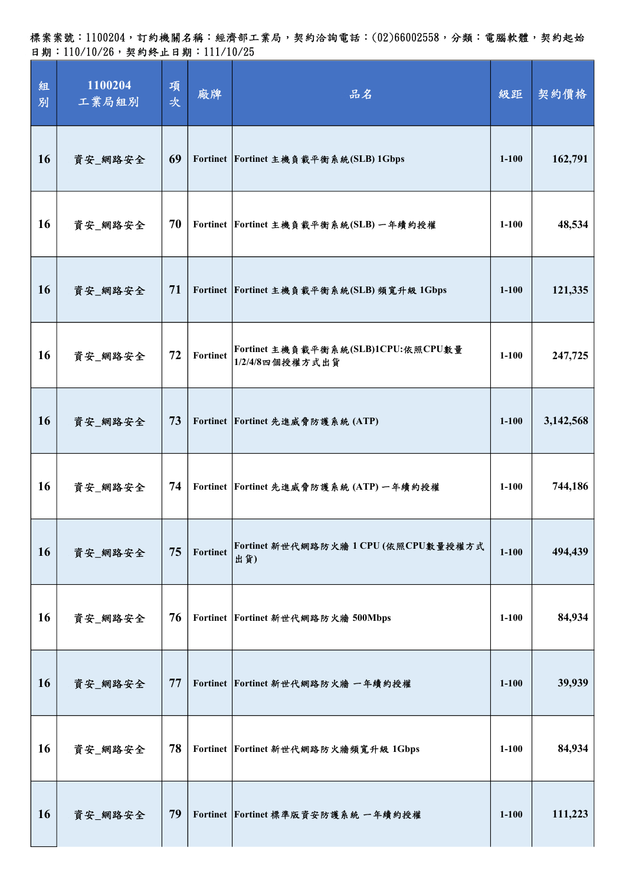標案案號：1100204，訂約機關名稱：經濟部工業局，契約洽詢電話：(02)66002558，分類：電腦軟體，契約起始日期：110/10/26，契約終止日期：111/10/25

| 組別 | 1100204 工業局組別 | 項次 | 廠牌 | 品名 | 級距 | 契約價格 |
|---|---|---|---|---|---|---|
| 16 | 資安_網路安全 | 69 | Fortinet | Fortinet 主機負載平衡系統(SLB) 1Gbps | 1-100 | 162,791 |
| 16 | 資安_網路安全 | 70 | Fortinet | Fortinet 主機負載平衡系統(SLB) 一年續約授權 | 1-100 | 48,534 |
| 16 | 資安_網路安全 | 71 | Fortinet | Fortinet 主機負載平衡系統(SLB) 頻寬升級 1Gbps | 1-100 | 121,335 |
| 16 | 資安_網路安全 | 72 | Fortinet | Fortinet 主機負載平衡系統(SLB)1CPU:依照CPU數量1/2/4/8四個授權方式出貨 | 1-100 | 247,725 |
| 16 | 資安_網路安全 | 73 | Fortinet | Fortinet 先進威脅防護系統 (ATP) | 1-100 | 3,142,568 |
| 16 | 資安_網路安全 | 74 | Fortinet | Fortinet 先進威脅防護系統 (ATP) 一年續約授權 | 1-100 | 744,186 |
| 16 | 資安_網路安全 | 75 | Fortinet | Fortinet 新世代網路防火牆 1 CPU (依照CPU數量授權方式出貨) | 1-100 | 494,439 |
| 16 | 資安_網路安全 | 76 | Fortinet | Fortinet 新世代網路防火牆 500Mbps | 1-100 | 84,934 |
| 16 | 資安_網路安全 | 77 | Fortinet | Fortinet 新世代網路防火牆 一年續約授權 | 1-100 | 39,939 |
| 16 | 資安_網路安全 | 78 | Fortinet | Fortinet 新世代網路防火牆頻寬升級 1Gbps | 1-100 | 84,934 |
| 16 | 資安_網路安全 | 79 | Fortinet | Fortinet 標準版資安防護系統 一年續約授權 | 1-100 | 111,223 |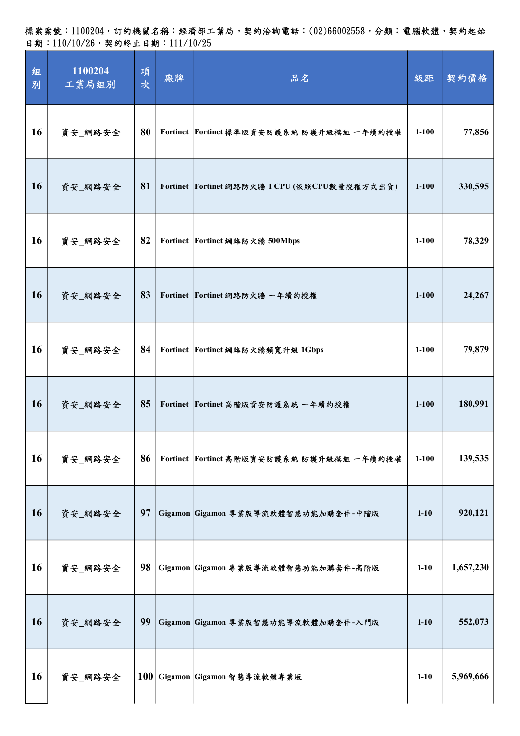標案案號：1100204，訂約機關名稱：經濟部工業局，契約洽詢電話：(02)66002558，分類：電腦軟體，契約起始日期：110/10/26，契約終止日期：111/10/25

| 組別 | 1100204 工業局組別 | 項次 | 廠牌 | 品名 | 級距 | 契約價格 |
|---|---|---|---|---|---|---|
| 16 | 資安_網路安全 | 80 | Fortinet | Fortinet 標準版資安防護系統 防護升級模組 一年續約授權 | 1-100 | 77,856 |
| 16 | 資安_網路安全 | 81 | Fortinet | Fortinet 網路防火牆 1 CPU (依照CPU數量授權方式出貨) | 1-100 | 330,595 |
| 16 | 資安_網路安全 | 82 | Fortinet | Fortinet 網路防火牆 500Mbps | 1-100 | 78,329 |
| 16 | 資安_網路安全 | 83 | Fortinet | Fortinet 網路防火牆 一年續約授權 | 1-100 | 24,267 |
| 16 | 資安_網路安全 | 84 | Fortinet | Fortinet 網路防火牆頻寬升級 1Gbps | 1-100 | 79,879 |
| 16 | 資安_網路安全 | 85 | Fortinet | Fortinet 高階版資安防護系統 一年續約授權 | 1-100 | 180,991 |
| 16 | 資安_網路安全 | 86 | Fortinet | Fortinet 高階版資安防護系統 防護升級模組 一年續約授權 | 1-100 | 139,535 |
| 16 | 資安_網路安全 | 97 | Gigamon | Gigamon 專業版導流軟體智慧功能加購套件-中階版 | 1-10 | 920,121 |
| 16 | 資安_網路安全 | 98 | Gigamon | Gigamon 專業版導流軟體智慧功能加購套件-高階版 | 1-10 | 1,657,230 |
| 16 | 資安_網路安全 | 99 | Gigamon | Gigamon 專業版智慧功能導流軟體加購套件-入門版 | 1-10 | 552,073 |
| 16 | 資安_網路安全 | 100 | Gigamon | Gigamon 智慧導流軟體專業版 | 1-10 | 5,969,666 |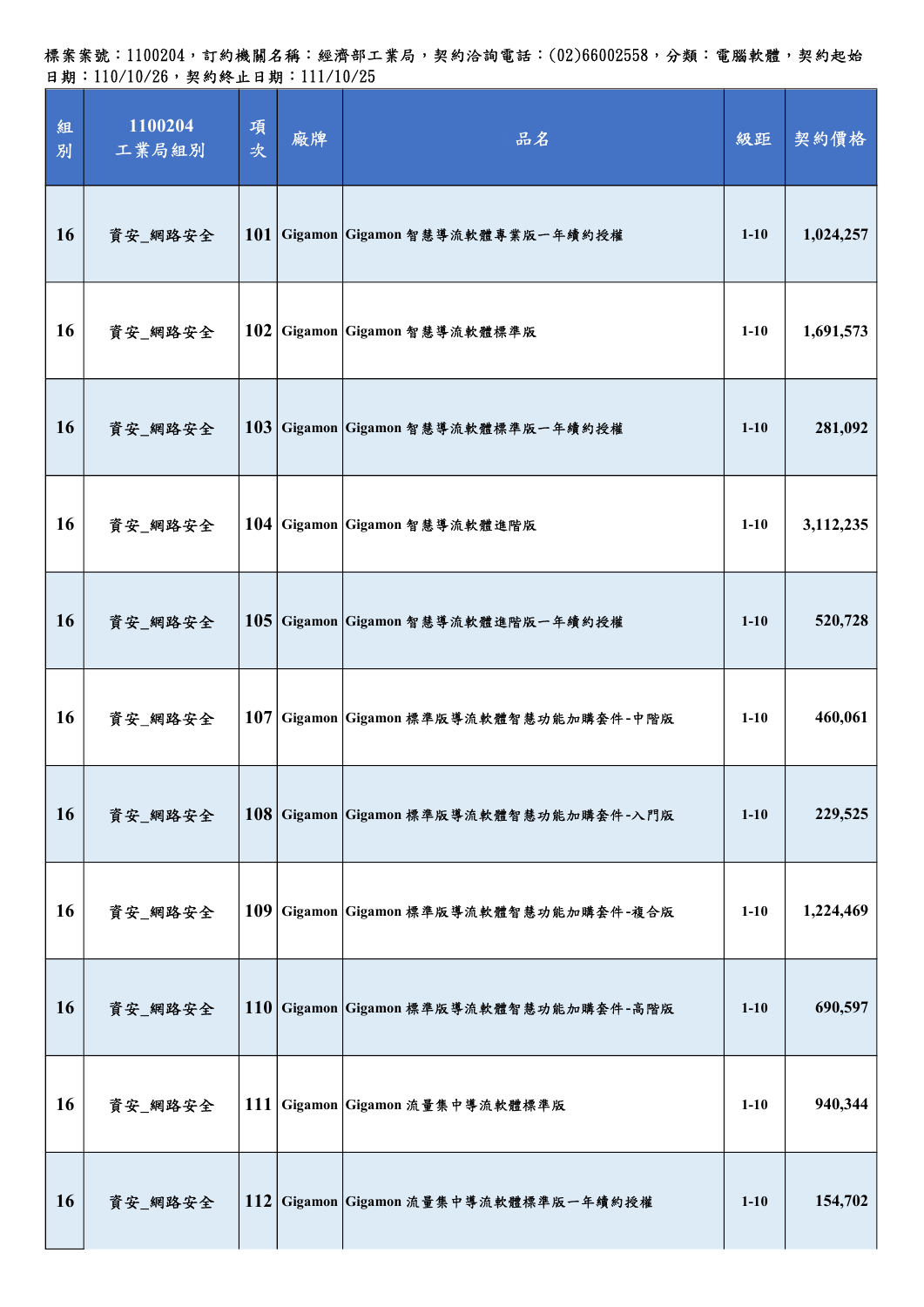標案案號：1100204，訂約機關名稱：經濟部工業局，契約洽詢電話：(02)66002558，分類：電腦軟體，契約起始日期：110/10/26，契約終止日期：111/10/25

| 組別 | 1100204 工業局組別 | 項次 | 廠牌 | 品名 | 級距 | 契約價格 |
|---|---|---|---|---|---|---|
| 16 | 資安_網路安全 | 101 | Gigamon | Gigamon 智慧導流軟體專業版一年續約授權 | 1-10 | 1,024,257 |
| 16 | 資安_網路安全 | 102 | Gigamon | Gigamon 智慧導流軟體標準版 | 1-10 | 1,691,573 |
| 16 | 資安_網路安全 | 103 | Gigamon | Gigamon 智慧導流軟體標準版一年續約授權 | 1-10 | 281,092 |
| 16 | 資安_網路安全 | 104 | Gigamon | Gigamon 智慧導流軟體進階版 | 1-10 | 3,112,235 |
| 16 | 資安_網路安全 | 105 | Gigamon | Gigamon 智慧導流軟體進階版一年續約授權 | 1-10 | 520,728 |
| 16 | 資安_網路安全 | 107 | Gigamon | Gigamon 標準版導流軟體智慧功能加購套件-中階版 | 1-10 | 460,061 |
| 16 | 資安_網路安全 | 108 | Gigamon | Gigamon 標準版導流軟體智慧功能加購套件-入門版 | 1-10 | 229,525 |
| 16 | 資安_網路安全 | 109 | Gigamon | Gigamon 標準版導流軟體智慧功能加購套件-複合版 | 1-10 | 1,224,469 |
| 16 | 資安_網路安全 | 110 | Gigamon | Gigamon 標準版導流軟體智慧功能加購套件-高階版 | 1-10 | 690,597 |
| 16 | 資安_網路安全 | 111 | Gigamon | Gigamon 流量集中導流軟體標準版 | 1-10 | 940,344 |
| 16 | 資安_網路安全 | 112 | Gigamon | Gigamon 流量集中導流軟體標準版一年續約授權 | 1-10 | 154,702 |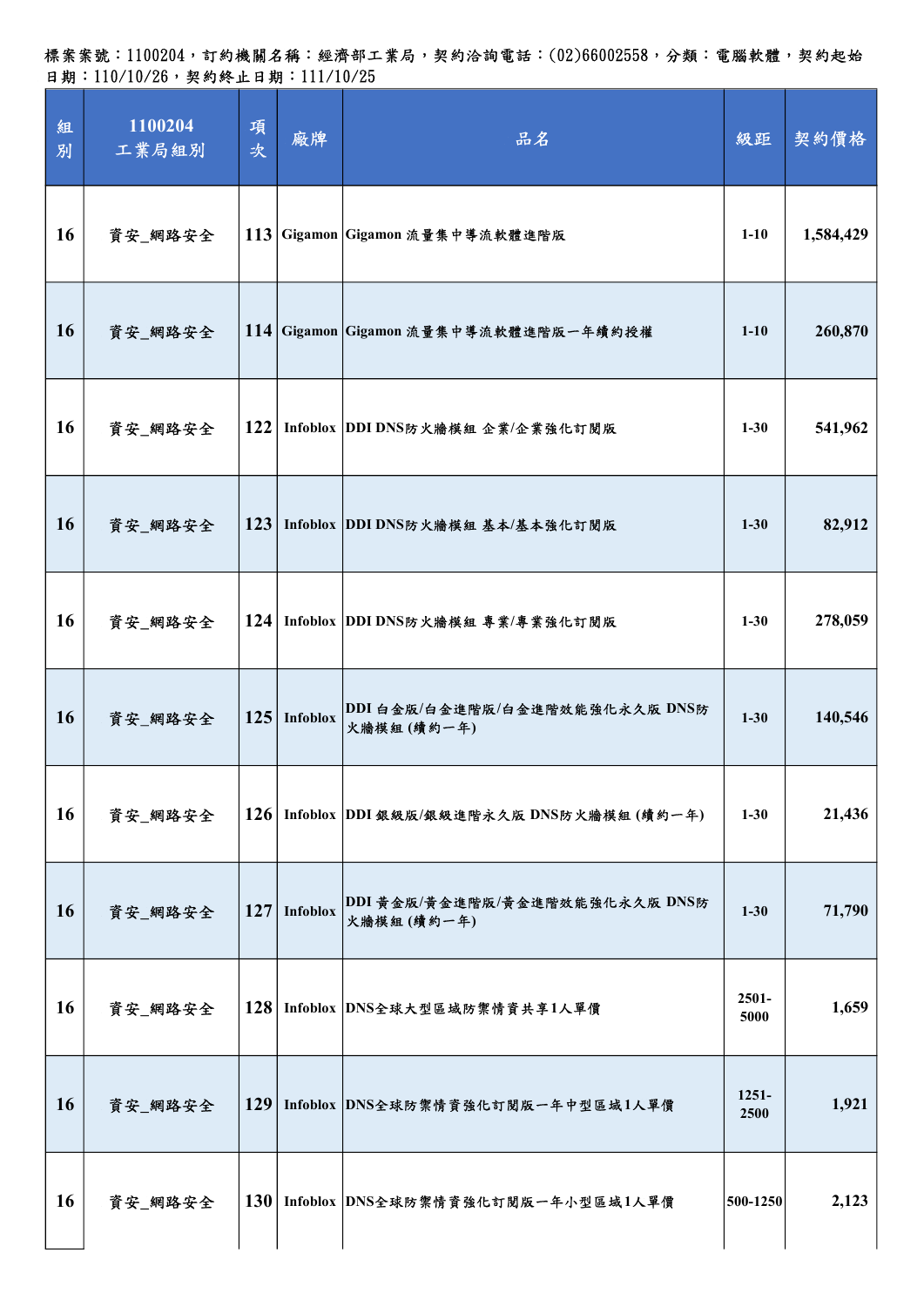標案案號：1100204，訂約機關名稱：經濟部工業局，契約洽詢電話：(02)66002558，分類：電腦軟體，契約起始日期：110/10/26，契約終止日期：111/10/25

| 組別 | 1100204 工業局組別 | 項次 | 廠牌 | 品名 | 級距 | 契約價格 |
|---|---|---|---|---|---|---|
| 16 | 資安_網路安全 | 113 | Gigamon | Gigamon 流量集中導流軟體進階版 | 1-10 | 1,584,429 |
| 16 | 資安_網路安全 | 114 | Gigamon | Gigamon 流量集中導流軟體進階版一年續約授權 | 1-10 | 260,870 |
| 16 | 資安_網路安全 | 122 | Infoblox | DDI DNS防火牆模組 企業/企業強化訂閱版 | 1-30 | 541,962 |
| 16 | 資安_網路安全 | 123 | Infoblox | DDI DNS防火牆模組 基本/基本強化訂閱版 | 1-30 | 82,912 |
| 16 | 資安_網路安全 | 124 | Infoblox | DDI DNS防火牆模組 專業/專業強化訂閱版 | 1-30 | 278,059 |
| 16 | 資安_網路安全 | 125 | Infoblox | DDI 白金版/白金進階版/白金進階效能強化永久版 DNS防火牆模組 (續約一年) | 1-30 | 140,546 |
| 16 | 資安_網路安全 | 126 | Infoblox | DDI 銀級版/銀級進階永久版 DNS防火牆模組 (續約一年) | 1-30 | 21,436 |
| 16 | 資安_網路安全 | 127 | Infoblox | DDI 黃金版/黃金進階版/黃金進階效能強化永久版 DNS防火牆模組 (續約一年) | 1-30 | 71,790 |
| 16 | 資安_網路安全 | 128 | Infoblox | DNS全球大型區域防禦情資共享1人單價 | 2501-5000 | 1,659 |
| 16 | 資安_網路安全 | 129 | Infoblox | DNS全球防禦情資強化訂閱版一年中型區域1人單價 | 1251-2500 | 1,921 |
| 16 | 資安_網路安全 | 130 | Infoblox | DNS全球防禦情資強化訂閱版一年小型區域1人單價 | 500-1250 | 2,123 |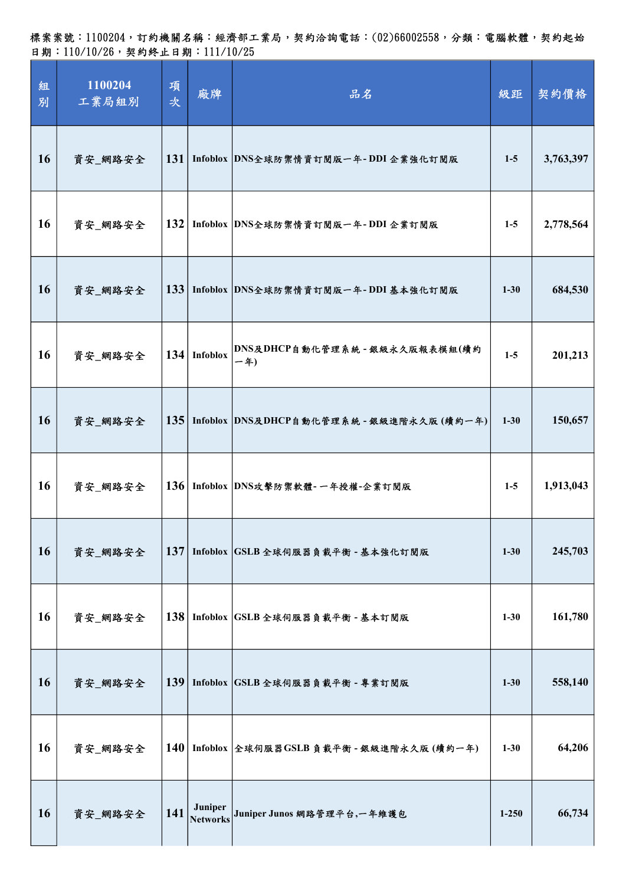標案案號：1100204，訂約機關名稱：經濟部工業局，契約洽詢電話：(02)66002558，分類：電腦軟體，契約起始日期：110/10/26，契約終止日期：111/10/25

| 組別 | 1100204 工業局組別 | 項次 | 廠牌 | 品名 | 級距 | 契約價格 |
|---|---|---|---|---|---|---|
| 16 | 資安_網路安全 | 131 | Infoblox | DNS全球防禦情資訂閱版一年- DDI 企業強化訂閱版 | 1-5 | 3,763,397 |
| 16 | 資安_網路安全 | 132 | Infoblox | DNS全球防禦情資訂閱版一年- DDI 企業訂閱版 | 1-5 | 2,778,564 |
| 16 | 資安_網路安全 | 133 | Infoblox | DNS全球防禦情資訂閱版一年- DDI 基本強化訂閱版 | 1-30 | 684,530 |
| 16 | 資安_網路安全 | 134 | Infoblox | DNS及DHCP自動化管理系統 - 銀級永久版報表模組(續約一年) | 1-5 | 201,213 |
| 16 | 資安_網路安全 | 135 | Infoblox | DNS及DHCP自動化管理系統 - 銀級進階永久版 (續約一年) | 1-30 | 150,657 |
| 16 | 資安_網路安全 | 136 | Infoblox | DNS攻擊防禦軟體- 一年授權-企業訂閱版 | 1-5 | 1,913,043 |
| 16 | 資安_網路安全 | 137 | Infoblox | GSLB 全球伺服器負載平衡 - 基本強化訂閱版 | 1-30 | 245,703 |
| 16 | 資安_網路安全 | 138 | Infoblox | GSLB 全球伺服器負載平衡 - 基本訂閱版 | 1-30 | 161,780 |
| 16 | 資安_網路安全 | 139 | Infoblox | GSLB 全球伺服器負載平衡 - 專業訂閱版 | 1-30 | 558,140 |
| 16 | 資安_網路安全 | 140 | Infoblox | 全球伺服器GSLB 負載平衡 - 銀級進階永久版 (續約一年) | 1-30 | 64,206 |
| 16 | 資安_網路安全 | 141 | Juniper Networks | Juniper Junos 網路管理平台,一年維護包 | 1-250 | 66,734 |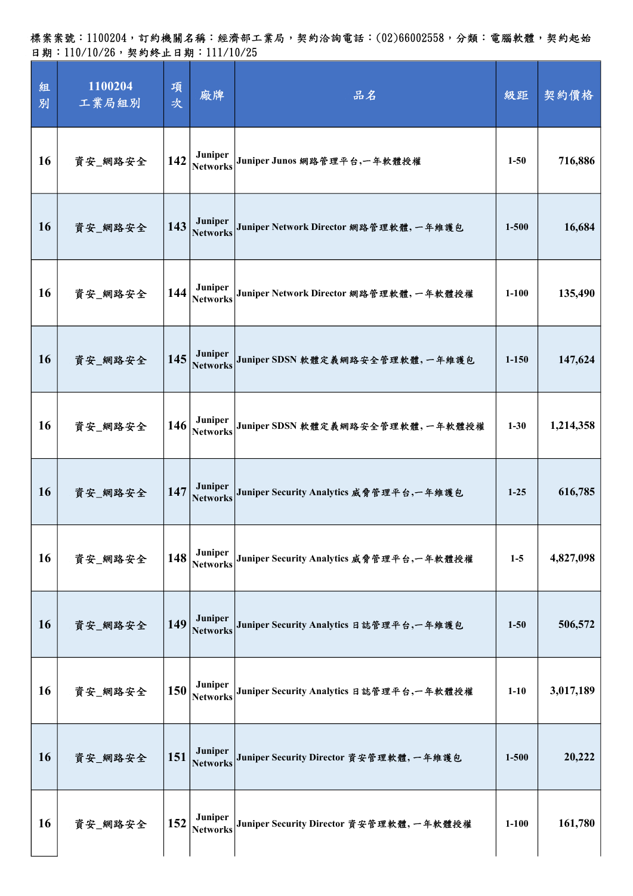標案案號：1100204，訂約機關名稱：經濟部工業局，契約洽詢電話：(02)66002558，分類：電腦軟體，契約起始日期：110/10/26，契約終止日期：111/10/25

| 組別 | 1100204 工業局組別 | 項次 | 廠牌 | 品名 | 級距 | 契約價格 |
|---|---|---|---|---|---|---|
| 16 | 資安_網路安全 | 142 | Juniper Networks | Juniper Junos 網路管理平台,一年軟體授權 | 1-50 | 716,886 |
| 16 | 資安_網路安全 | 143 | Juniper Networks | Juniper Network Director 網路管理軟體, 一年維護包 | 1-500 | 16,684 |
| 16 | 資安_網路安全 | 144 | Juniper Networks | Juniper Network Director 網路管理軟體, 一年軟體授權 | 1-100 | 135,490 |
| 16 | 資安_網路安全 | 145 | Juniper Networks | Juniper SDSN 軟體定義網路安全管理軟體, 一年維護包 | 1-150 | 147,624 |
| 16 | 資安_網路安全 | 146 | Juniper Networks | Juniper SDSN 軟體定義網路安全管理軟體, 一年軟體授權 | 1-30 | 1,214,358 |
| 16 | 資安_網路安全 | 147 | Juniper Networks | Juniper Security Analytics 威脅管理平台,一年維護包 | 1-25 | 616,785 |
| 16 | 資安_網路安全 | 148 | Juniper Networks | Juniper Security Analytics 威脅管理平台,一年軟體授權 | 1-5 | 4,827,098 |
| 16 | 資安_網路安全 | 149 | Juniper Networks | Juniper Security Analytics 日誌管理平台,一年維護包 | 1-50 | 506,572 |
| 16 | 資安_網路安全 | 150 | Juniper Networks | Juniper Security Analytics 日誌管理平台,一年軟體授權 | 1-10 | 3,017,189 |
| 16 | 資安_網路安全 | 151 | Juniper Networks | Juniper Security Director 資安管理軟體, 一年維護包 | 1-500 | 20,222 |
| 16 | 資安_網路安全 | 152 | Juniper Networks | Juniper Security Director 資安管理軟體, 一年軟體授權 | 1-100 | 161,780 |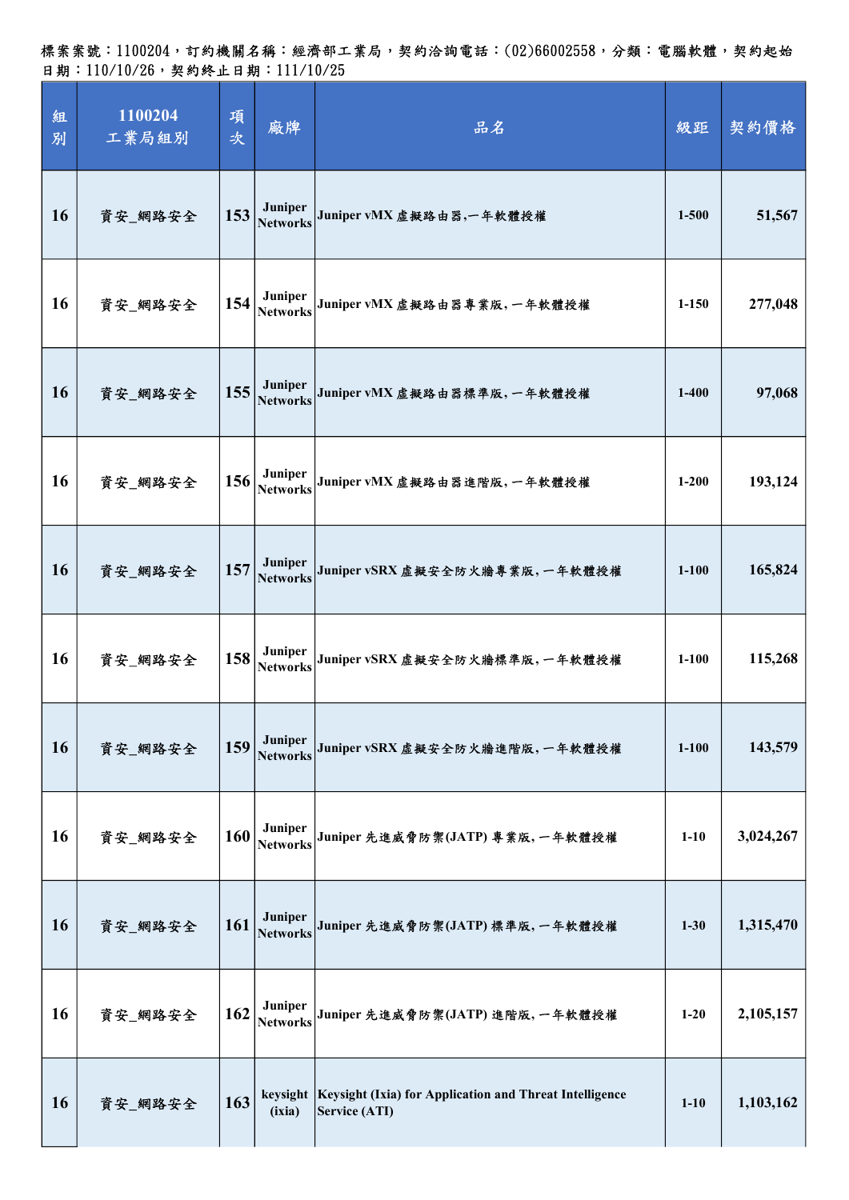標案案號：1100204，訂約機關名稱：經濟部工業局，契約洽詢電話：(02)66002558，分類：電腦軟體，契約起始日期：110/10/26，契約終止日期：111/10/25

| 組別 | 1100204 工業局組別 | 項次 | 廠牌 | 品名 | 級距 | 契約價格 |
|---|---|---|---|---|---|---|
| 16 | 資安_網路安全 | 153 | Juniper Networks | Juniper vMX 虛擬路由器,一年軟體授權 | 1-500 | 51,567 |
| 16 | 資安_網路安全 | 154 | Juniper Networks | Juniper vMX 虛擬路由器專業版, 一年軟體授權 | 1-150 | 277,048 |
| 16 | 資安_網路安全 | 155 | Juniper Networks | Juniper vMX 虛擬路由器標準版, 一年軟體授權 | 1-400 | 97,068 |
| 16 | 資安_網路安全 | 156 | Juniper Networks | Juniper vMX 虛擬路由器進階版, 一年軟體授權 | 1-200 | 193,124 |
| 16 | 資安_網路安全 | 157 | Juniper Networks | Juniper vSRX 虛擬安全防火牆專業版, 一年軟體授權 | 1-100 | 165,824 |
| 16 | 資安_網路安全 | 158 | Juniper Networks | Juniper vSRX 虛擬安全防火牆標準版, 一年軟體授權 | 1-100 | 115,268 |
| 16 | 資安_網路安全 | 159 | Juniper Networks | Juniper vSRX 虛擬安全防火牆進階版, 一年軟體授權 | 1-100 | 143,579 |
| 16 | 資安_網路安全 | 160 | Juniper Networks | Juniper 先進威脅防禦(JATP) 專業版, 一年軟體授權 | 1-10 | 3,024,267 |
| 16 | 資安_網路安全 | 161 | Juniper Networks | Juniper 先進威脅防禦(JATP) 標準版, 一年軟體授權 | 1-30 | 1,315,470 |
| 16 | 資安_網路安全 | 162 | Juniper Networks | Juniper 先進威脅防禦(JATP) 進階版, 一年軟體授權 | 1-20 | 2,105,157 |
| 16 | 資安_網路安全 | 163 | keysight (ixia) | Keysight (Ixia) for Application and Threat Intelligence Service (ATI) | 1-10 | 1,103,162 |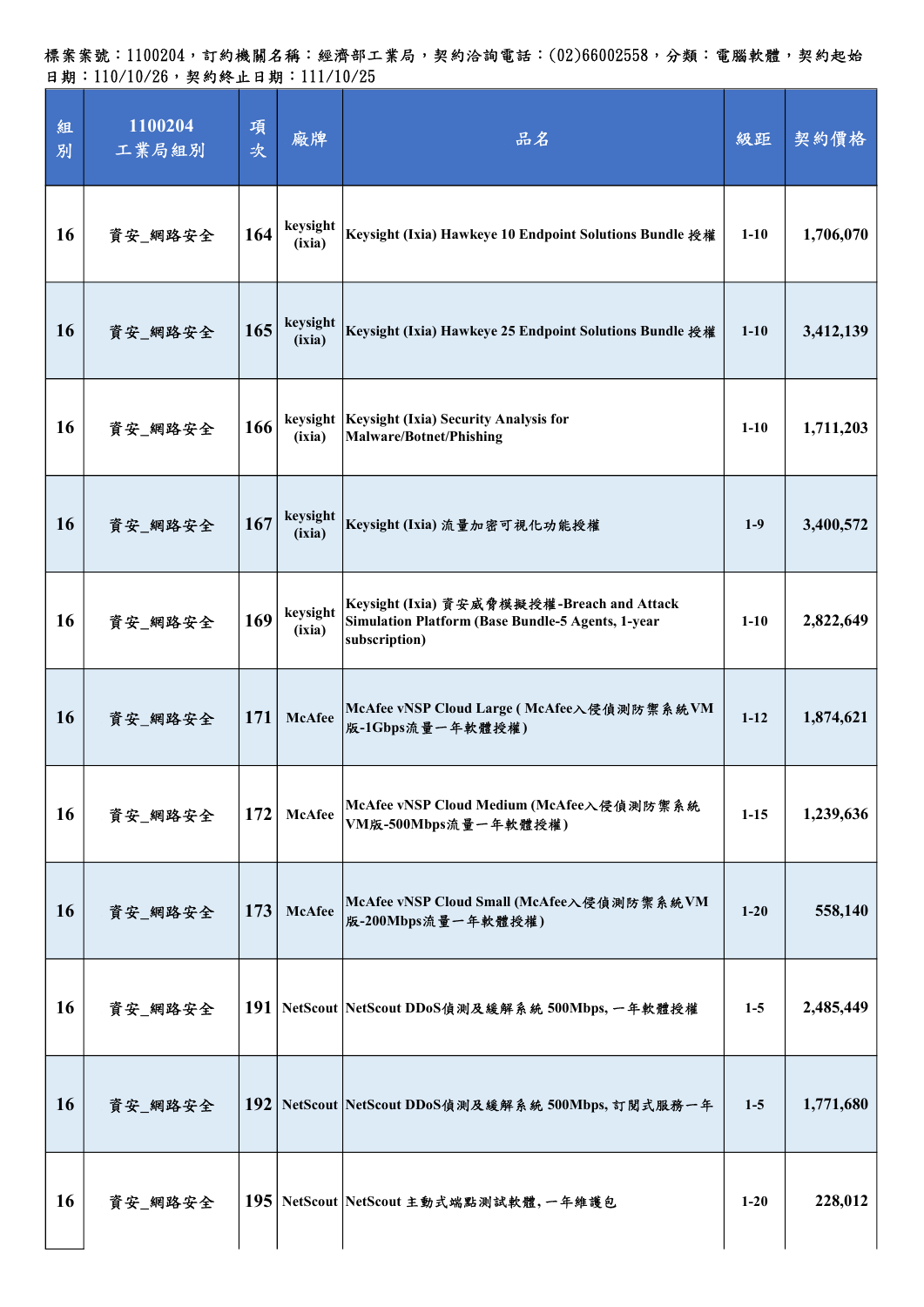標案案號：1100204，訂約機關名稱：經濟部工業局，契約洽詢電話：(02)66002558，分類：電腦軟體，契約起始日期：110/10/26，契約終止日期：111/10/25

| 組別 | 1100204 工業局組別 | 項次 | 廠牌 | 品名 | 級距 | 契約價格 |
|---|---|---|---|---|---|---|
| 16 | 資安_網路安全 | 164 | keysight (ixia) | Keysight (Ixia) Hawkeye 10 Endpoint Solutions Bundle 授權 | 1-10 | 1,706,070 |
| 16 | 資安_網路安全 | 165 | keysight (ixia) | Keysight (Ixia) Hawkeye 25 Endpoint Solutions Bundle 授權 | 1-10 | 3,412,139 |
| 16 | 資安_網路安全 | 166 | keysight (ixia) | Keysight (Ixia) Security Analysis for Malware/Botnet/Phishing | 1-10 | 1,711,203 |
| 16 | 資安_網路安全 | 167 | keysight (ixia) | Keysight (Ixia) 流量加密可視化功能授權 | 1-9 | 3,400,572 |
| 16 | 資安_網路安全 | 169 | keysight (ixia) | Keysight (Ixia) 資安威脅模擬授權-Breach and Attack Simulation Platform (Base Bundle-5 Agents, 1-year subscription) | 1-10 | 2,822,649 |
| 16 | 資安_網路安全 | 171 | McAfee | McAfee vNSP Cloud Large ( McAfee入侵偵測防禦系統VM版-1Gbps流量一年軟體授權) | 1-12 | 1,874,621 |
| 16 | 資安_網路安全 | 172 | McAfee | McAfee vNSP Cloud Medium (McAfee入侵偵測防禦系統VM版-500Mbps流量一年軟體授權) | 1-15 | 1,239,636 |
| 16 | 資安_網路安全 | 173 | McAfee | McAfee vNSP Cloud Small (McAfee入侵偵測防禦系統VM版-200Mbps流量一年軟體授權) | 1-20 | 558,140 |
| 16 | 資安_網路安全 | 191 | NetScout | NetScout DDoS偵測及緩解系統 500Mbps, 一年軟體授權 | 1-5 | 2,485,449 |
| 16 | 資安_網路安全 | 192 | NetScout | NetScout DDoS偵測及緩解系統 500Mbps, 訂閱式服務一年 | 1-5 | 1,771,680 |
| 16 | 資安_網路安全 | 195 | NetScout | NetScout 主動式端點測試軟體, 一年維護包 | 1-20 | 228,012 |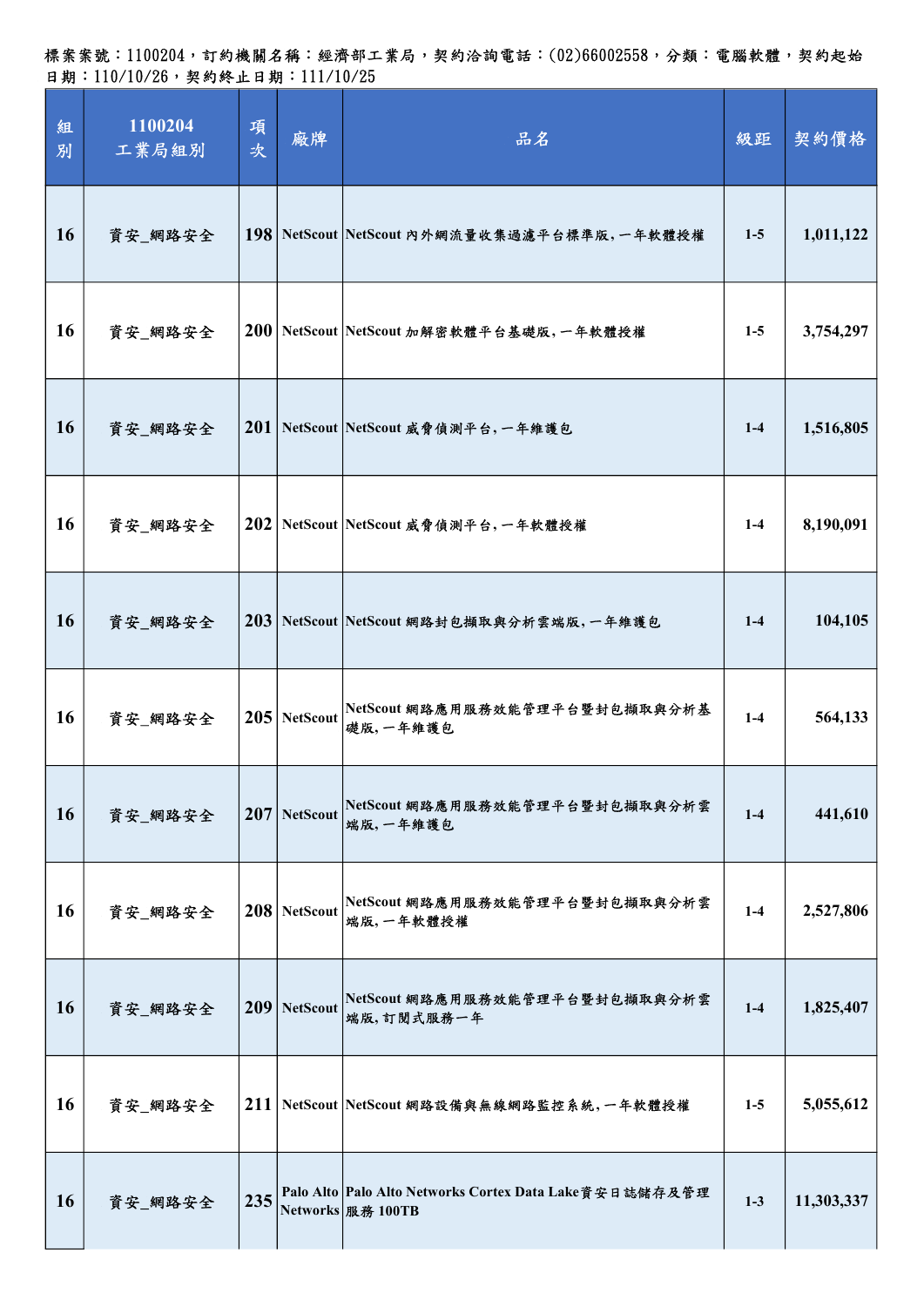標案案號：1100204，訂約機關名稱：經濟部工業局，契約洽詢電話：(02)66002558，分類：電腦軟體，契約起始日期：110/10/26，契約終止日期：111/10/25

| 組別 | 1100204 工業局組別 | 項次 | 廠牌 | 品名 | 級距 | 契約價格 |
| --- | --- | --- | --- | --- | --- | --- |
| 16 | 資安_網路安全 | 198 | NetScout | NetScout 內外網流量收集過濾平台標準版,一年軟體授權 | 1-5 | 1,011,122 |
| 16 | 資安_網路安全 | 200 | NetScout | NetScout 加解密軟體平台基礎版,一年軟體授權 | 1-5 | 3,754,297 |
| 16 | 資安_網路安全 | 201 | NetScout | NetScout 威脅偵測平台,一年維護包 | 1-4 | 1,516,805 |
| 16 | 資安_網路安全 | 202 | NetScout | NetScout 威脅偵測平台,一年軟體授權 | 1-4 | 8,190,091 |
| 16 | 資安_網路安全 | 203 | NetScout | NetScout 網路封包擷取與分析雲端版,一年維護包 | 1-4 | 104,105 |
| 16 | 資安_網路安全 | 205 | NetScout | NetScout 網路應用服務效能管理平台暨封包擷取與分析基礎版,一年維護包 | 1-4 | 564,133 |
| 16 | 資安_網路安全 | 207 | NetScout | NetScout 網路應用服務效能管理平台暨封包擷取與分析雲端版,一年維護包 | 1-4 | 441,610 |
| 16 | 資安_網路安全 | 208 | NetScout | NetScout 網路應用服務效能管理平台暨封包擷取與分析雲端版,一年軟體授權 | 1-4 | 2,527,806 |
| 16 | 資安_網路安全 | 209 | NetScout | NetScout 網路應用服務效能管理平台暨封包擷取與分析雲端版,訂閱式服務一年 | 1-4 | 1,825,407 |
| 16 | 資安_網路安全 | 211 | NetScout | NetScout 網路設備與無線網路監控系統,一年軟體授權 | 1-5 | 5,055,612 |
| 16 | 資安_網路安全 | 235 | Palo Alto Networks | Palo Alto Networks Cortex Data Lake資安日誌儲存及管理服務 100TB | 1-3 | 11,303,337 |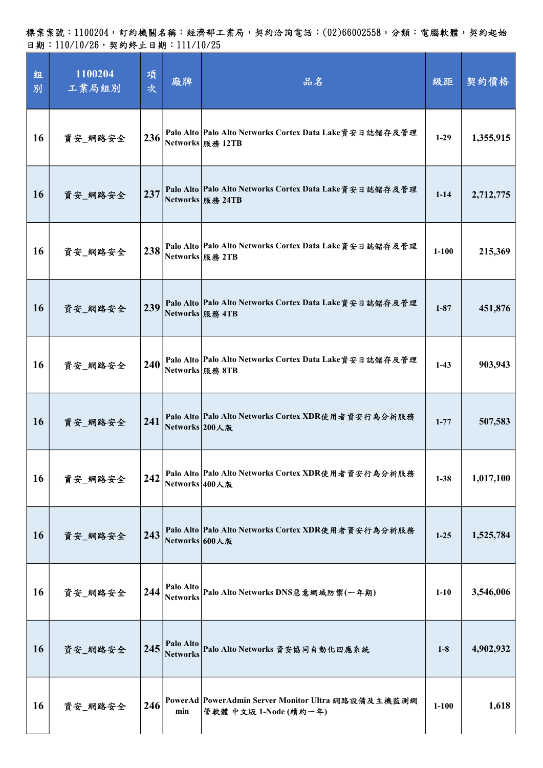標案案號：1100204，訂約機關名稱：經濟部工業局，契約洽詢電話：(02)66002558，分類：電腦軟體，契約起始日期：110/10/26，契約終止日期：111/10/25

| 組別 | 1100204 工業局組別 | 項次 | 廠牌 | 品名 | 級距 | 契約價格 |
|---|---|---|---|---|---|---|
| 16 | 資安_網路安全 | 236 | Palo Alto Networks | Palo Alto Networks Cortex Data Lake資安日誌儲存及管理服務 12TB | 1-29 | 1,355,915 |
| 16 | 資安_網路安全 | 237 | Palo Alto Networks | Palo Alto Networks Cortex Data Lake資安日誌儲存及管理服務 24TB | 1-14 | 2,712,775 |
| 16 | 資安_網路安全 | 238 | Palo Alto Networks | Palo Alto Networks Cortex Data Lake資安日誌儲存及管理服務 2TB | 1-100 | 215,369 |
| 16 | 資安_網路安全 | 239 | Palo Alto Networks | Palo Alto Networks Cortex Data Lake資安日誌儲存及管理服務 4TB | 1-87 | 451,876 |
| 16 | 資安_網路安全 | 240 | Palo Alto Networks | Palo Alto Networks Cortex Data Lake資安日誌儲存及管理服務 8TB | 1-43 | 903,943 |
| 16 | 資安_網路安全 | 241 | Palo Alto Networks | Palo Alto Networks Cortex XDR使用者資安行為分析服務200人版 | 1-77 | 507,583 |
| 16 | 資安_網路安全 | 242 | Palo Alto Networks | Palo Alto Networks Cortex XDR使用者資安行為分析服務400人版 | 1-38 | 1,017,100 |
| 16 | 資安_網路安全 | 243 | Palo Alto Networks | Palo Alto Networks Cortex XDR使用者資安行為分析服務600人版 | 1-25 | 1,525,784 |
| 16 | 資安_網路安全 | 244 | Palo Alto Networks | Palo Alto Networks DNS惡意網域防禦(一年期) | 1-10 | 3,546,006 |
| 16 | 資安_網路安全 | 245 | Palo Alto Networks | Palo Alto Networks 資安協同自動化回應系統 | 1-8 | 4,902,932 |
| 16 | 資安_網路安全 | 246 | PowerAdmin | PowerAdmin Server Monitor Ultra 網路設備及主機監測網管軟體 中文版 1-Node (續約一年) | 1-100 | 1,618 |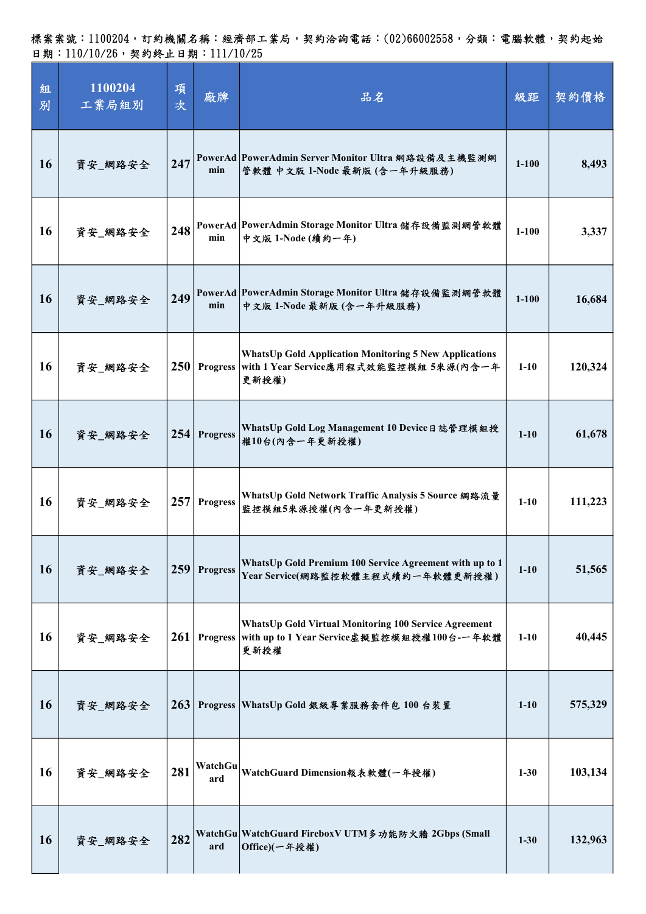標案案號：1100204，訂約機關名稱：經濟部工業局，契約洽詢電話：(02)66002558，分類：電腦軟體，契約起始日期：110/10/26，契約終止日期：111/10/25

| 組別 | 1100204 工業局組別 | 項次 | 廠牌 | 品名 | 級距 | 契約價格 |
|---|---|---|---|---|---|---|
| 16 | 資安_網路安全 | 247 | PowerAdmin | PowerAdmin Server Monitor Ultra 網路設備及主機監測網管軟體 中文版 1-Node 最新版 (含一年升級服務) | 1-100 | 8,493 |
| 16 | 資安_網路安全 | 248 | PowerAdmin | PowerAdmin Storage Monitor Ultra 儲存設備監測網管軟體 中文版 1-Node (續約一年) | 1-100 | 3,337 |
| 16 | 資安_網路安全 | 249 | PowerAdmin | PowerAdmin Storage Monitor Ultra 儲存設備監測網管軟體 中文版 1-Node 最新版 (含一年升級服務) | 1-100 | 16,684 |
| 16 | 資安_網路安全 | 250 | Progress | WhatsUp Gold Application Monitoring 5 New Applications with 1 Year Service應用程式效能監控模組 5來源(內含一年更新授權) | 1-10 | 120,324 |
| 16 | 資安_網路安全 | 254 | Progress | WhatsUp Gold Log Management 10 Device日誌管理模組授權10台(內含一年更新授權) | 1-10 | 61,678 |
| 16 | 資安_網路安全 | 257 | Progress | WhatsUp Gold Network Traffic Analysis 5 Source 網路流量監控模組5來源授權(內含一年更新授權) | 1-10 | 111,223 |
| 16 | 資安_網路安全 | 259 | Progress | WhatsUp Gold Premium 100 Service Agreement with up to 1 Year Service(網路監控軟體主程式續約一年軟體更新授權) | 1-10 | 51,565 |
| 16 | 資安_網路安全 | 261 | Progress | WhatsUp Gold Virtual Monitoring 100 Service Agreement with up to 1 Year Service虛擬監控模組授權100台-一年軟體更新授權 | 1-10 | 40,445 |
| 16 | 資安_網路安全 | 263 | Progress | WhatsUp Gold 銀級專業服務套件包 100 台裝置 | 1-10 | 575,329 |
| 16 | 資安_網路安全 | 281 | WatchGuard | WatchGuard Dimension報表軟體(一年授權) | 1-30 | 103,134 |
| 16 | 資安_網路安全 | 282 | WatchGuard | WatchGuard FireboxV UTM多功能防火牆 2Gbps (Small Office)(一年授權) | 1-30 | 132,963 |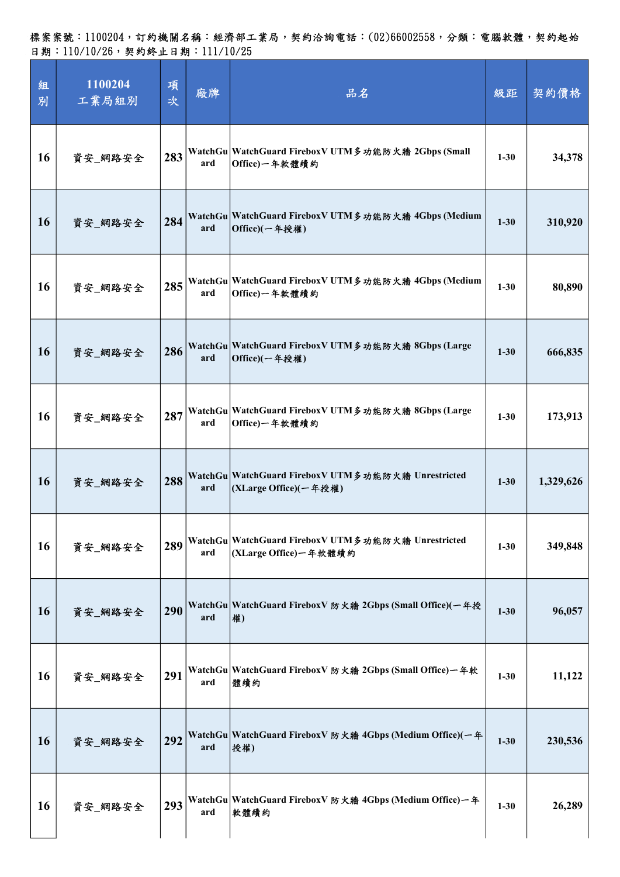標案案號：1100204，訂約機關名稱：經濟部工業局，契約洽詢電話：(02)66002558，分類：電腦軟體，契約起始日期：110/10/26，契約終止日期：111/10/25

| 組別 | 1100204 工業局組別 | 項次 | 廠牌 | 品名 | 級距 | 契約價格 |
|---|---|---|---|---|---|---|
| 16 | 資安_網路安全 | 283 | WatchGuard | WatchGuard FireboxV UTM多功能防火牆 2Gbps (Small Office)一年軟體續約 | 1-30 | 34,378 |
| 16 | 資安_網路安全 | 284 | WatchGuard | WatchGuard FireboxV UTM多功能防火牆 4Gbps (Medium Office)(一年授權) | 1-30 | 310,920 |
| 16 | 資安_網路安全 | 285 | WatchGuard | WatchGuard FireboxV UTM多功能防火牆 4Gbps (Medium Office)一年軟體續約 | 1-30 | 80,890 |
| 16 | 資安_網路安全 | 286 | WatchGuard | WatchGuard FireboxV UTM多功能防火牆 8Gbps (Large Office)(一年授權) | 1-30 | 666,835 |
| 16 | 資安_網路安全 | 287 | WatchGuard | WatchGuard FireboxV UTM多功能防火牆 8Gbps (Large Office)一年軟體續約 | 1-30 | 173,913 |
| 16 | 資安_網路安全 | 288 | WatchGuard | WatchGuard FireboxV UTM多功能防火牆 Unrestricted (XLarge Office)(一年授權) | 1-30 | 1,329,626 |
| 16 | 資安_網路安全 | 289 | WatchGuard | WatchGuard FireboxV UTM多功能防火牆 Unrestricted (XLarge Office)一年軟體續約 | 1-30 | 349,848 |
| 16 | 資安_網路安全 | 290 | WatchGuard | WatchGuard FireboxV 防火牆 2Gbps (Small Office)(一年授權) | 1-30 | 96,057 |
| 16 | 資安_網路安全 | 291 | WatchGuard | WatchGuard FireboxV 防火牆 2Gbps (Small Office)一年軟體續約 | 1-30 | 11,122 |
| 16 | 資安_網路安全 | 292 | WatchGuard | WatchGuard FireboxV 防火牆 4Gbps (Medium Office)(一年授權) | 1-30 | 230,536 |
| 16 | 資安_網路安全 | 293 | WatchGuard | WatchGuard FireboxV 防火牆 4Gbps (Medium Office)一年軟體續約 | 1-30 | 26,289 |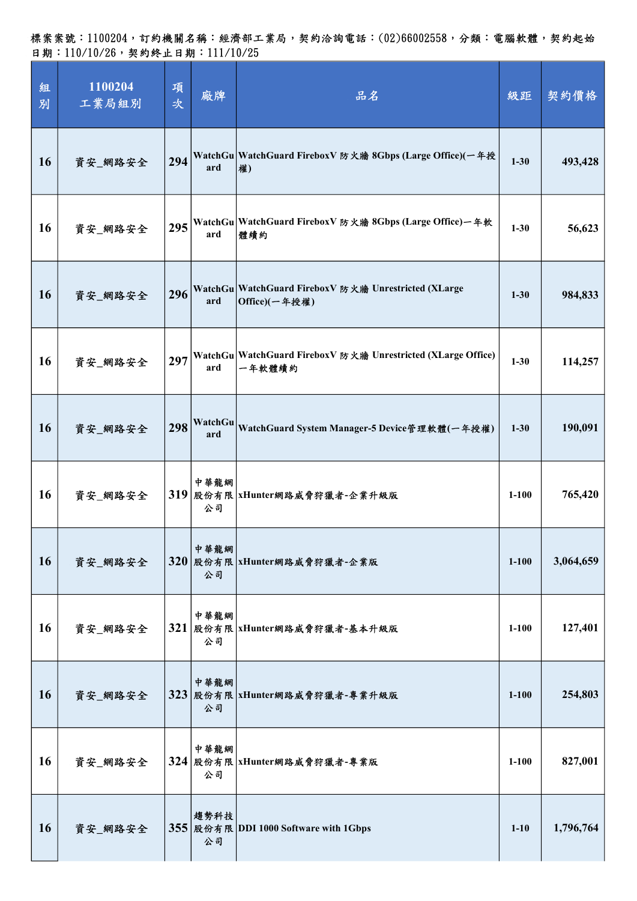標案案號：1100204，訂約機關名稱：經濟部工業局，契約洽詢電話：(02)66002558，分類：電腦軟體，契約起始日期：110/10/26，契約終止日期：111/10/25

| 組別 | 1100204 工業局組別 | 項次 | 廠牌 | 品名 | 級距 | 契約價格 |
|---|---|---|---|---|---|---|
| 16 | 資安_網路安全 | 294 | WatchGuard | WatchGuard FireboxV 防火牆 8Gbps (Large Office)(一年授權) | 1-30 | 493,428 |
| 16 | 資安_網路安全 | 295 | WatchGuard | WatchGuard FireboxV 防火牆 8Gbps (Large Office)一年軟體續約 | 1-30 | 56,623 |
| 16 | 資安_網路安全 | 296 | WatchGuard | WatchGuard FireboxV 防火牆 Unrestricted (XLarge Office)(一年授權) | 1-30 | 984,833 |
| 16 | 資安_網路安全 | 297 | WatchGuard | WatchGuard FireboxV 防火牆 Unrestricted (XLarge Office)一年軟體續約 | 1-30 | 114,257 |
| 16 | 資安_網路安全 | 298 | WatchGuard | WatchGuard System Manager-5 Device管理軟體(一年授權) | 1-30 | 190,091 |
| 16 | 資安_網路安全 | 319 | 中華龍網股份有限公司 | xHunter網路威脅狩獵者-企業升級版 | 1-100 | 765,420 |
| 16 | 資安_網路安全 | 320 | 中華龍網股份有限公司 | xHunter網路威脅狩獵者-企業版 | 1-100 | 3,064,659 |
| 16 | 資安_網路安全 | 321 | 中華龍網股份有限公司 | xHunter網路威脅狩獵者-基本升級版 | 1-100 | 127,401 |
| 16 | 資安_網路安全 | 323 | 中華龍網股份有限公司 | xHunter網路威脅狩獵者-專業升級版 | 1-100 | 254,803 |
| 16 | 資安_網路安全 | 324 | 中華龍網股份有限公司 | xHunter網路威脅狩獵者-專業版 | 1-100 | 827,001 |
| 16 | 資安_網路安全 | 355 | 趨勢科技股份有限公司 | DDI 1000 Software with 1Gbps | 1-10 | 1,796,764 |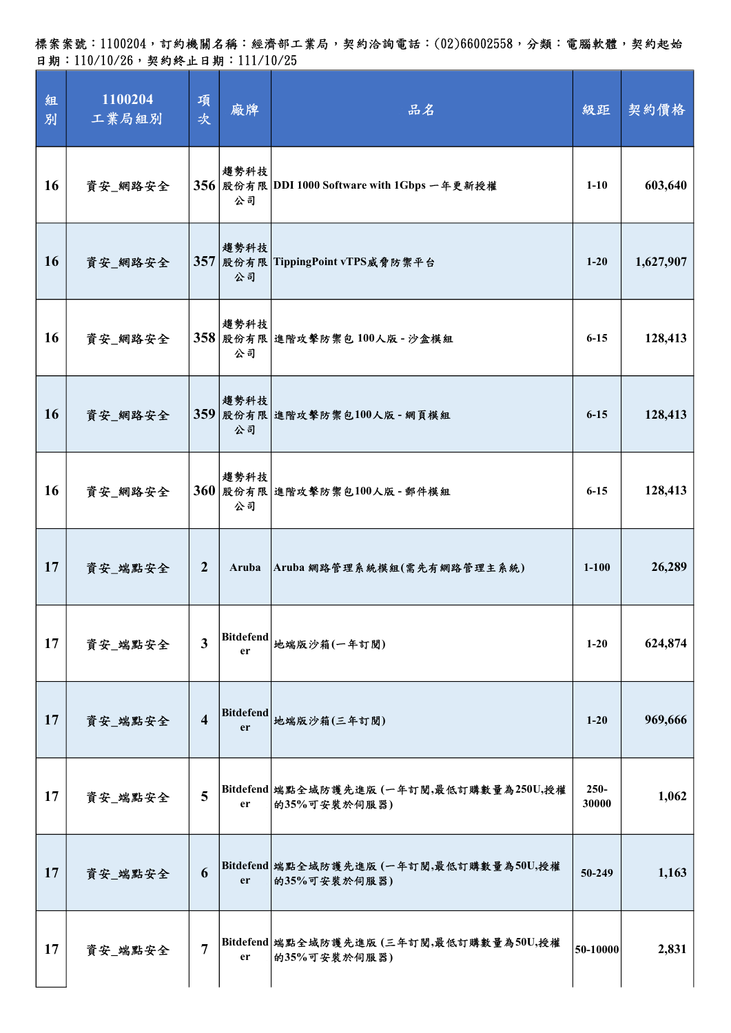標案案號：1100204，訂約機關名稱：經濟部工業局，契約洽詢電話：(02)66002558，分類：電腦軟體，契約起始日期：110/10/26，契約終止日期：111/10/25

| 組別 | 1100204 工業局組別 | 項次 | 廠牌 | 品名 | 級距 | 契約價格 |
|---|---|---|---|---|---|---|
| 16 | 資安_網路安全 | 356 | 趨勢科技股份有限公司 | DDI 1000 Software with 1Gbps 一年更新授權 | 1-10 | 603,640 |
| 16 | 資安_網路安全 | 357 | 趨勢科技股份有限公司 | TippingPoint vTPS威脅防禦平台 | 1-20 | 1,627,907 |
| 16 | 資安_網路安全 | 358 | 趨勢科技股份有限公司 | 進階攻擊防禦包 100人版 - 沙盒模組 | 6-15 | 128,413 |
| 16 | 資安_網路安全 | 359 | 趨勢科技股份有限公司 | 進階攻擊防禦包100人版 - 網頁模組 | 6-15 | 128,413 |
| 16 | 資安_網路安全 | 360 | 趨勢科技股份有限公司 | 進階攻擊防禦包100人版 - 郵件模組 | 6-15 | 128,413 |
| 17 | 資安_端點安全 | 2 | Aruba | Aruba 網路管理系統模組(需先有網路管理主系統) | 1-100 | 26,289 |
| 17 | 資安_端點安全 | 3 | Bitdefender | 地端版沙箱(一年訂閱) | 1-20 | 624,874 |
| 17 | 資安_端點安全 | 4 | Bitdefender | 地端版沙箱(三年訂閱) | 1-20 | 969,666 |
| 17 | 資安_端點安全 | 5 | Bitdefender | 端點全域防護先進版 (一年訂閱,最低訂購數量為250U,授權的35%可安裝於伺服器) | 250-30000 | 1,062 |
| 17 | 資安_端點安全 | 6 | Bitdefender | 端點全域防護先進版 (一年訂閱,最低訂購數量為50U,授權的35%可安裝於伺服器) | 50-249 | 1,163 |
| 17 | 資安_端點安全 | 7 | Bitdefender | 端點全域防護先進版 (三年訂閱,最低訂購數量為50U,授權的35%可安裝於伺服器) | 50-10000 | 2,831 |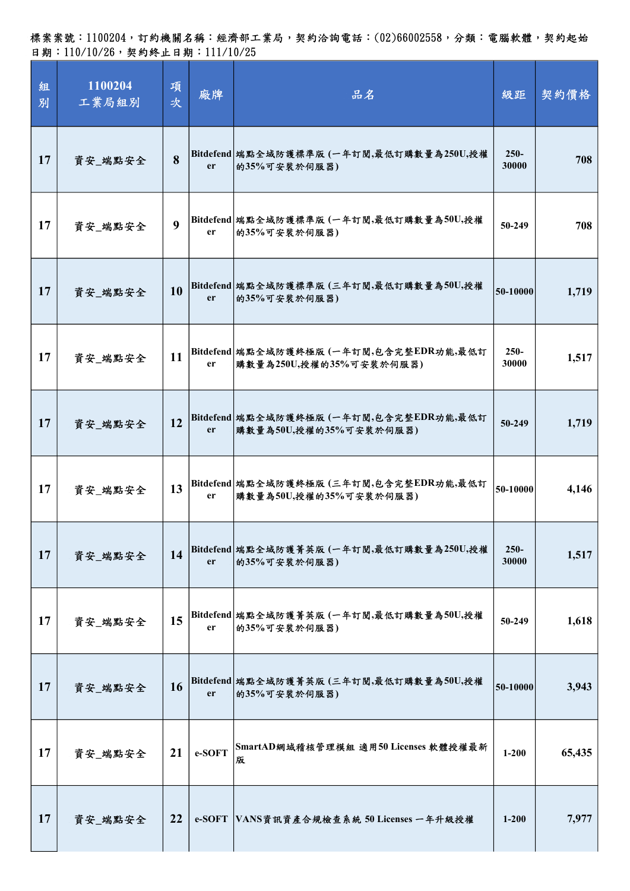標案案號：1100204，訂約機關名稱：經濟部工業局，契約洽詢電話：(02)66002558，分類：電腦軟體，契約起始日期：110/10/26，契約終止日期：111/10/25

| 組別 | 1100204 工業局組別 | 項次 | 廠牌 | 品名 | 級距 | 契約價格 |
|---|---|---|---|---|---|---|
| 17 | 資安_端點安全 | 8 | Bitdefender | 端點全域防護標準版 (一年訂閱,最低訂購數量為250U,授權的35%可安裝於伺服器) | 250-30000 | 708 |
| 17 | 資安_端點安全 | 9 | Bitdefender | 端點全域防護標準版 (一年訂閱,最低訂購數量為50U,授權的35%可安裝於伺服器) | 50-249 | 708 |
| 17 | 資安_端點安全 | 10 | Bitdefender | 端點全域防護標準版 (三年訂閱,最低訂購數量為50U,授權的35%可安裝於伺服器) | 50-10000 | 1,719 |
| 17 | 資安_端點安全 | 11 | Bitdefender | 端點全域防護終極版 (一年訂閱,包含完整EDR功能,最低訂購數量為250U,授權的35%可安裝於伺服器) | 250-30000 | 1,517 |
| 17 | 資安_端點安全 | 12 | Bitdefender | 端點全域防護終極版 (一年訂閱,包含完整EDR功能,最低訂購數量為50U,授權的35%可安裝於伺服器) | 50-249 | 1,719 |
| 17 | 資安_端點安全 | 13 | Bitdefender | 端點全域防護終極版 (三年訂閱,包含完整EDR功能,最低訂購數量為50U,授權的35%可安裝於伺服器) | 50-10000 | 4,146 |
| 17 | 資安_端點安全 | 14 | Bitdefender | 端點全域防護菁英版 (一年訂閱,最低訂購數量為250U,授權的35%可安裝於伺服器) | 250-30000 | 1,517 |
| 17 | 資安_端點安全 | 15 | Bitdefender | 端點全域防護菁英版 (一年訂閱,最低訂購數量為50U,授權的35%可安裝於伺服器) | 50-249 | 1,618 |
| 17 | 資安_端點安全 | 16 | Bitdefender | 端點全域防護菁英版 (三年訂閱,最低訂購數量為50U,授權的35%可安裝於伺服器) | 50-10000 | 3,943 |
| 17 | 資安_端點安全 | 21 | e-SOFT | SmartAD網域稽核管理模組 適用50 Licenses 軟體授權最新版 | 1-200 | 65,435 |
| 17 | 資安_端點安全 | 22 | e-SOFT | VANS資訊資產合規檢查系統 50 Licenses 一年升級授權 | 1-200 | 7,977 |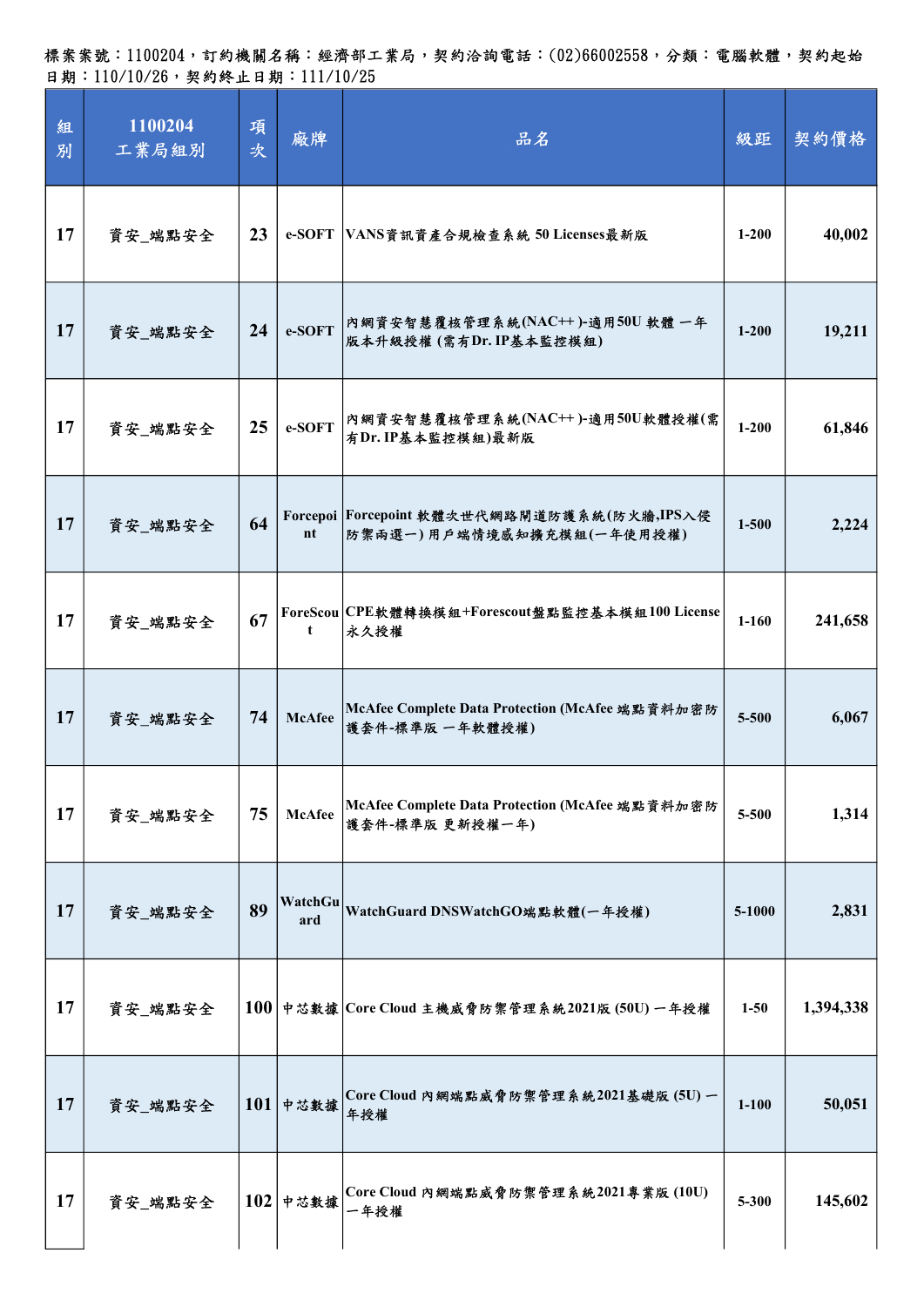標案案號：1100204，訂約機關名稱：經濟部工業局，契約洽詢電話：(02)66002558，分類：電腦軟體，契約起始日期：110/10/26，契約終止日期：111/10/25

| 組別 | 1100204 工業局組別 | 項次 | 廠牌 | 品名 | 級距 | 契約價格 |
|---|---|---|---|---|---|---|
| 17 | 資安_端點安全 | 23 | e-SOFT | VANS資訊資產合規檢查系統 50 Licenses最新版 | 1-200 | 40,002 |
| 17 | 資安_端點安全 | 24 | e-SOFT | 內網資安智慧覆核管理系統(NAC++)-適用50U 軟體 一年版本升級授權 (需有Dr. IP基本監控模組) | 1-200 | 19,211 |
| 17 | 資安_端點安全 | 25 | e-SOFT | 內網資安智慧覆核管理系統(NAC++)-適用50U軟體授權(需有Dr. IP基本監控模組)最新版 | 1-200 | 61,846 |
| 17 | 資安_端點安全 | 64 | Forcepoint | Forcepoint 軟體次世代網路閘道防護系統(防火牆,IPS入侵防禦兩選一) 用戶端情境感知擴充模組(一年使用授權) | 1-500 | 2,224 |
| 17 | 資安_端點安全 | 67 | ForeScout | CPE軟體轉換模組+Forescout盤點監控基本模組100 License 永久授權 | 1-160 | 241,658 |
| 17 | 資安_端點安全 | 74 | McAfee | McAfee Complete Data Protection (McAfee 端點資料加密防護套件-標準版 一年軟體授權) | 5-500 | 6,067 |
| 17 | 資安_端點安全 | 75 | McAfee | McAfee Complete Data Protection (McAfee 端點資料加密防護套件-標準版 更新授權一年) | 5-500 | 1,314 |
| 17 | 資安_端點安全 | 89 | WatchGuard | WatchGuard DNSWatchGO端點軟體(一年授權) | 5-1000 | 2,831 |
| 17 | 資安_端點安全 | 100 | 中芯數據 | Core Cloud 主機威脅防禦管理系統2021版 (50U) 一年授權 | 1-50 | 1,394,338 |
| 17 | 資安_端點安全 | 101 | 中芯數據 | Core Cloud 內網端點威脅防禦管理系統2021基礎版 (5U) 一年授權 | 1-100 | 50,051 |
| 17 | 資安_端點安全 | 102 | 中芯數據 | Core Cloud 內網端點威脅防禦管理系統2021專業版 (10U) 一年授權 | 5-300 | 145,602 |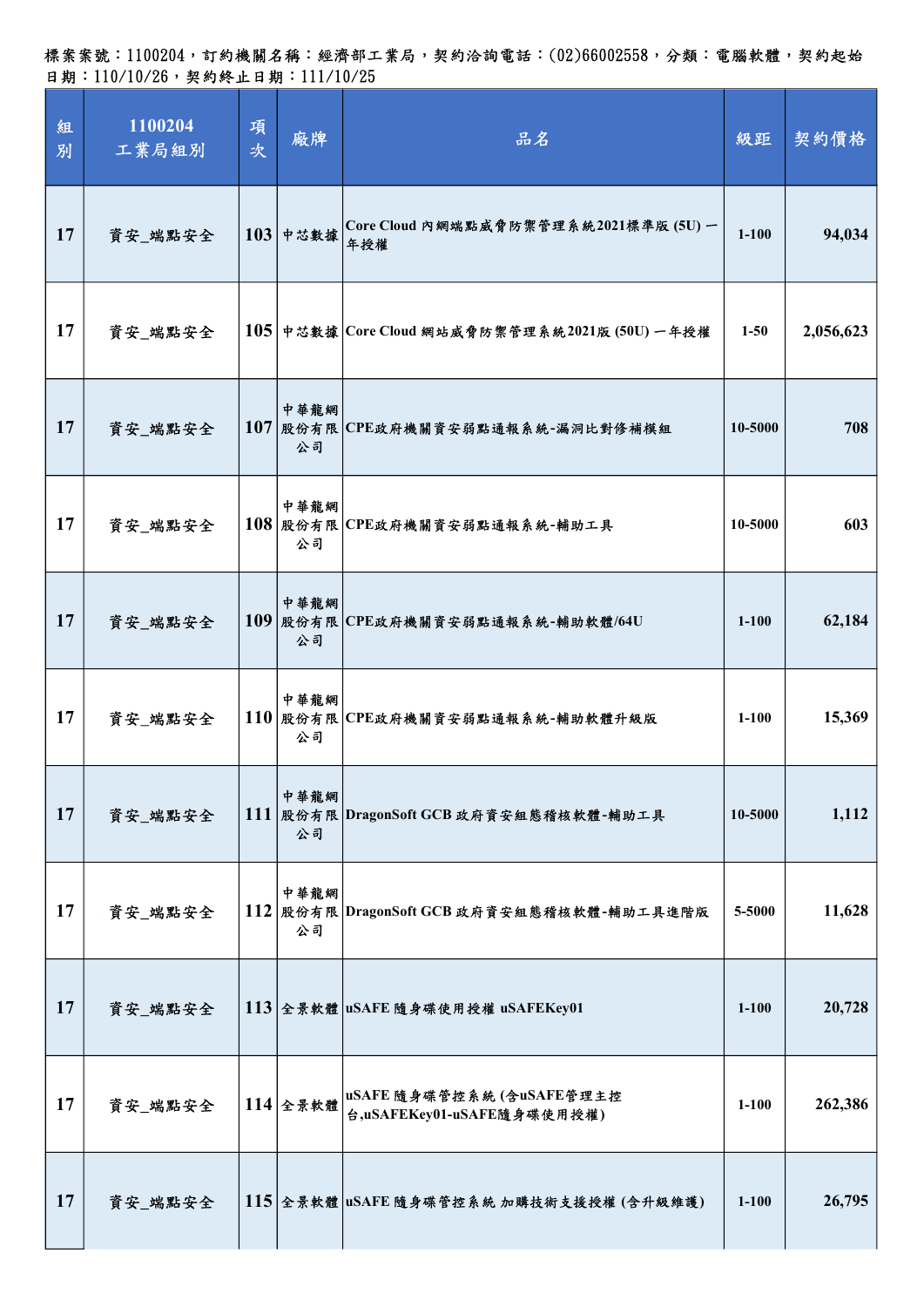標案案號：1100204，訂約機關名稱：經濟部工業局，契約洽詢電話：(02)66002558，分類：電腦軟體，契約起始日期：110/10/26，契約終止日期：111/10/25

| 組別 | 1100204 工業局組別 | 項次 | 廠牌 | 品名 | 級距 | 契約價格 |
|---|---|---|---|---|---|---|
| 17 | 資安_端點安全 | 103 | 中芯數據 | Core Cloud 內網端點威脅防禦管理系統2021標準版 (5U) 一年授權 | 1-100 | 94,034 |
| 17 | 資安_端點安全 | 105 | 中芯數據 | Core Cloud 網站威脅防禦管理系統2021版 (50U) 一年授權 | 1-50 | 2,056,623 |
| 17 | 資安_端點安全 | 107 | 中華龍網股份有限公司 | CPE政府機關資安弱點通報系統-漏洞比對修補模組 | 10-5000 | 708 |
| 17 | 資安_端點安全 | 108 | 中華龍網股份有限公司 | CPE政府機關資安弱點通報系統-輔助工具 | 10-5000 | 603 |
| 17 | 資安_端點安全 | 109 | 中華龍網股份有限公司 | CPE政府機關資安弱點通報系統-輔助軟體/64U | 1-100 | 62,184 |
| 17 | 資安_端點安全 | 110 | 中華龍網股份有限公司 | CPE政府機關資安弱點通報系統-輔助軟體升級版 | 1-100 | 15,369 |
| 17 | 資安_端點安全 | 111 | 中華龍網股份有限公司 | DragonSoft GCB 政府資安組態稽核軟體-輔助工具 | 10-5000 | 1,112 |
| 17 | 資安_端點安全 | 112 | 中華龍網股份有限公司 | DragonSoft GCB 政府資安組態稽核軟體-輔助工具進階版 | 5-5000 | 11,628 |
| 17 | 資安_端點安全 | 113 | 全景軟體 | uSAFE 隨身碟使用授權 uSAFEKey01 | 1-100 | 20,728 |
| 17 | 資安_端點安全 | 114 | 全景軟體 | uSAFE 隨身碟管控系統 (含uSAFE管理主控台,uSAFEKey01-uSAFE隨身碟使用授權) | 1-100 | 262,386 |
| 17 | 資安_端點安全 | 115 | 全景軟體 | uSAFE 隨身碟管控系統 加購技術支援授權 (含升級維護) | 1-100 | 26,795 |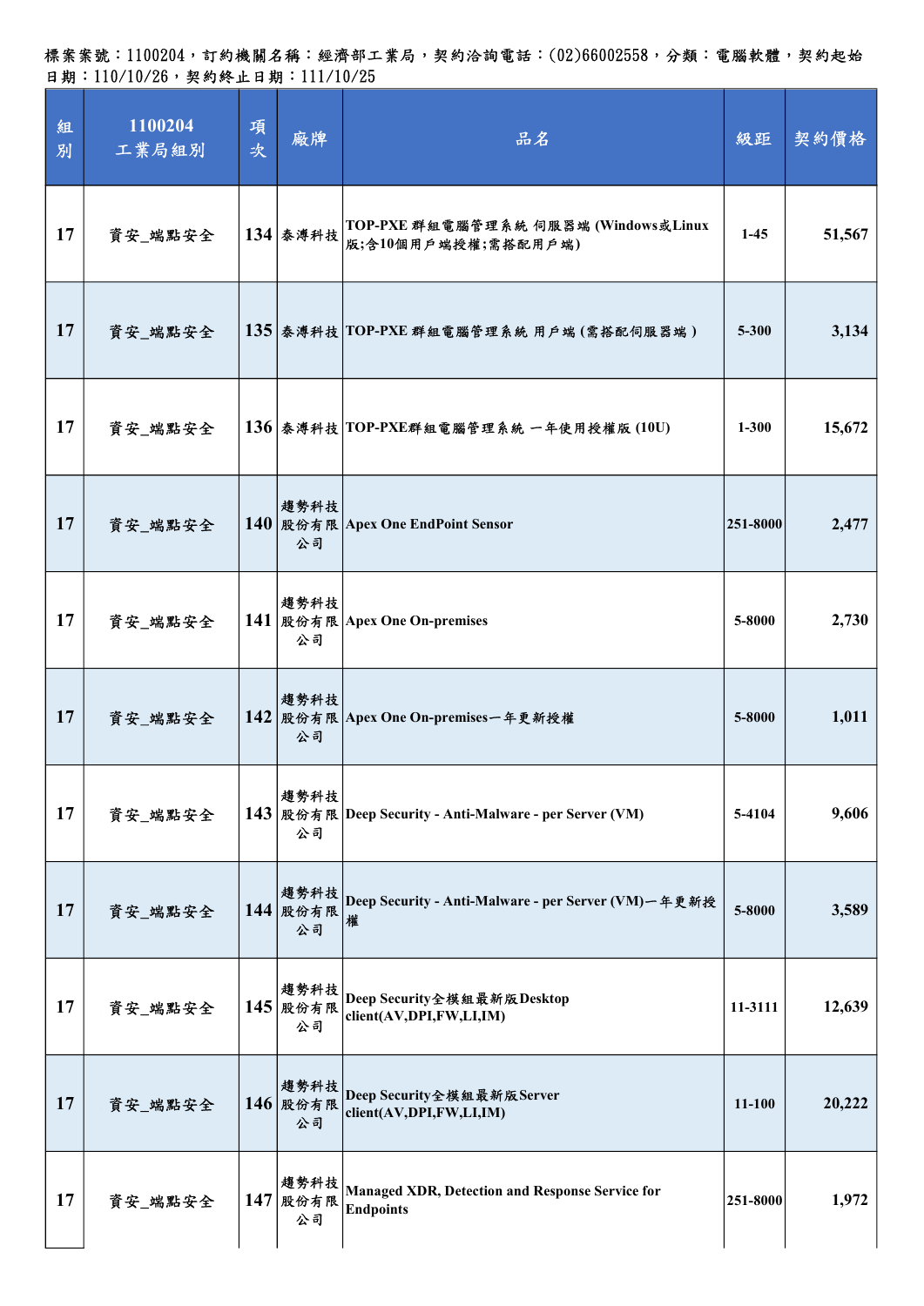標案案號：1100204，訂約機關名稱：經濟部工業局，契約洽詢電話：(02)66002558，分類：電腦軟體，契約起始日期：110/10/26，契約終止日期：111/10/25

| 組別 | 1100204 工業局組別 | 項次 | 廠牌 | 品名 | 級距 | 契約價格 |
|---|---|---|---|---|---|---|
| 17 | 資安_端點安全 | 134 | 泰溥科技 | TOP-PXE 群組電腦管理系統 伺服器端 (Windows或Linux版;含10個用戶端授權;需搭配用戶端) | 1-45 | 51,567 |
| 17 | 資安_端點安全 | 135 | 泰溥科技 | TOP-PXE 群組電腦管理系統 用戶端 (需搭配伺服器端 ) | 5-300 | 3,134 |
| 17 | 資安_端點安全 | 136 | 泰溥科技 | TOP-PXE群組電腦管理系統 一年使用授權版 (10U) | 1-300 | 15,672 |
| 17 | 資安_端點安全 | 140 | 趨勢科技股份有限公司 | Apex One EndPoint Sensor | 251-8000 | 2,477 |
| 17 | 資安_端點安全 | 141 | 趨勢科技股份有限公司 | Apex One On-premises | 5-8000 | 2,730 |
| 17 | 資安_端點安全 | 142 | 趨勢科技股份有限公司 | Apex One On-premises一年更新授權 | 5-8000 | 1,011 |
| 17 | 資安_端點安全 | 143 | 趨勢科技股份有限公司 | Deep Security - Anti-Malware - per Server (VM) | 5-4104 | 9,606 |
| 17 | 資安_端點安全 | 144 | 趨勢科技股份有限公司 | Deep Security - Anti-Malware - per Server (VM)一年更新授權 | 5-8000 | 3,589 |
| 17 | 資安_端點安全 | 145 | 趨勢科技股份有限公司 | Deep Security全模組最新版Desktop client(AV,DPI,FW,LI,IM) | 11-3111 | 12,639 |
| 17 | 資安_端點安全 | 146 | 趨勢科技股份有限公司 | Deep Security全模組最新版Server client(AV,DPI,FW,LI,IM) | 11-100 | 20,222 |
| 17 | 資安_端點安全 | 147 | 趨勢科技股份有限公司 | Managed XDR, Detection and Response Service for Endpoints | 251-8000 | 1,972 |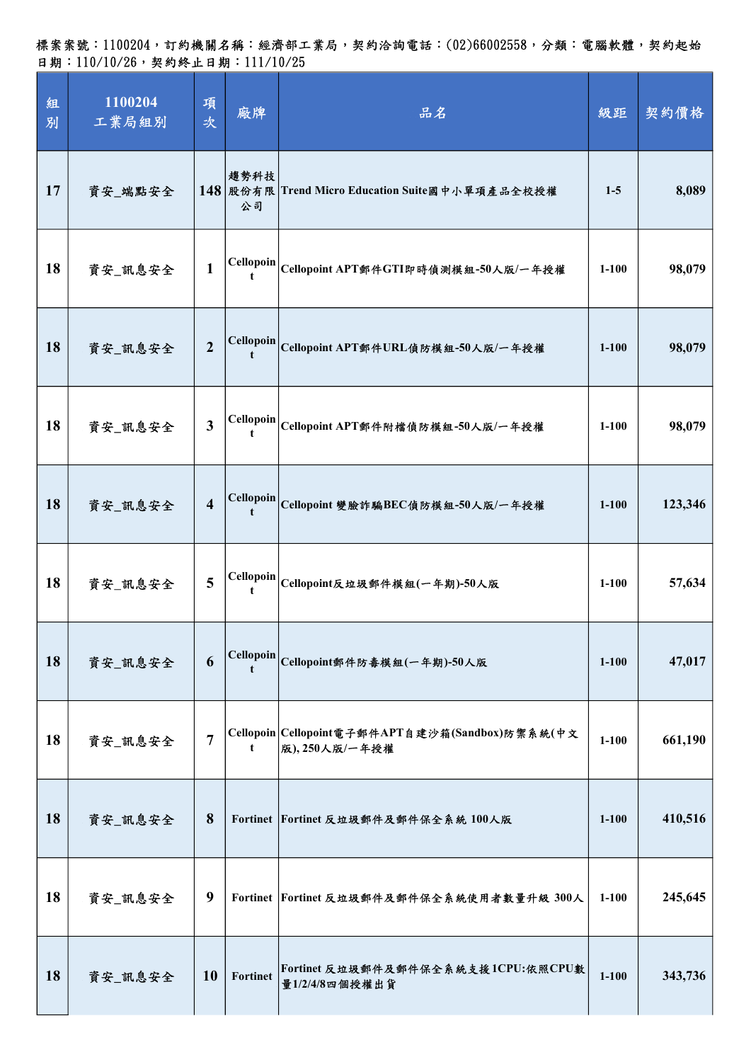標案案號：1100204，訂約機關名稱：經濟部工業局，契約洽詢電話：(02)66002558，分類：電腦軟體，契約起始日期：110/10/26，契約終止日期：111/10/25

| 組別 | 1100204 工業局組別 | 項次 | 廠牌 | 品名 | 級距 | 契約價格 |
|---|---|---|---|---|---|---|
| 17 | 資安_端點安全 | 148 | 趨勢科技股份有限公司 | Trend Micro Education Suite國中小單項產品全校授權 | 1-5 | 8,089 |
| 18 | 資安_訊息安全 | 1 | Cellopoint | Cellopoint APT郵件GTI即時偵測模組-50人版/一年授權 | 1-100 | 98,079 |
| 18 | 資安_訊息安全 | 2 | Cellopoint | Cellopoint APT郵件URL偵防模組-50人版/一年授權 | 1-100 | 98,079 |
| 18 | 資安_訊息安全 | 3 | Cellopoint | Cellopoint APT郵件附檔偵防模組-50人版/一年授權 | 1-100 | 98,079 |
| 18 | 資安_訊息安全 | 4 | Cellopoint | Cellopoint 變臉詐騙BEC偵防模組-50人版/一年授權 | 1-100 | 123,346 |
| 18 | 資安_訊息安全 | 5 | Cellopoint | Cellopoint反垃圾郵件模組(一年期)-50人版 | 1-100 | 57,634 |
| 18 | 資安_訊息安全 | 6 | Cellopoint | Cellopoint郵件防毒模組(一年期)-50人版 | 1-100 | 47,017 |
| 18 | 資安_訊息安全 | 7 | Cellopoint | Cellopoint電子郵件APT自建沙箱(Sandbox)防禦系統(中文版), 250人版/一年授權 | 1-100 | 661,190 |
| 18 | 資安_訊息安全 | 8 | Fortinet | Fortinet 反垃圾郵件及郵件保全系統 100人版 | 1-100 | 410,516 |
| 18 | 資安_訊息安全 | 9 | Fortinet | Fortinet 反垃圾郵件及郵件保全系統使用者數量升級 300人 | 1-100 | 245,645 |
| 18 | 資安_訊息安全 | 10 | Fortinet | Fortinet 反垃圾郵件及郵件保全系統支援1CPU:依照CPU數量1/2/4/8四個授權出貨 | 1-100 | 343,736 |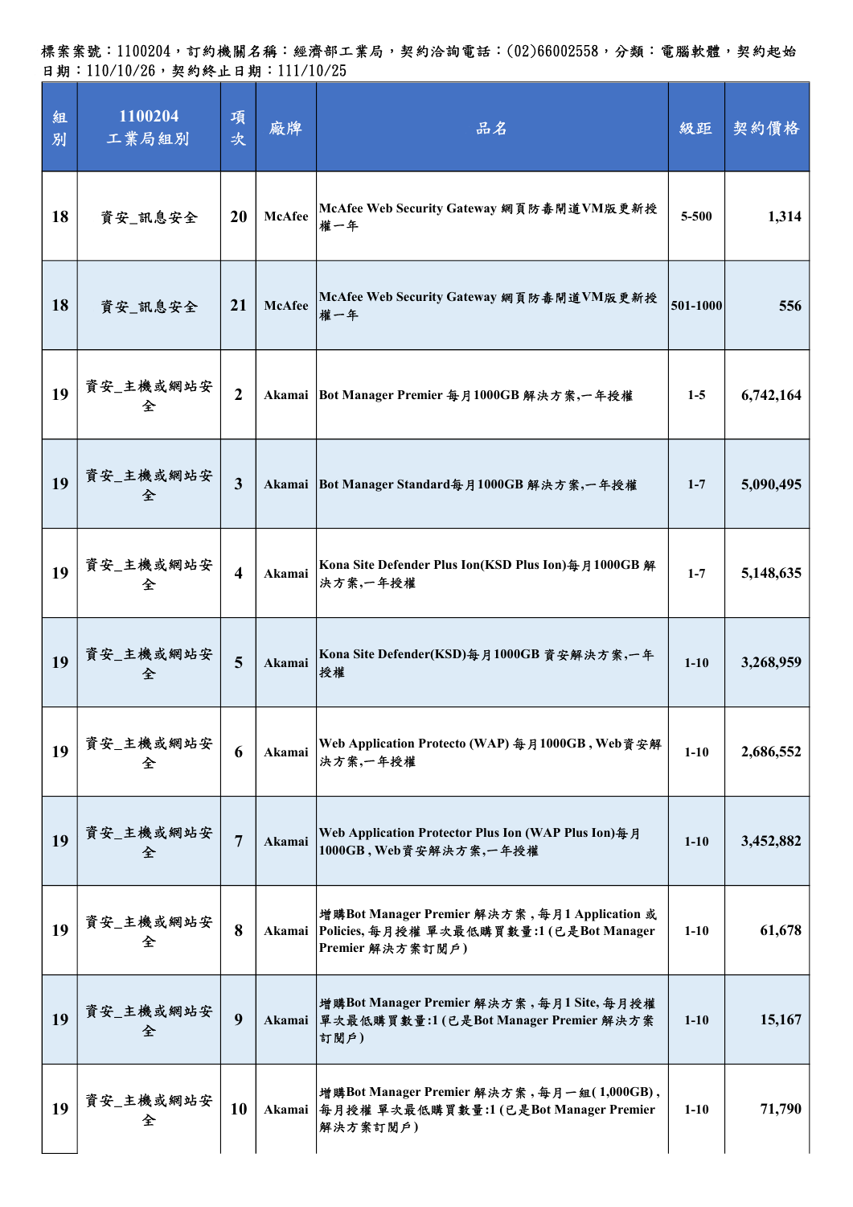標案案號：1100204，訂約機關名稱：經濟部工業局，契約洽詢電話：(02)66002558，分類：電腦軟體，契約起始日期：110/10/26，契約終止日期：111/10/25

| 組別 | 1100204<br>工業局組別 | 項次 | 廠牌 | 品名 | 級距 | 契約價格 |
|---|---|---|---|---|---|---|
| 18 | 資安_訊息安全 | 20 | McAfee | McAfee Web Security Gateway 網頁防毒閘道VM版更新授權一年 | 5-500 | 1,314 |
| 18 | 資安_訊息安全 | 21 | McAfee | McAfee Web Security Gateway 網頁防毒閘道VM版更新授權一年 | 501-1000 | 556 |
| 19 | 資安_主機或網站安全 | 2 | Akamai | Bot Manager Premier 每月1000GB 解決方案,一年授權 | 1-5 | 6,742,164 |
| 19 | 資安_主機或網站安全 | 3 | Akamai | Bot Manager Standard每月1000GB 解決方案,一年授權 | 1-7 | 5,090,495 |
| 19 | 資安_主機或網站安全 | 4 | Akamai | Kona Site Defender Plus Ion(KSD Plus Ion)每月1000GB 解決方案,一年授權 | 1-7 | 5,148,635 |
| 19 | 資安_主機或網站安全 | 5 | Akamai | Kona Site Defender(KSD)每月1000GB 資安解決方案,一年授權 | 1-10 | 3,268,959 |
| 19 | 資安_主機或網站安全 | 6 | Akamai | Web Application Protecto (WAP) 每月1000GB , Web資安解決方案,一年授權 | 1-10 | 2,686,552 |
| 19 | 資安_主機或網站安全 | 7 | Akamai | Web Application Protector Plus Ion (WAP Plus Ion)每月1000GB , Web資安解決方案,一年授權 | 1-10 | 3,452,882 |
| 19 | 資安_主機或網站安全 | 8 | Akamai | 增購Bot Manager Premier 解決方案 , 每月1 Application 或 Policies, 每月授權 單次最低購買數量:1 (已是Bot Manager Premier 解決方案訂閱戶) | 1-10 | 61,678 |
| 19 | 資安_主機或網站安全 | 9 | Akamai | 增購Bot Manager Premier 解決方案 , 每月1 Site, 每月授權 單次最低購買數量:1 (已是Bot Manager Premier 解決方案訂閱戶) | 1-10 | 15,167 |
| 19 | 資安_主機或網站安全 | 10 | Akamai | 增購Bot Manager Premier 解決方案 , 每月一組( 1,000GB) , 每月授權 單次最低購買數量:1 (已是Bot Manager Premier 解決方案訂閱戶) | 1-10 | 71,790 |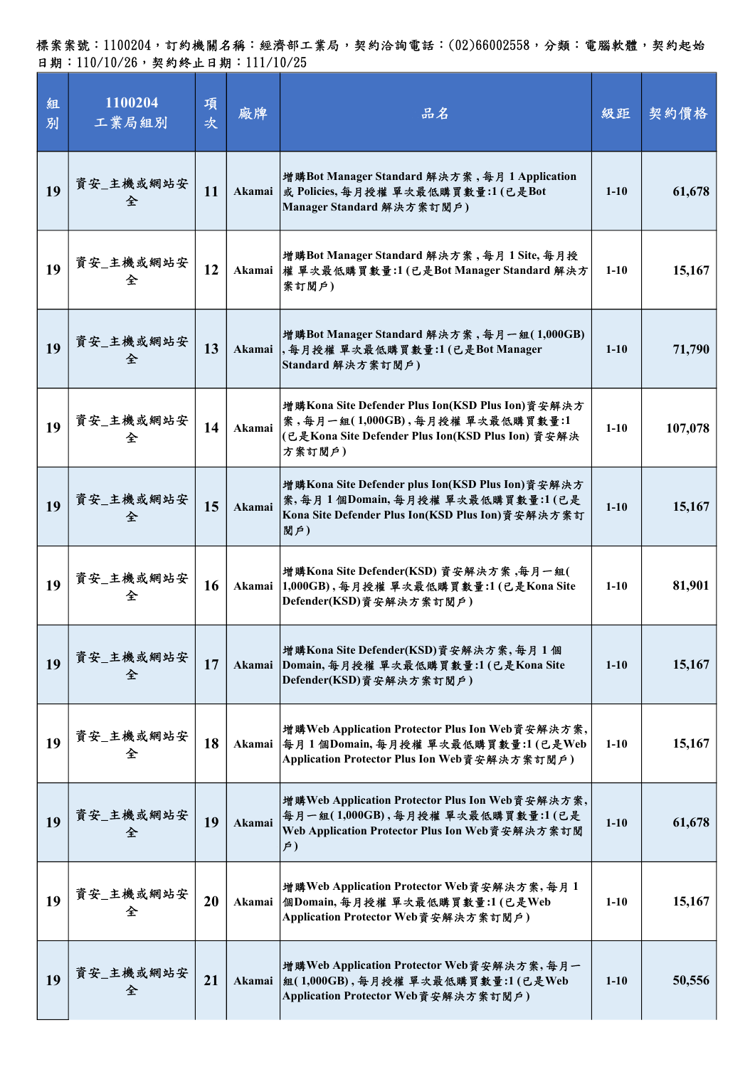標案案號：1100204，訂約機關名稱：經濟部工業局，契約洽詢電話：(02)66002558，分類：電腦軟體，契約起始日期：110/10/26，契約終止日期：111/10/25

| 組別 | 1100204 工業局組別 | 項次 | 廠牌 | 品名 | 級距 | 契約價格 |
|---|---|---|---|---|---|---|
| 19 | 資安_主機或網站安全 | 11 | Akamai | 增購Bot Manager Standard 解決方案，每月 1 Application 或 Policies, 每月授權 單次最低購買數量:1 (已是Bot Manager Standard 解決方案訂閱戶) | 1-10 | 61,678 |
| 19 | 資安_主機或網站安全 | 12 | Akamai | 增購Bot Manager Standard 解決方案，每月 1 Site, 每月授權 單次最低購買數量:1 (已是Bot Manager Standard 解決方案訂閱戶) | 1-10 | 15,167 |
| 19 | 資安_主機或網站安全 | 13 | Akamai | 增購Bot Manager Standard 解決方案，每月一組( 1,000GB) , 每月授權 單次最低購買數量:1 (已是Bot Manager Standard 解決方案訂閱戶) | 1-10 | 71,790 |
| 19 | 資安_主機或網站安全 | 14 | Akamai | 增購Kona Site Defender Plus Ion(KSD Plus Ion)資安解決方案，每月一組( 1,000GB) , 每月授權 單次最低購買數量:1 (已是Kona Site Defender Plus Ion(KSD Plus Ion) 資安解決方案訂閱戶) | 1-10 | 107,078 |
| 19 | 資安_主機或網站安全 | 15 | Akamai | 增購Kona Site Defender plus Ion(KSD Plus Ion)資安解決方案, 每月 1 個Domain, 每月授權 單次最低購買數量:1 (已是Kona Site Defender Plus Ion(KSD Plus Ion)資安解決方案訂閱戶) | 1-10 | 15,167 |
| 19 | 資安_主機或網站安全 | 16 | Akamai | 增購Kona Site Defender(KSD) 資安解決方案 ,每月一組( 1,000GB) , 每月授權 單次最低購買數量:1 (已是Kona Site Defender(KSD)資安解決方案訂閱戶) | 1-10 | 81,901 |
| 19 | 資安_主機或網站安全 | 17 | Akamai | 增購Kona Site Defender(KSD)資安解決方案, 每月 1 個Domain, 每月授權 單次最低購買數量:1 (已是Kona Site Defender(KSD)資安解決方案訂閱戶) | 1-10 | 15,167 |
| 19 | 資安_主機或網站安全 | 18 | Akamai | 增購Web Application Protector Plus Ion Web資安解決方案, 每月 1 個Domain, 每月授權 單次最低購買數量:1 (已是Web Application Protector Plus Ion Web資安解決方案訂閱戶) | 1-10 | 15,167 |
| 19 | 資安_主機或網站安全 | 19 | Akamai | 增購Web Application Protector Plus Ion Web資安解決方案, 每月一組( 1,000GB) , 每月授權 單次最低購買數量:1 (已是Web Application Protector Plus Ion Web資安解決方案訂閱戶) | 1-10 | 61,678 |
| 19 | 資安_主機或網站安全 | 20 | Akamai | 增購Web Application Protector Web資安解決方案, 每月 1 個Domain, 每月授權 單次最低購買數量:1 (已是Web Application Protector Web資安解決方案訂閱戶) | 1-10 | 15,167 |
| 19 | 資安_主機或網站安全 | 21 | Akamai | 增購Web Application Protector Web資安解決方案, 每月一組( 1,000GB) , 每月授權 單次最低購買數量:1 (已是Web Application Protector Web資安解決方案訂閱戶) | 1-10 | 50,556 |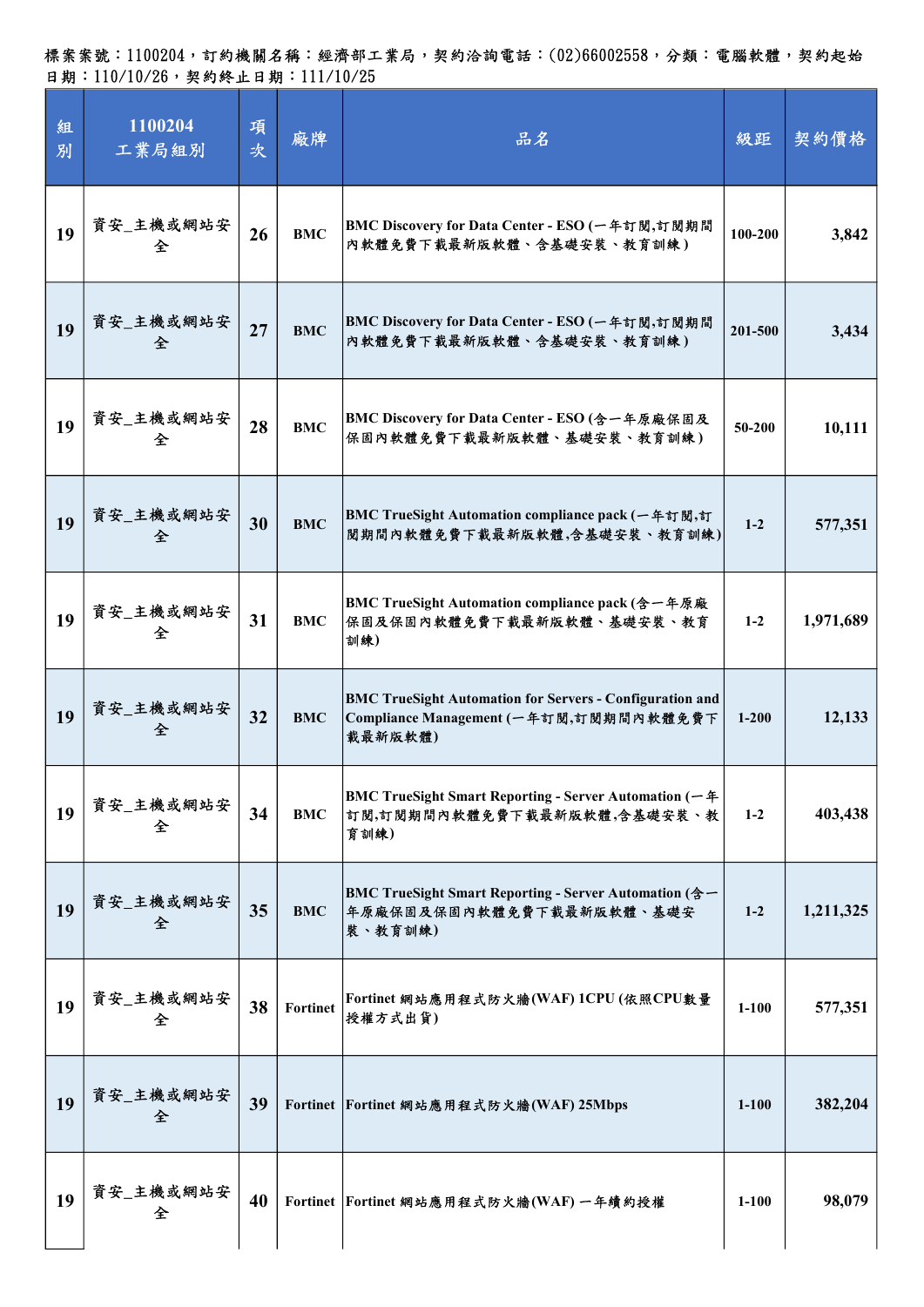標案案號：1100204，訂約機關名稱：經濟部工業局，契約洽詢電話：(02)66002558，分類：電腦軟體，契約起始日期：110/10/26，契約終止日期：111/10/25

| 組別 | 1100204 工業局組別 | 項次 | 廠牌 | 品名 | 級距 | 契約價格 |
|---|---|---|---|---|---|---|
| 19 | 資安_主機或網站安全 | 26 | BMC | BMC Discovery for Data Center - ESO (一年訂閱,訂閱期間內軟體免費下載最新版軟體、含基礎安裝、教育訓練) | 100-200 | 3,842 |
| 19 | 資安_主機或網站安全 | 27 | BMC | BMC Discovery for Data Center - ESO (一年訂閱,訂閱期間內軟體免費下載最新版軟體、含基礎安裝、教育訓練) | 201-500 | 3,434 |
| 19 | 資安_主機或網站安全 | 28 | BMC | BMC Discovery for Data Center - ESO (含一年原廠保固及保固內軟體免費下載最新版軟體、基礎安裝、教育訓練) | 50-200 | 10,111 |
| 19 | 資安_主機或網站安全 | 30 | BMC | BMC TrueSight Automation compliance pack (一年訂閱,訂閱期間內軟體免費下載最新版軟體,含基礎安裝、教育訓練) | 1-2 | 577,351 |
| 19 | 資安_主機或網站安全 | 31 | BMC | BMC TrueSight Automation compliance pack (含一年原廠保固及保固內軟體免費下載最新版軟體、基礎安裝、教育訓練) | 1-2 | 1,971,689 |
| 19 | 資安_主機或網站安全 | 32 | BMC | BMC TrueSight Automation for Servers - Configuration and Compliance Management (一年訂閱,訂閱期間內軟體免費下載最新版軟體) | 1-200 | 12,133 |
| 19 | 資安_主機或網站安全 | 34 | BMC | BMC TrueSight Smart Reporting - Server Automation (一年訂閱,訂閱期間內軟體免費下載最新版軟體,含基礎安裝、教育訓練) | 1-2 | 403,438 |
| 19 | 資安_主機或網站安全 | 35 | BMC | BMC TrueSight Smart Reporting - Server Automation (含一年原廠保固及保固內軟體免費下載最新版軟體、基礎安裝、教育訓練) | 1-2 | 1,211,325 |
| 19 | 資安_主機或網站安全 | 38 | Fortinet | Fortinet 網站應用程式防火牆(WAF) 1CPU (依照CPU數量授權方式出貨) | 1-100 | 577,351 |
| 19 | 資安_主機或網站安全 | 39 | Fortinet | Fortinet 網站應用程式防火牆(WAF) 25Mbps | 1-100 | 382,204 |
| 19 | 資安_主機或網站安全 | 40 | Fortinet | Fortinet 網站應用程式防火牆(WAF) 一年續約授權 | 1-100 | 98,079 |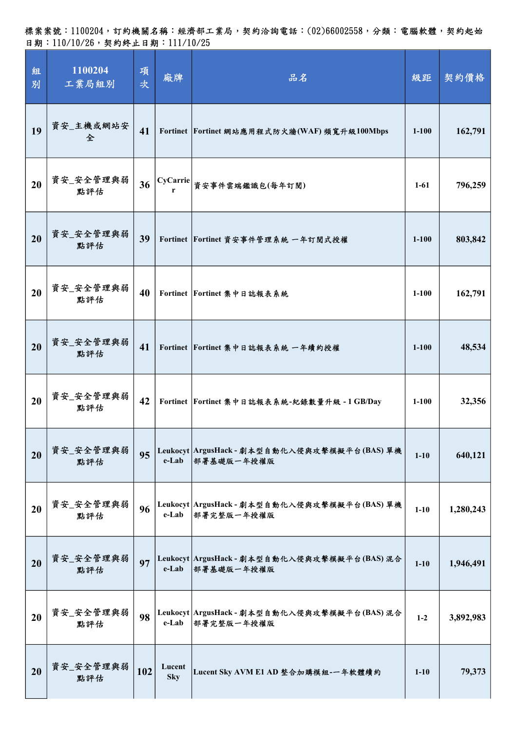標案案號：1100204，訂約機關名稱：經濟部工業局，契約洽詢電話：(02)66002558，分類：電腦軟體，契約起始日期：110/10/26，契約終止日期：111/10/25

| 組別 | 1100204<br>工業局組別 | 項次 | 廠牌 | 品名 | 級距 | 契約價格 |
|---|---|---|---|---|---|---|
| 19 | 資安_主機或網站安全 | 41 | Fortinet | Fortinet 網站應用程式防火牆(WAF) 頻寬升級100Mbps | 1-100 | 162,791 |
| 20 | 資安_安全管理與弱點評估 | 36 | CyCarrier | 資安事件雲端鑑識包(每年訂閱) | 1-61 | 796,259 |
| 20 | 資安_安全管理與弱點評估 | 39 | Fortinet | Fortinet 資安事件管理系統 一年訂閱式授權 | 1-100 | 803,842 |
| 20 | 資安_安全管理與弱點評估 | 40 | Fortinet | Fortinet 集中日誌報表系統 | 1-100 | 162,791 |
| 20 | 資安_安全管理與弱點評估 | 41 | Fortinet | Fortinet 集中日誌報表系統 一年續約授權 | 1-100 | 48,534 |
| 20 | 資安_安全管理與弱點評估 | 42 | Fortinet | Fortinet 集中日誌報表系統-紀錄數量升級 - 1 GB/Day | 1-100 | 32,356 |
| 20 | 資安_安全管理與弱點評估 | 95 | Leukocyte-Lab | ArgusHack - 劇本型自動化入侵與攻擊模擬平台(BAS) 單機部署基礎版一年授權版 | 1-10 | 640,121 |
| 20 | 資安_安全管理與弱點評估 | 96 | Leukocyte-Lab | ArgusHack - 劇本型自動化入侵與攻擊模擬平台(BAS) 單機部署完整版一年授權版 | 1-10 | 1,280,243 |
| 20 | 資安_安全管理與弱點評估 | 97 | Leukocyte-Lab | ArgusHack - 劇本型自動化入侵與攻擊模擬平台(BAS) 混合部署基礎版一年授權版 | 1-10 | 1,946,491 |
| 20 | 資安_安全管理與弱點評估 | 98 | Leukocyte-Lab | ArgusHack - 劇本型自動化入侵與攻擊模擬平台(BAS) 混合部署完整版一年授權版 | 1-2 | 3,892,983 |
| 20 | 資安_安全管理與弱點評估 | 102 | Lucent Sky | Lucent Sky AVM E1 AD 整合加購模組--一年軟體續約 | 1-10 | 79,373 |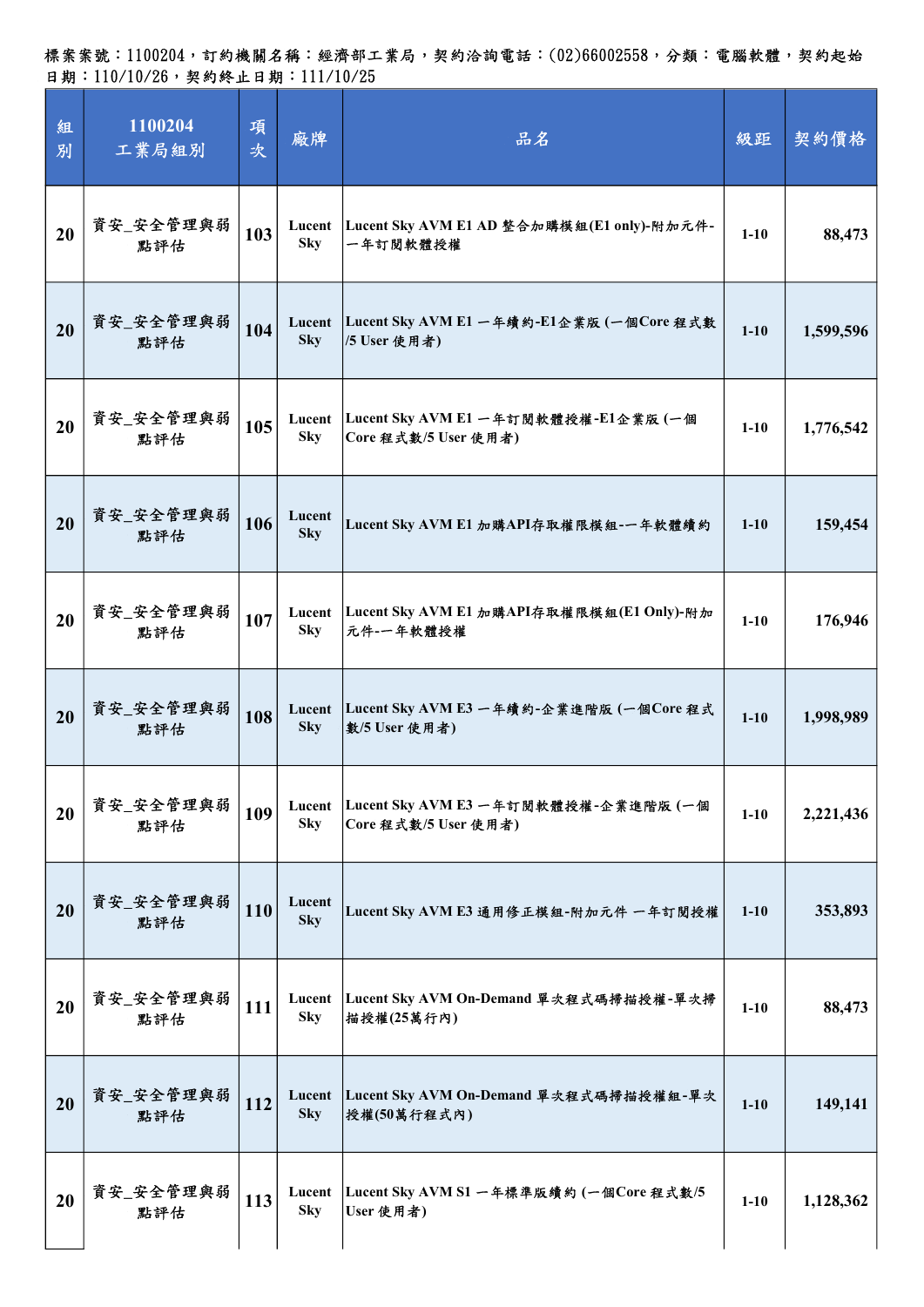標案案號：1100204，訂約機關名稱：經濟部工業局，契約洽詢電話：(02)66002558，分類：電腦軟體，契約起始日期：110/10/26，契約終止日期：111/10/25

| 組別 | 1100204 工業局組別 | 項次 | 廠牌 | 品名 | 級距 | 契約價格 |
|---|---|---|---|---|---|---|
| 20 | 資安_安全管理與弱點評估 | 103 | Lucent Sky | Lucent Sky AVM E1 AD 整合加購模組(E1 only)-附加元件-一年訂閱軟體授權 | 1-10 | 88,473 |
| 20 | 資安_安全管理與弱點評估 | 104 | Lucent Sky | Lucent Sky AVM E1 一年續約-E1企業版 (一個Core 程式數/5 User 使用者) | 1-10 | 1,599,596 |
| 20 | 資安_安全管理與弱點評估 | 105 | Lucent Sky | Lucent Sky AVM E1 一年訂閱軟體授權-E1企業版 (一個Core 程式數/5 User 使用者) | 1-10 | 1,776,542 |
| 20 | 資安_安全管理與弱點評估 | 106 | Lucent Sky | Lucent Sky AVM E1 加購API存取權限模組-一年軟體續約 | 1-10 | 159,454 |
| 20 | 資安_安全管理與弱點評估 | 107 | Lucent Sky | Lucent Sky AVM E1 加購API存取權限模組(E1 Only)-附加元件-一年軟體授權 | 1-10 | 176,946 |
| 20 | 資安_安全管理與弱點評估 | 108 | Lucent Sky | Lucent Sky AVM E3 一年續約-企業進階版 (一個Core 程式數/5 User 使用者) | 1-10 | 1,998,989 |
| 20 | 資安_安全管理與弱點評估 | 109 | Lucent Sky | Lucent Sky AVM E3 一年訂閱軟體授權-企業進階版 (一個Core 程式數/5 User 使用者) | 1-10 | 2,221,436 |
| 20 | 資安_安全管理與弱點評估 | 110 | Lucent Sky | Lucent Sky AVM E3 通用修正模組-附加元件 一年訂閱授權 | 1-10 | 353,893 |
| 20 | 資安_安全管理與弱點評估 | 111 | Lucent Sky | Lucent Sky AVM On-Demand 單次程式碼掃描授權-單次掃描授權(25萬行內) | 1-10 | 88,473 |
| 20 | 資安_安全管理與弱點評估 | 112 | Lucent Sky | Lucent Sky AVM On-Demand 單次程式碼掃描授權組-單次授權(50萬行程式內) | 1-10 | 149,141 |
| 20 | 資安_安全管理與弱點評估 | 113 | Lucent Sky | Lucent Sky AVM S1 一年標準版續約 (一個Core 程式數/5 User 使用者) | 1-10 | 1,128,362 |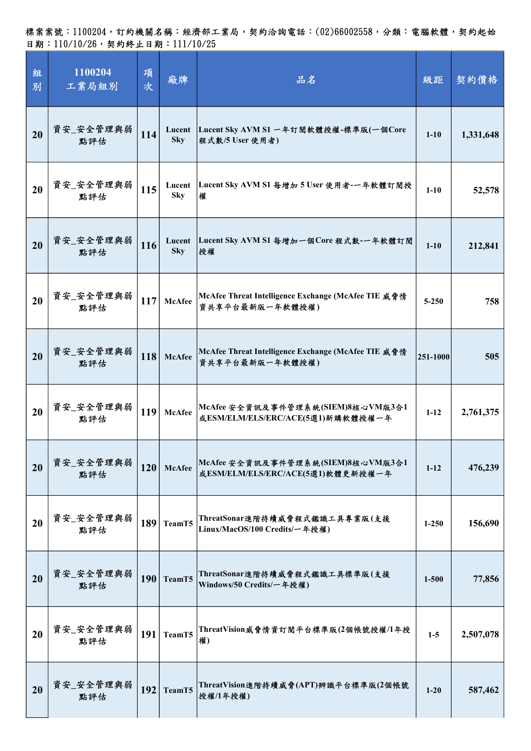標案案號：1100204，訂約機關名稱：經濟部工業局，契約洽詢電話：(02)66002558，分類：電腦軟體，契約起始日期：110/10/26，契約終止日期：111/10/25

| 組別 | 1100204 工業局組別 | 項次 | 廠牌 | 品名 | 級距 | 契約價格 |
|---|---|---|---|---|---|---|
| 20 | 資安_安全管理與弱點評估 | 114 | Lucent Sky | Lucent Sky AVM S1 一年訂閱軟體授權-標準版(一個Core 程式數/5 User 使用者) | 1-10 | 1,331,648 |
| 20 | 資安_安全管理與弱點評估 | 115 | Lucent Sky | Lucent Sky AVM S1 每增加 5 User 使用者-一年軟體訂閱授權 | 1-10 | 52,578 |
| 20 | 資安_安全管理與弱點評估 | 116 | Lucent Sky | Lucent Sky AVM S1 每增加一個Core 程式數-一年軟體訂閱授權 | 1-10 | 212,841 |
| 20 | 資安_安全管理與弱點評估 | 117 | McAfee | McAfee Threat Intelligence Exchange (McAfee TIE 威脅情資共享平台最新版一年軟體授權) | 5-250 | 758 |
| 20 | 資安_安全管理與弱點評估 | 118 | McAfee | McAfee Threat Intelligence Exchange (McAfee TIE 威脅情資共享平台最新版一年軟體授權) | 251-1000 | 505 |
| 20 | 資安_安全管理與弱點評估 | 119 | McAfee | McAfee 安全資訊及事件管理系統(SIEM)8核心VM版3合1或ESM/ELM/ELS/ERC/ACE(5選1)新購軟體授權一年 | 1-12 | 2,761,375 |
| 20 | 資安_安全管理與弱點評估 | 120 | McAfee | McAfee 安全資訊及事件管理系統(SIEM)8核心VM版3合1或ESM/ELM/ELS/ERC/ACE(5選1)軟體更新授權一年 | 1-12 | 476,239 |
| 20 | 資安_安全管理與弱點評估 | 189 | TeamT5 | ThreatSonar進階持續威脅程式鑑識工具專業版(支援Linux/MacOS/100 Credits/一年授權) | 1-250 | 156,690 |
| 20 | 資安_安全管理與弱點評估 | 190 | TeamT5 | ThreatSonar進階持續威脅程式鑑識工具標準版(支援Windows/50 Credits/一年授權) | 1-500 | 77,856 |
| 20 | 資安_安全管理與弱點評估 | 191 | TeamT5 | ThreatVision威脅情資訂閱平台標準版(2個帳號授權/1年授權) | 1-5 | 2,507,078 |
| 20 | 資安_安全管理與弱點評估 | 192 | TeamT5 | ThreatVision進階持續威脅(APT)辨識平台標準版(2個帳號授權/1年授權) | 1-20 | 587,462 |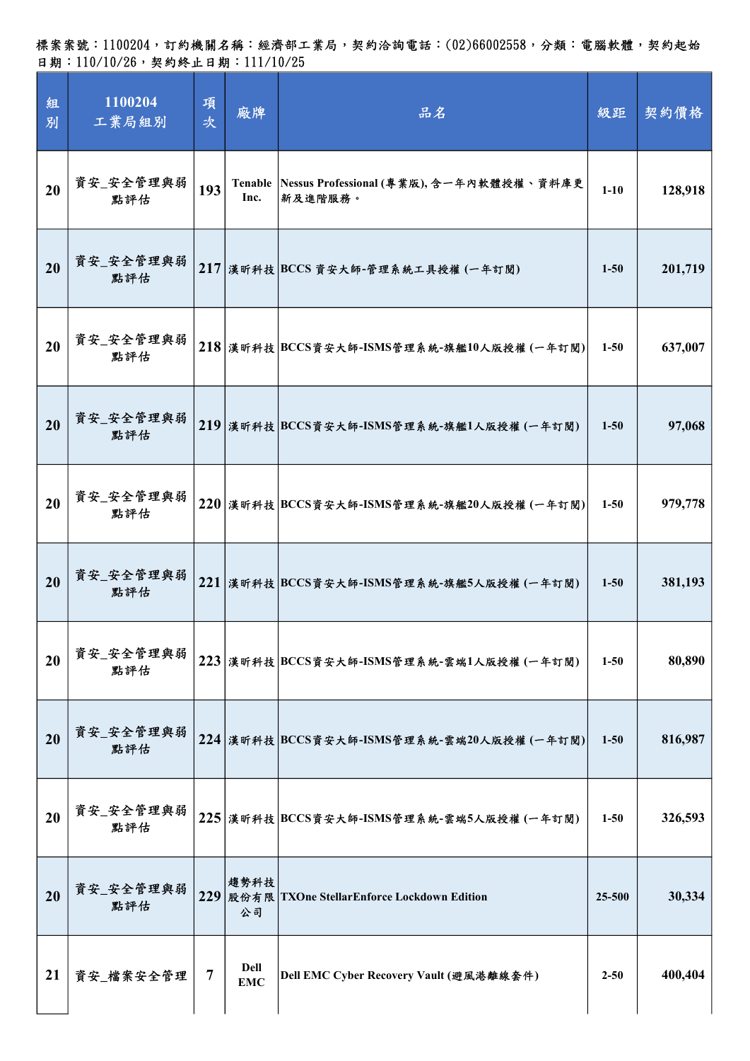標案案號：1100204，訂約機關名稱：經濟部工業局，契約洽詢電話：(02)66002558，分類：電腦軟體，契約起始日期：110/10/26，契約終止日期：111/10/25

| 組別 | 1100204 工業局組別 | 項次 | 廠牌 | 品名 | 級距 | 契約價格 |
|---|---|---|---|---|---|---|
| 20 | 資安_安全管理與弱點評估 | 193 | Tenable Inc. | Nessus Professional (專業版), 含一年內軟體授權、資料庫更新及進階服務。 | 1-10 | 128,918 |
| 20 | 資安_安全管理與弱點評估 | 217 | 漢昕科技 | BCCS 資安大師-管理系統工具授權 (一年訂閱) | 1-50 | 201,719 |
| 20 | 資安_安全管理與弱點評估 | 218 | 漢昕科技 | BCCS資安大師-ISMS管理系統-旗艦10人版授權 (一年訂閱) | 1-50 | 637,007 |
| 20 | 資安_安全管理與弱點評估 | 219 | 漢昕科技 | BCCS資安大師-ISMS管理系統-旗艦1人版授權 (一年訂閱) | 1-50 | 97,068 |
| 20 | 資安_安全管理與弱點評估 | 220 | 漢昕科技 | BCCS資安大師-ISMS管理系統-旗艦20人版授權 (一年訂閱) | 1-50 | 979,778 |
| 20 | 資安_安全管理與弱點評估 | 221 | 漢昕科技 | BCCS資安大師-ISMS管理系統-旗艦5人版授權 (一年訂閱) | 1-50 | 381,193 |
| 20 | 資安_安全管理與弱點評估 | 223 | 漢昕科技 | BCCS資安大師-ISMS管理系統-雲端1人版授權 (一年訂閱) | 1-50 | 80,890 |
| 20 | 資安_安全管理與弱點評估 | 224 | 漢昕科技 | BCCS資安大師-ISMS管理系統-雲端20人版授權 (一年訂閱) | 1-50 | 816,987 |
| 20 | 資安_安全管理與弱點評估 | 225 | 漢昕科技 | BCCS資安大師-ISMS管理系統-雲端5人版授權 (一年訂閱) | 1-50 | 326,593 |
| 20 | 資安_安全管理與弱點評估 | 229 | 趨勢科技股份有限公司 | TXOne StellarEnforce Lockdown Edition | 25-500 | 30,334 |
| 21 | 資安_檔案安全管理 | 7 | Dell EMC | Dell EMC Cyber Recovery Vault (避風港離線套件) | 2-50 | 400,404 |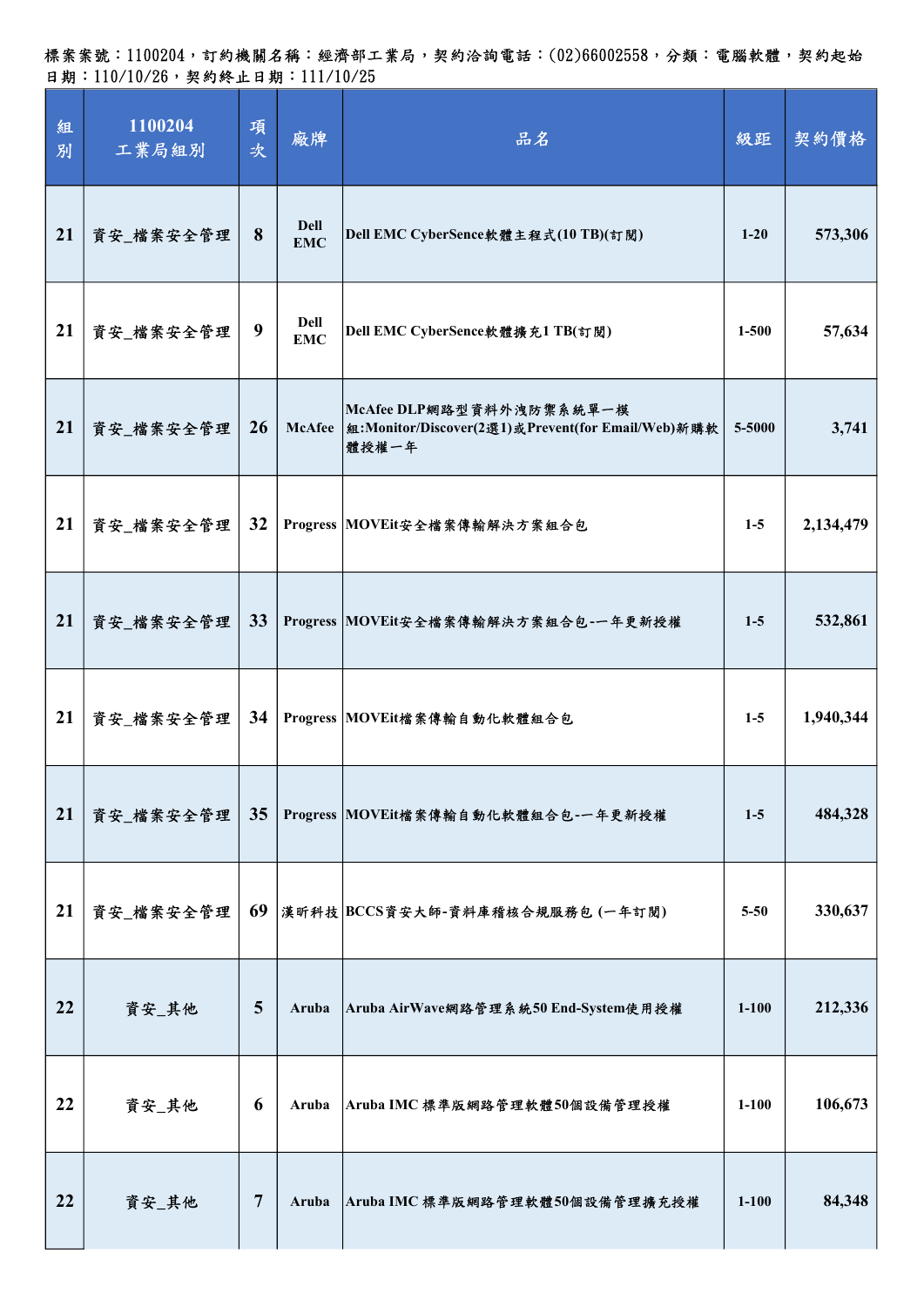標案案號：1100204，訂約機關名稱：經濟部工業局，契約洽詢電話：(02)66002558，分類：電腦軟體，契約起始日期：110/10/26，契約終止日期：111/10/25

| 組別 | 1100204 工業局組別 | 項次 | 廠牌 | 品名 | 級距 | 契約價格 |
|---|---|---|---|---|---|---|
| 21 | 資安_檔案安全管理 | 8 | Dell EMC | Dell EMC CyberSence軟體主程式(10 TB)(訂閱) | 1-20 | 573,306 |
| 21 | 資安_檔案安全管理 | 9 | Dell EMC | Dell EMC CyberSence軟體擴充1 TB(訂閱) | 1-500 | 57,634 |
| 21 | 資安_檔案安全管理 | 26 | McAfee | McAfee DLP網路型資料外洩防禦系統單一模組:Monitor/Discover(2選1)或Prevent(for Email/Web)新購軟體授權一年 | 5-5000 | 3,741 |
| 21 | 資安_檔案安全管理 | 32 | Progress | MOVEit安全檔案傳輸解決方案組合包 | 1-5 | 2,134,479 |
| 21 | 資安_檔案安全管理 | 33 | Progress | MOVEit安全檔案傳輸解決方案組合包-一年更新授權 | 1-5 | 532,861 |
| 21 | 資安_檔案安全管理 | 34 | Progress | MOVEit檔案傳輸自動化軟體組合包 | 1-5 | 1,940,344 |
| 21 | 資安_檔案安全管理 | 35 | Progress | MOVEit檔案傳輸自動化軟體組合包-一年更新授權 | 1-5 | 484,328 |
| 21 | 資安_檔案安全管理 | 69 | 漢昕科技 | BCCS資安大師-資料庫稽核合規服務包 (一年訂閱) | 5-50 | 330,637 |
| 22 | 資安_其他 | 5 | Aruba | Aruba AirWave網路管理系統50 End-System使用授權 | 1-100 | 212,336 |
| 22 | 資安_其他 | 6 | Aruba | Aruba IMC 標準版網路管理軟體50個設備管理授權 | 1-100 | 106,673 |
| 22 | 資安_其他 | 7 | Aruba | Aruba IMC 標準版網路管理軟體50個設備管理擴充授權 | 1-100 | 84,348 |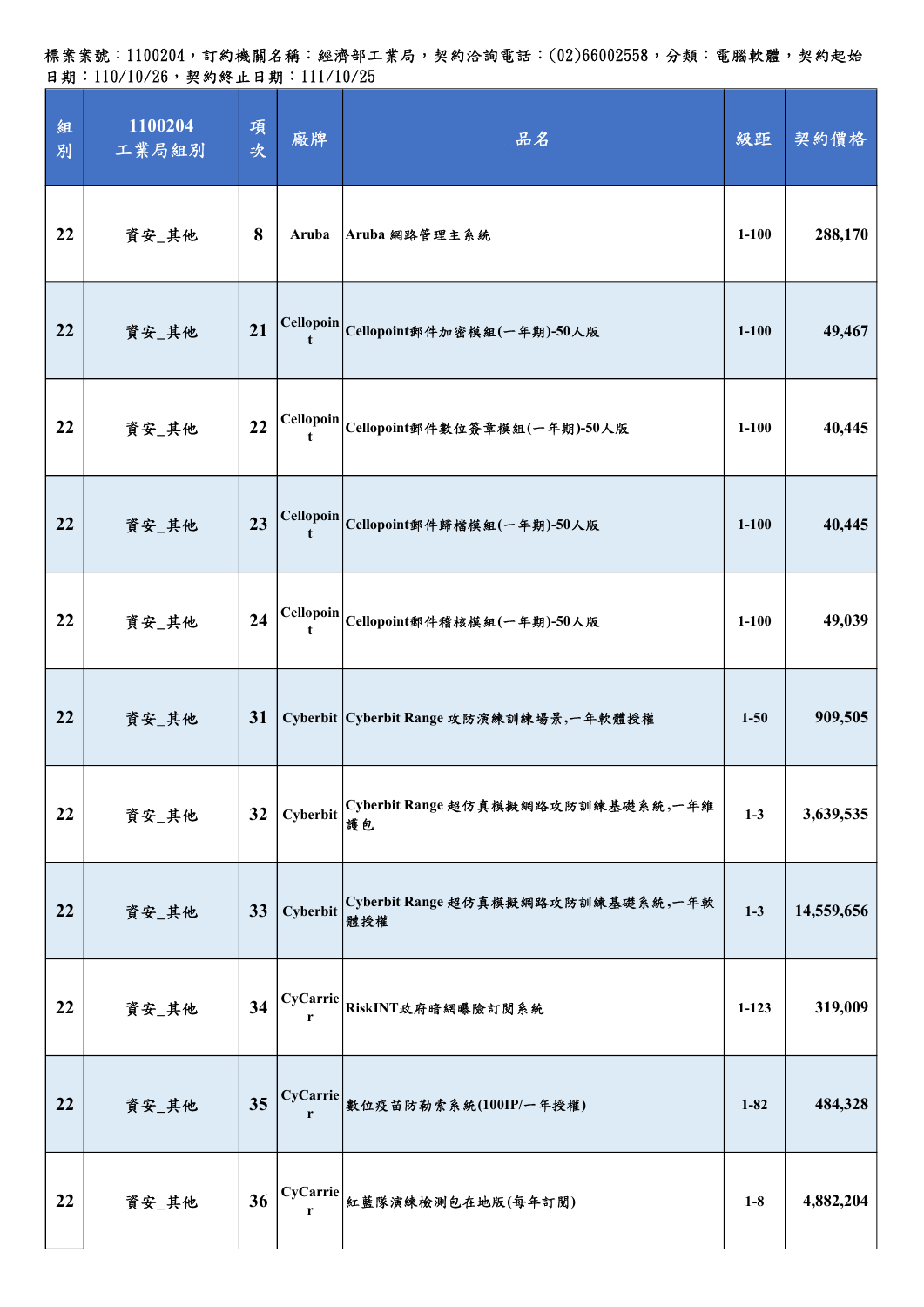標案案號：1100204，訂約機關名稱：經濟部工業局，契約洽詢電話：(02)66002558，分類：電腦軟體，契約起始日期：110/10/26，契約終止日期：111/10/25

| 組別 | 1100204 工業局組別 | 項次 | 廠牌 | 品名 | 級距 | 契約價格 |
|---|---|---|---|---|---|---|
| 22 | 資安_其他 | 8 | Aruba | Aruba 網路管理主系統 | 1-100 | 288,170 |
| 22 | 資安_其他 | 21 | Cellopoint | Cellopoint郵件加密模組(一年期)-50人版 | 1-100 | 49,467 |
| 22 | 資安_其他 | 22 | Cellopoint | Cellopoint郵件數位簽章模組(一年期)-50人版 | 1-100 | 40,445 |
| 22 | 資安_其他 | 23 | Cellopoint | Cellopoint郵件歸檔模組(一年期)-50人版 | 1-100 | 40,445 |
| 22 | 資安_其他 | 24 | Cellopoint | Cellopoint郵件稽核模組(一年期)-50人版 | 1-100 | 49,039 |
| 22 | 資安_其他 | 31 | Cyberbit | Cyberbit Range 攻防演練訓練場景,一年軟體授權 | 1-50 | 909,505 |
| 22 | 資安_其他 | 32 | Cyberbit | Cyberbit Range 超仿真模擬網路攻防訓練基礎系統,一年維護包 | 1-3 | 3,639,535 |
| 22 | 資安_其他 | 33 | Cyberbit | Cyberbit Range 超仿真模擬網路攻防訓練基礎系統,一年軟體授權 | 1-3 | 14,559,656 |
| 22 | 資安_其他 | 34 | CyCarrier | RiskINT政府暗網曝險訂閱系統 | 1-123 | 319,009 |
| 22 | 資安_其他 | 35 | CyCarrier | 數位疫苗防勒索系統(100IP/一年授權) | 1-82 | 484,328 |
| 22 | 資安_其他 | 36 | CyCarrier | 紅藍隊演練檢測包在地版(每年訂閱) | 1-8 | 4,882,204 |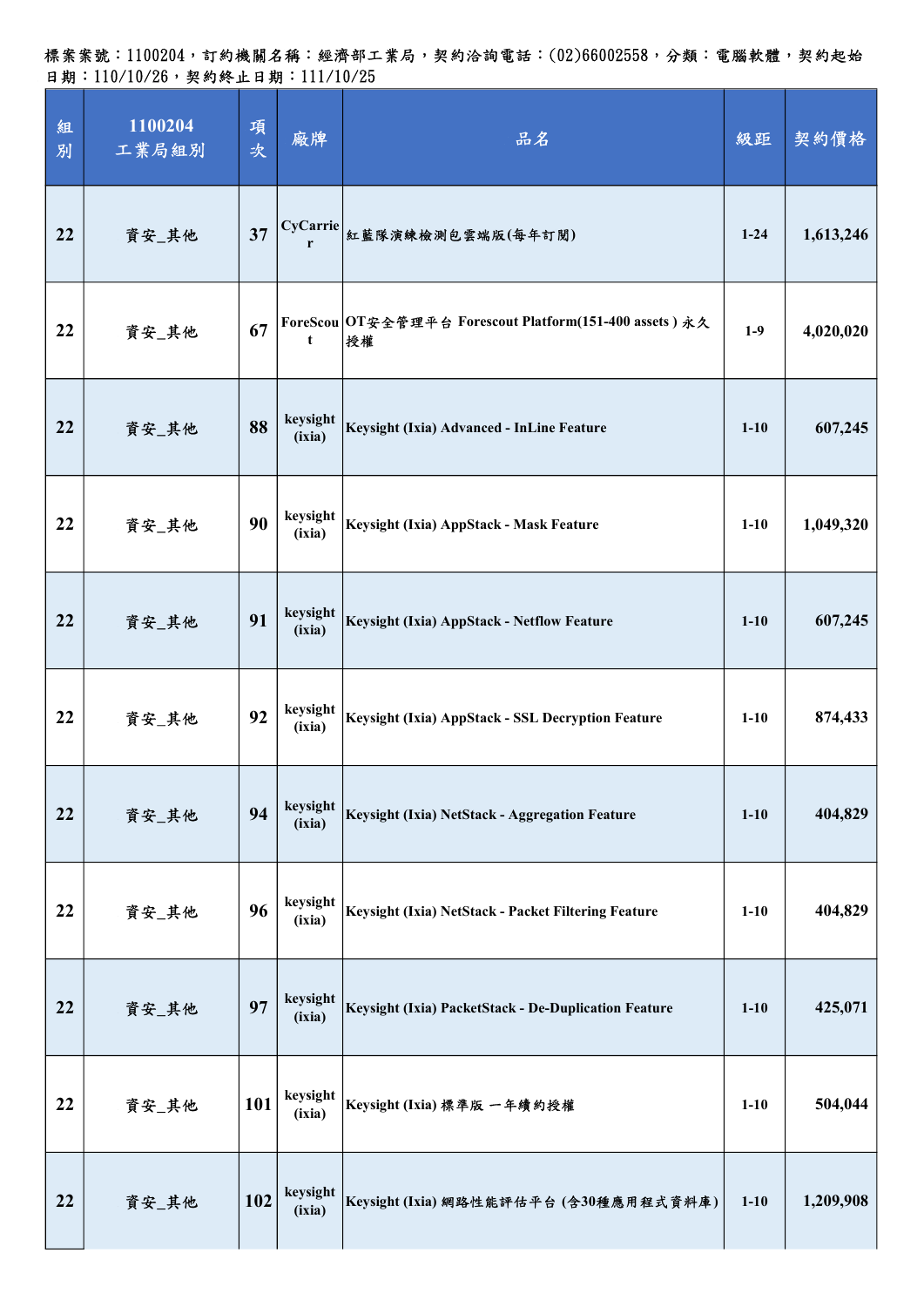標案案號：1100204，訂約機關名稱：經濟部工業局，契約洽詢電話：(02)66002558，分類：電腦軟體，契約起始日期：110/10/26，契約終止日期：111/10/25

| 組別 | 1100204 工業局組別 | 項次 | 廠牌 | 品名 | 級距 | 契約價格 |
|---|---|---|---|---|---|---|
| 22 | 資安_其他 | 37 | CyCarrier | 紅藍隊演練檢測包雲端版(每年訂閱) | 1-24 | 1,613,246 |
| 22 | 資安_其他 | 67 | ForeScout | OT安全管理平台 Forescout Platform(151-400 assets ) 永久授權 | 1-9 | 4,020,020 |
| 22 | 資安_其他 | 88 | keysight (ixia) | Keysight (Ixia) Advanced - InLine Feature | 1-10 | 607,245 |
| 22 | 資安_其他 | 90 | keysight (ixia) | Keysight (Ixia) AppStack - Mask Feature | 1-10 | 1,049,320 |
| 22 | 資安_其他 | 91 | keysight (ixia) | Keysight (Ixia) AppStack - Netflow Feature | 1-10 | 607,245 |
| 22 | 資安_其他 | 92 | keysight (ixia) | Keysight (Ixia) AppStack - SSL Decryption Feature | 1-10 | 874,433 |
| 22 | 資安_其他 | 94 | keysight (ixia) | Keysight (Ixia) NetStack - Aggregation Feature | 1-10 | 404,829 |
| 22 | 資安_其他 | 96 | keysight (ixia) | Keysight (Ixia) NetStack - Packet Filtering Feature | 1-10 | 404,829 |
| 22 | 資安_其他 | 97 | keysight (ixia) | Keysight (Ixia) PacketStack - De-Duplication Feature | 1-10 | 425,071 |
| 22 | 資安_其他 | 101 | keysight (ixia) | Keysight (Ixia) 標準版 一年續約授權 | 1-10 | 504,044 |
| 22 | 資安_其他 | 102 | keysight (ixia) | Keysight (Ixia) 網路性能評估平台 (含30種應用程式資料庫) | 1-10 | 1,209,908 |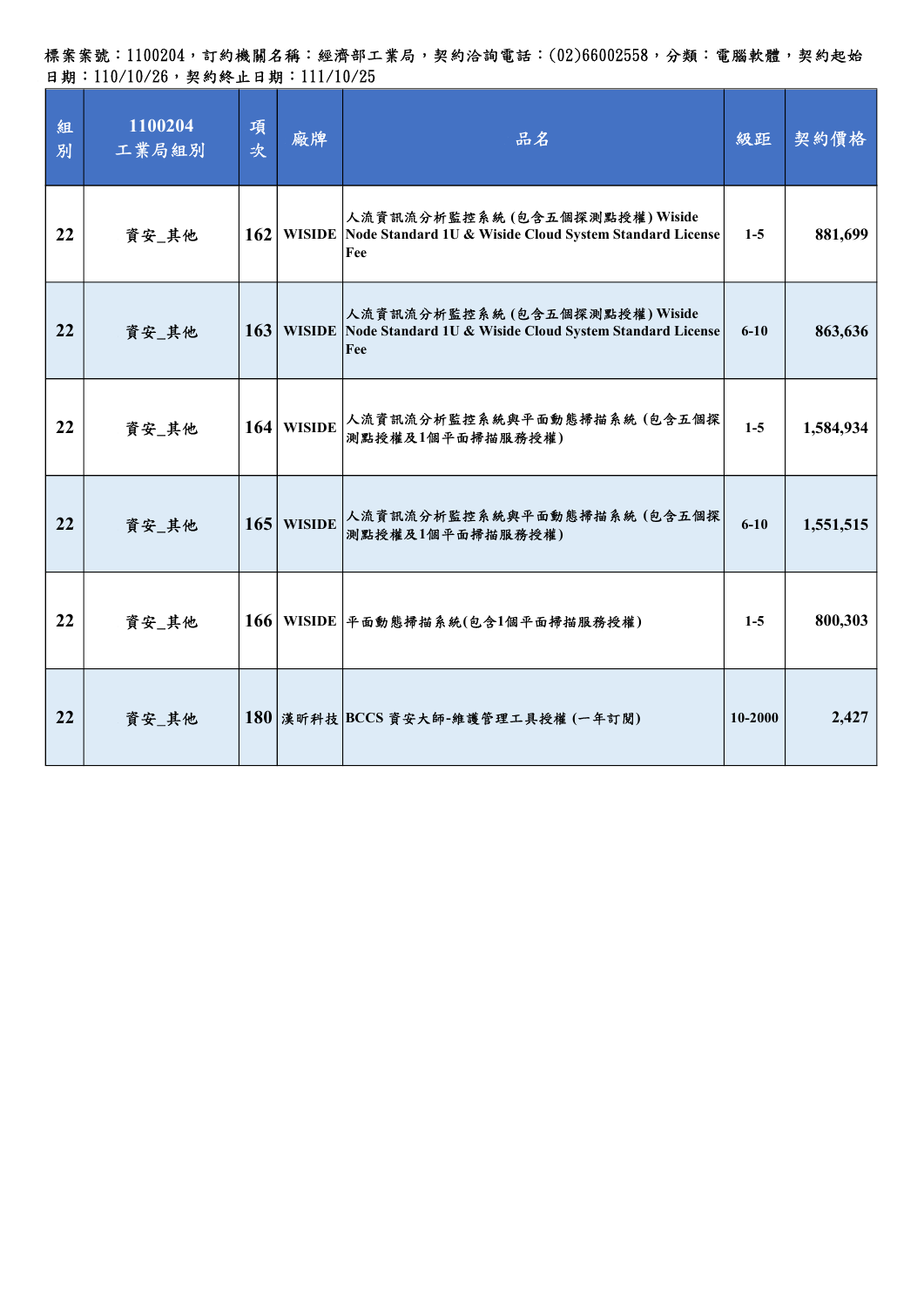標案案號：1100204，訂約機關名稱：經濟部工業局，契約洽詢電話：(02)66002558，分類：電腦軟體，契約起始日期：110/10/26，契約終止日期：111/10/25

| 組別 | 1100204 工業局組別 | 項次 | 廠牌 | 品名 | 級距 | 契約價格 |
|---|---|---|---|---|---|---|
| 22 | 資安_其他 | 162 | WISIDE | 人流資訊流分析監控系統 (包含五個探測點授權) Wiside Node Standard 1U & Wiside Cloud System Standard License Fee | 1-5 | 881,699 |
| 22 | 資安_其他 | 163 | WISIDE | 人流資訊流分析監控系統 (包含五個探測點授權) Wiside Node Standard 1U & Wiside Cloud System Standard License Fee | 6-10 | 863,636 |
| 22 | 資安_其他 | 164 | WISIDE | 人流資訊流分析監控系統與平面動態掃描系統 (包含五個探測點授權及1個平面掃描服務授權) | 1-5 | 1,584,934 |
| 22 | 資安_其他 | 165 | WISIDE | 人流資訊流分析監控系統與平面動態掃描系統 (包含五個探測點授權及1個平面掃描服務授權) | 6-10 | 1,551,515 |
| 22 | 資安_其他 | 166 | WISIDE | 平面動態掃描系統(包含1個平面掃描服務授權) | 1-5 | 800,303 |
| 22 | 資安_其他 | 180 | 漢昕科技 | BCCS 資安大師-維護管理工具授權 (一年訂閱) | 10-2000 | 2,427 |